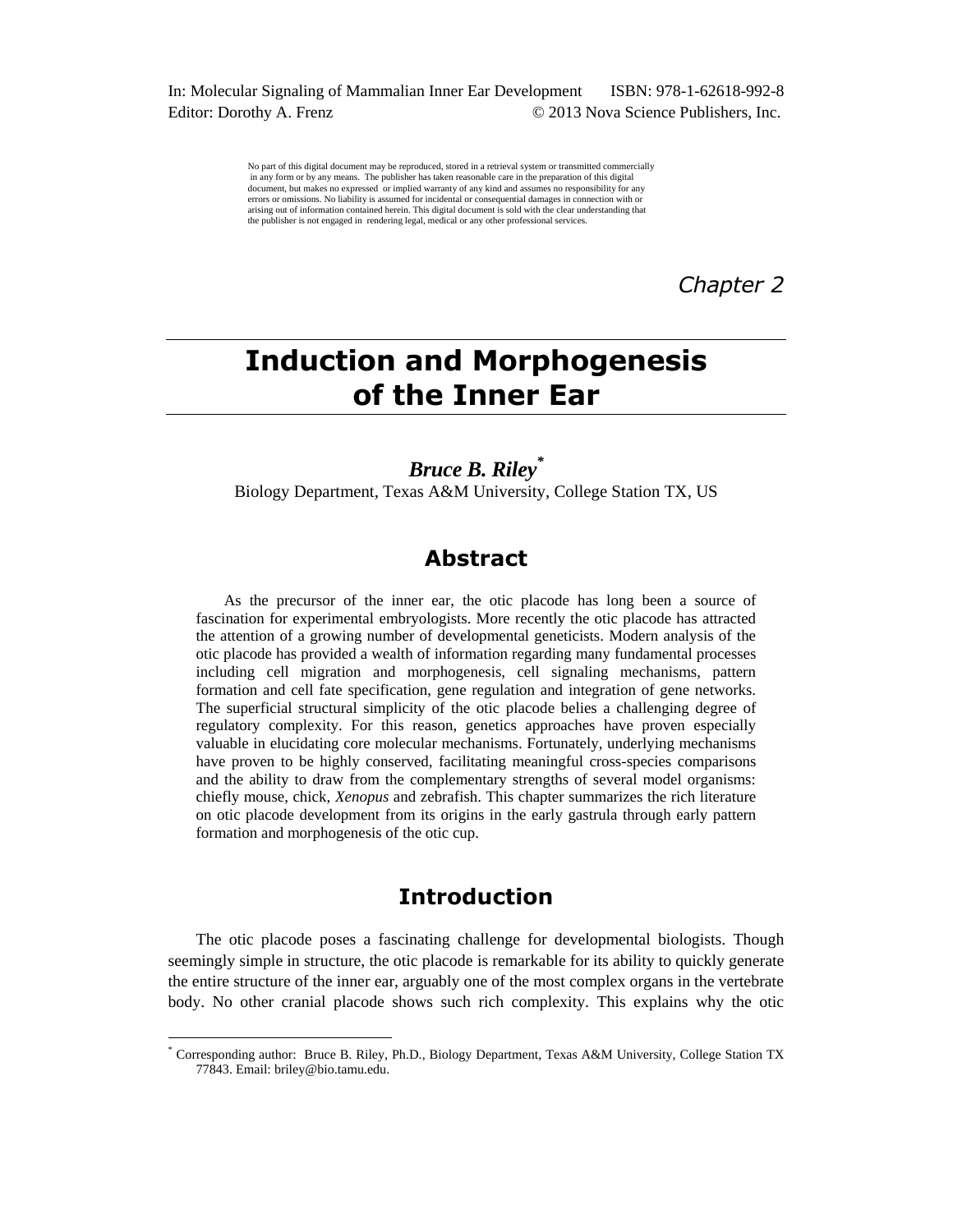In: Molecular Signaling of Mammalian Inner Ear Development ISBN: 978-1-62618-992-8
Editor: Dorothy A. Frenz © 2013 Nova Science Publishers, Inc.

No part of this digital document may be reproduced, stored in a retrieval system or transmitted commercially in any form or by any means. The publisher has taken reasonable care in the preparation of this digital document, but makes no expressed or implied warranty of any kind and assumes no responsibility for any errors or omissions. No liability is assumed for incidental or consequential damages in connection with or arising out of information contained herein. This digital document is sold with the clear understanding that the publisher is not engaged in rendering legal, medical or any other professional services.

*Chapter 2*

# Induction and Morphogenesis of the Inner Ear

***Bruce B. Riley*** [*]

Biology Department, Texas A&M University, College Station TX, US

## Abstract

As the precursor of the inner ear, the otic placode has long been a source of fascination for experimental embryologists. More recently the otic placode has attracted the attention of a growing number of developmental geneticists. Modern analysis of the otic placode has provided a wealth of information regarding many fundamental processes including cell migration and morphogenesis, cell signaling mechanisms, pattern formation and cell fate specification, gene regulation and integration of gene networks. The superficial structural simplicity of the otic placode belies a challenging degree of regulatory complexity. For this reason, genetics approaches have proven especially valuable in elucidating core molecular mechanisms. Fortunately, underlying mechanisms have proven to be highly conserved, facilitating meaningful cross-species comparisons and the ability to draw from the complementary strengths of several model organisms: chiefly mouse, chick, *Xenopus* and zebrafish. This chapter summarizes the rich literature on otic placode development from its origins in the early gastrula through early pattern formation and morphogenesis of the otic cup.

## Introduction

The otic placode poses a fascinating challenge for developmental biologists. Though seemingly simple in structure, the otic placode is remarkable for its ability to quickly generate the entire structure of the inner ear, arguably one of the most complex organs in the vertebrate body. No other cranial placode shows such rich complexity. This explains why the otic

[*] Corresponding author: Bruce B. Riley, Ph.D., Biology Department, Texas A&M University, College Station TX 77843. Email: briley@bio.tamu.edu.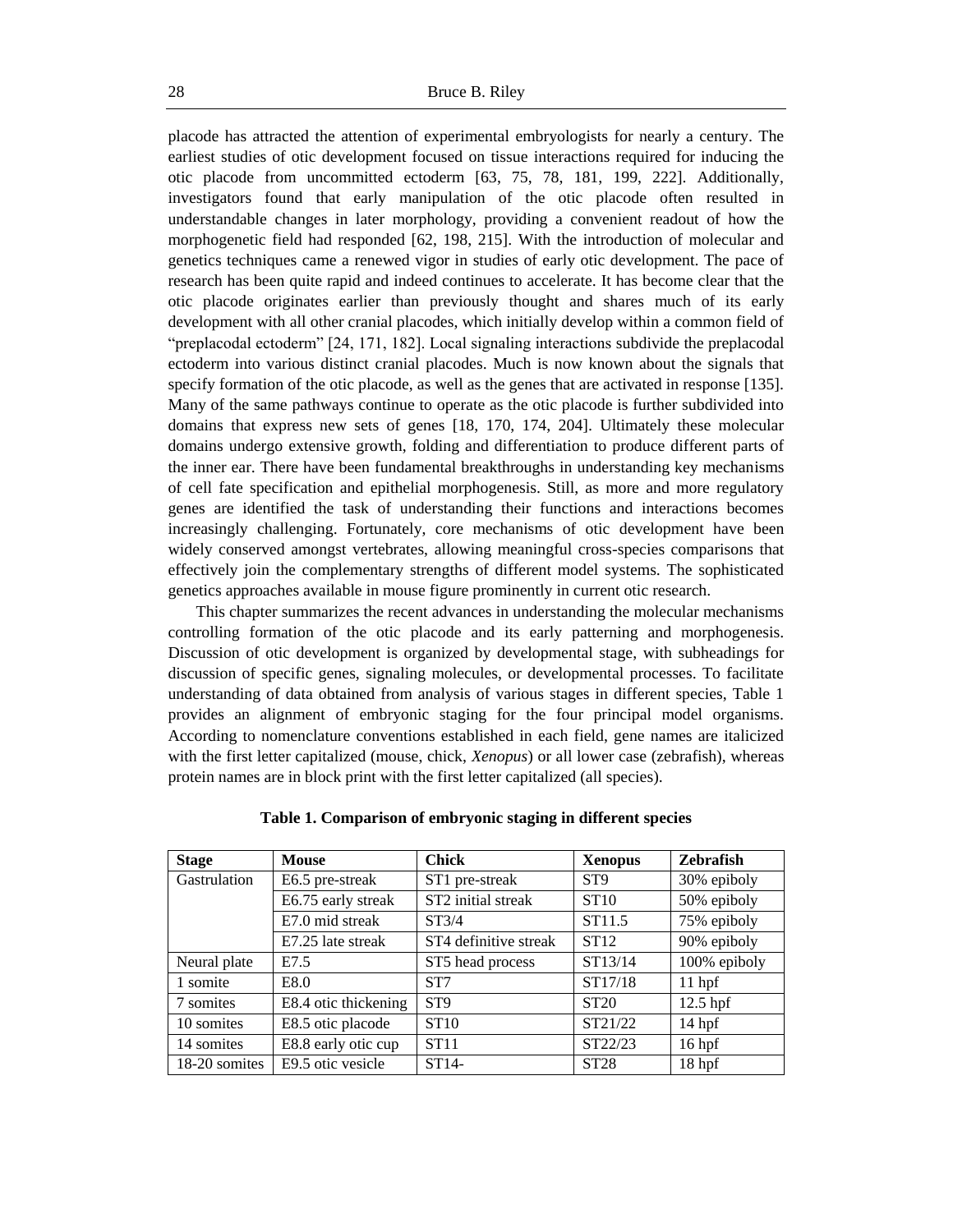placode has attracted the attention of experimental embryologists for nearly a century. The earliest studies of otic development focused on tissue interactions required for inducing the otic placode from uncommitted ectoderm [63, 75, 78, 181, 199, 222]. Additionally, investigators found that early manipulation of the otic placode often resulted in understandable changes in later morphology, providing a convenient readout of how the morphogenetic field had responded [62, 198, 215]. With the introduction of molecular and genetics techniques came a renewed vigor in studies of early otic development. The pace of research has been quite rapid and indeed continues to accelerate. It has become clear that the otic placode originates earlier than previously thought and shares much of its early development with all other cranial placodes, which initially develop within a common field of "preplacodal ectoderm" [24, 171, 182]. Local signaling interactions subdivide the preplacodal ectoderm into various distinct cranial placodes. Much is now known about the signals that specify formation of the otic placode, as well as the genes that are activated in response [135]. Many of the same pathways continue to operate as the otic placode is further subdivided into domains that express new sets of genes [18, 170, 174, 204]. Ultimately these molecular domains undergo extensive growth, folding and differentiation to produce different parts of the inner ear. There have been fundamental breakthroughs in understanding key mechanisms of cell fate specification and epithelial morphogenesis. Still, as more and more regulatory genes are identified the task of understanding their functions and interactions becomes increasingly challenging. Fortunately, core mechanisms of otic development have been widely conserved amongst vertebrates, allowing meaningful cross-species comparisons that effectively join the complementary strengths of different model systems. The sophisticated genetics approaches available in mouse figure prominently in current otic research.

This chapter summarizes the recent advances in understanding the molecular mechanisms controlling formation of the otic placode and its early patterning and morphogenesis. Discussion of otic development is organized by developmental stage, with subheadings for discussion of specific genes, signaling molecules, or developmental processes. To facilitate understanding of data obtained from analysis of various stages in different species, Table 1 provides an alignment of embryonic staging for the four principal model organisms. According to nomenclature conventions established in each field, gene names are italicized with the first letter capitalized (mouse, chick, *Xenopus*) or all lower case (zebrafish), whereas protein names are in block print with the first letter capitalized (all species).

**Table 1. Comparison of embryonic staging in different species**

| Stage | Mouse | Chick | *Xenopus* | Zebrafish |
|---|---|---|---|---|
| Gastrulation | E6.5 pre-streak | ST1 pre-streak | ST9 | 30% epiboly |
| | E6.75 early streak | ST2 initial streak | ST10 | 50% epiboly |
| | E7.0 mid streak | ST3/4 | ST11.5 | 75% epiboly |
| | E7.25 late streak | ST4 definitive streak | ST12 | 90% epiboly |
| Neural plate | E7.5 | ST5 head process | ST13/14 | 100% epiboly |
| 1 somite | E8.0 | ST7 | ST17/18 | 11 hpf |
| 7 somites | E8.4 otic thickening | ST9 | ST20 | 12.5 hpf |
| 10 somites | E8.5 otic placode | ST10 | ST21/22 | 14 hpf |
| 14 somites | E8.8 early otic cup | ST11 | ST22/23 | 16 hpf |
| 18-20 somites | E9.5 otic vesicle | ST14- | ST28 | 18 hpf |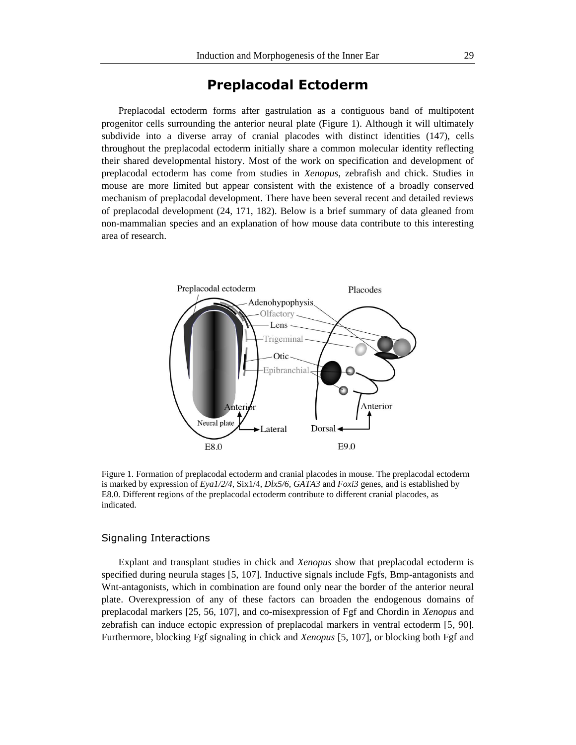# Preplacodal Ectoderm

Preplacodal ectoderm forms after gastrulation as a contiguous band of multipotent progenitor cells surrounding the anterior neural plate (Figure 1). Although it will ultimately subdivide into a diverse array of cranial placodes with distinct identities (147), cells throughout the preplacodal ectoderm initially share a common molecular identity reflecting their shared developmental history. Most of the work on specification and development of preplacodal ectoderm has come from studies in *Xenopus*, zebrafish and chick. Studies in mouse are more limited but appear consistent with the existence of a broadly conserved mechanism of preplacodal development. There have been several recent and detailed reviews of preplacodal development (24, 171, 182). Below is a brief summary of data gleaned from non-mammalian species and an explanation of how mouse data contribute to this interesting area of research.

Figure 1. Formation of preplacodal ectoderm and cranial placodes in mouse. The preplacodal ectoderm is marked by expression of *Eya1/2/4*, Six1/4, *Dlx5/6*, *GATA3* and *Foxi3* genes, and is established by E8.0. Different regions of the preplacodal ectoderm contribute to different cranial placodes, as indicated.

## Signaling Interactions

Explant and transplant studies in chick and *Xenopus* show that preplacodal ectoderm is specified during neurula stages [5, 107]. Inductive signals include Fgfs, Bmp-antagonists and Wnt-antagonists, which in combination are found only near the border of the anterior neural plate. Overexpression of any of these factors can broaden the endogenous domains of preplacodal markers [25, 56, 107], and co-misexpression of Fgf and Chordin in *Xenopus* and zebrafish can induce ectopic expression of preplacodal markers in ventral ectoderm [5, 90]. Furthermore, blocking Fgf signaling in chick and *Xenopus* [5, 107], or blocking both Fgf and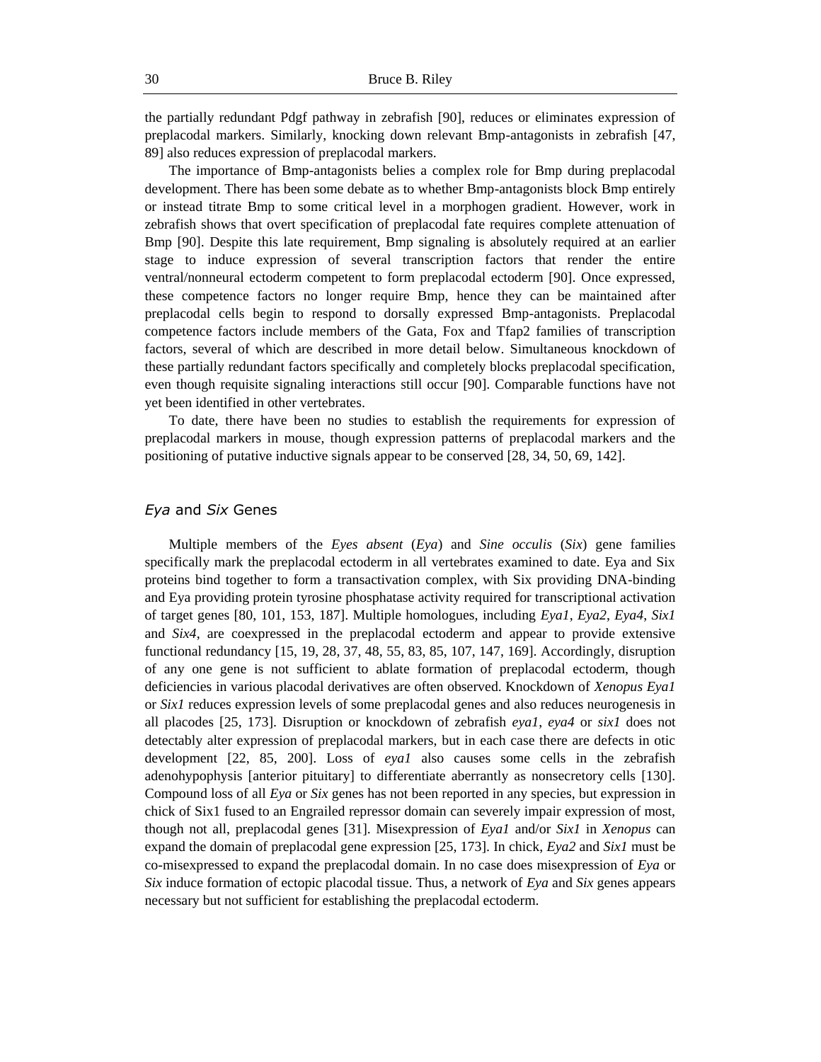the partially redundant Pdgf pathway in zebrafish [90], reduces or eliminates expression of preplacodal markers. Similarly, knocking down relevant Bmp-antagonists in zebrafish [47, 89] also reduces expression of preplacodal markers.

The importance of Bmp-antagonists belies a complex role for Bmp during preplacodal development. There has been some debate as to whether Bmp-antagonists block Bmp entirely or instead titrate Bmp to some critical level in a morphogen gradient. However, work in zebrafish shows that overt specification of preplacodal fate requires complete attenuation of Bmp [90]. Despite this late requirement, Bmp signaling is absolutely required at an earlier stage to induce expression of several transcription factors that render the entire ventral/nonneural ectoderm competent to form preplacodal ectoderm [90]. Once expressed, these competence factors no longer require Bmp, hence they can be maintained after preplacodal cells begin to respond to dorsally expressed Bmp-antagonists. Preplacodal competence factors include members of the Gata, Fox and Tfap2 families of transcription factors, several of which are described in more detail below. Simultaneous knockdown of these partially redundant factors specifically and completely blocks preplacodal specification, even though requisite signaling interactions still occur [90]. Comparable functions have not yet been identified in other vertebrates.

To date, there have been no studies to establish the requirements for expression of preplacodal markers in mouse, though expression patterns of preplacodal markers and the positioning of putative inductive signals appear to be conserved [28, 34, 50, 69, 142].

### *Eya* and *Six* Genes

Multiple members of the *Eyes absent* (*Eya*) and *Sine occulis* (*Six*) gene families specifically mark the preplacodal ectoderm in all vertebrates examined to date. Eya and Six proteins bind together to form a transactivation complex, with Six providing DNA-binding and Eya providing protein tyrosine phosphatase activity required for transcriptional activation of target genes [80, 101, 153, 187]. Multiple homologues, including *Eya1*, *Eya2*, *Eya4*, *Six1* and *Six4*, are coexpressed in the preplacodal ectoderm and appear to provide extensive functional redundancy [15, 19, 28, 37, 48, 55, 83, 85, 107, 147, 169]. Accordingly, disruption of any one gene is not sufficient to ablate formation of preplacodal ectoderm, though deficiencies in various placodal derivatives are often observed. Knockdown of *Xenopus Eya1* or *Six1* reduces expression levels of some preplacodal genes and also reduces neurogenesis in all placodes [25, 173]. Disruption or knockdown of zebrafish *eya1*, *eya4* or *six1* does not detectably alter expression of preplacodal markers, but in each case there are defects in otic development [22, 85, 200]. Loss of *eya1* also causes some cells in the zebrafish adenohypophysis [anterior pituitary] to differentiate aberrantly as nonsecretory cells [130]. Compound loss of all *Eya* or *Six* genes has not been reported in any species, but expression in chick of Six1 fused to an Engrailed repressor domain can severely impair expression of most, though not all, preplacodal genes [31]. Misexpression of *Eya1* and/or *Six1* in *Xenopus* can expand the domain of preplacodal gene expression [25, 173]. In chick, *Eya2* and *Six1* must be co-misexpressed to expand the preplacodal domain. In no case does misexpression of *Eya* or *Six* induce formation of ectopic placodal tissue. Thus, a network of *Eya* and *Six* genes appears necessary but not sufficient for establishing the preplacodal ectoderm.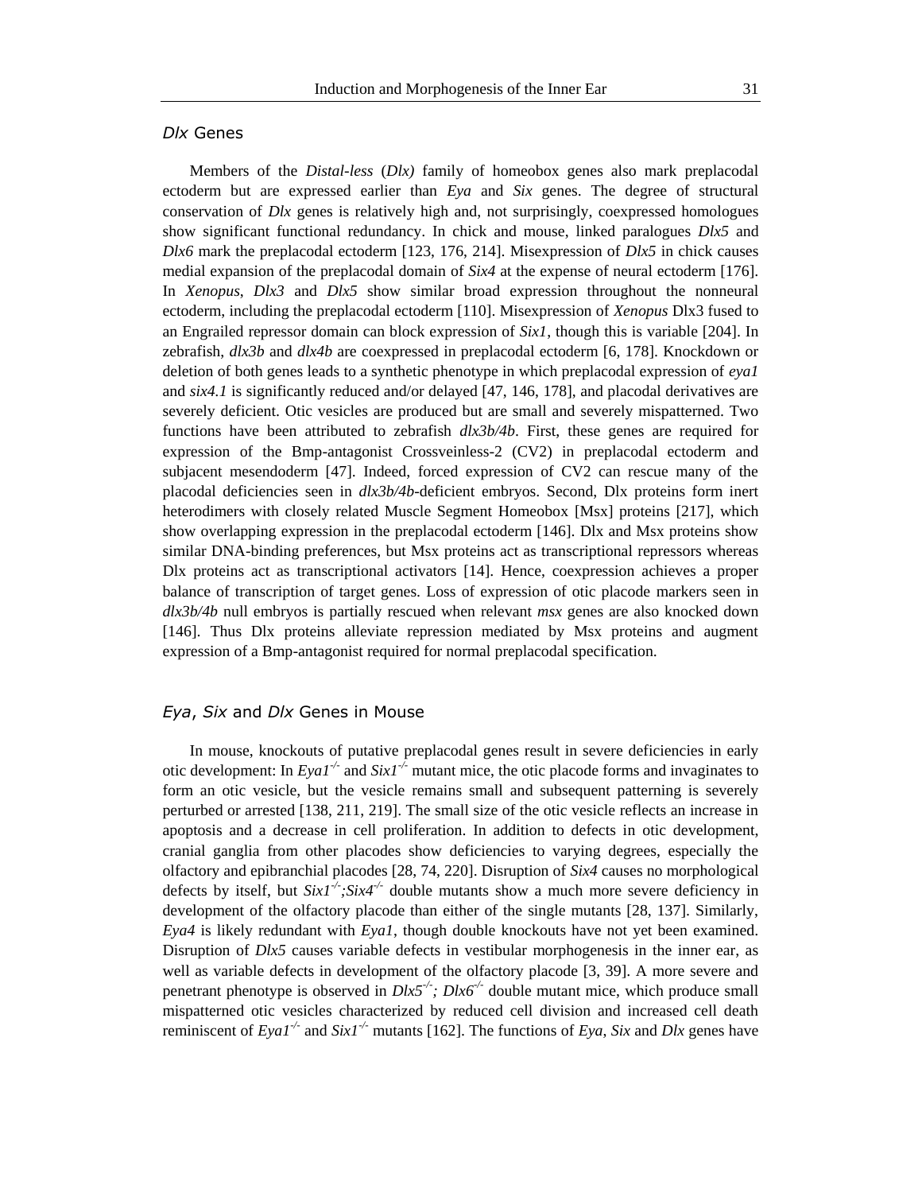### *Dlx* Genes

Members of the *Distal-less* (*Dlx)* family of homeobox genes also mark preplacodal ectoderm but are expressed earlier than *Eya* and *Six* genes. The degree of structural conservation of *Dlx* genes is relatively high and, not surprisingly, coexpressed homologues show significant functional redundancy. In chick and mouse, linked paralogues *Dlx5* and *Dlx6* mark the preplacodal ectoderm [123, 176, 214]. Misexpression of *Dlx5* in chick causes medial expansion of the preplacodal domain of *Six4* at the expense of neural ectoderm [176]. In *Xenopus*, *Dlx3* and *Dlx5* show similar broad expression throughout the nonneural ectoderm, including the preplacodal ectoderm [110]. Misexpression of *Xenopus* Dlx3 fused to an Engrailed repressor domain can block expression of *Six1*, though this is variable [204]. In zebrafish, *dlx3b* and *dlx4b* are coexpressed in preplacodal ectoderm [6, 178]. Knockdown or deletion of both genes leads to a synthetic phenotype in which preplacodal expression of *eya1* and *six4.1* is significantly reduced and/or delayed [47, 146, 178], and placodal derivatives are severely deficient. Otic vesicles are produced but are small and severely mispatterned. Two functions have been attributed to zebrafish *dlx3b/4b*. First, these genes are required for expression of the Bmp-antagonist Crossveinless-2 (CV2) in preplacodal ectoderm and subjacent mesendoderm [47]. Indeed, forced expression of CV2 can rescue many of the placodal deficiencies seen in *dlx3b/4b*-deficient embryos. Second, Dlx proteins form inert heterodimers with closely related Muscle Segment Homeobox [Msx] proteins [217], which show overlapping expression in the preplacodal ectoderm [146]. Dlx and Msx proteins show similar DNA-binding preferences, but Msx proteins act as transcriptional repressors whereas Dlx proteins act as transcriptional activators [14]. Hence, coexpression achieves a proper balance of transcription of target genes. Loss of expression of otic placode markers seen in *dlx3b/4b* null embryos is partially rescued when relevant *msx* genes are also knocked down [146]. Thus Dlx proteins alleviate repression mediated by Msx proteins and augment expression of a Bmp-antagonist required for normal preplacodal specification.

### *Eya*, *Six* and *Dlx* Genes in Mouse

In mouse, knockouts of putative preplacodal genes result in severe deficiencies in early otic development: In *Eya1*$^{-/-}$ and *Six1*$^{-/-}$ mutant mice, the otic placode forms and invaginates to form an otic vesicle, but the vesicle remains small and subsequent patterning is severely perturbed or arrested [138, 211, 219]. The small size of the otic vesicle reflects an increase in apoptosis and a decrease in cell proliferation. In addition to defects in otic development, cranial ganglia from other placodes show deficiencies to varying degrees, especially the olfactory and epibranchial placodes [28, 74, 220]. Disruption of *Six4* causes no morphological defects by itself, but *Six1*$^{-/-}$;*Six4*$^{-/-}$ double mutants show a much more severe deficiency in development of the olfactory placode than either of the single mutants [28, 137]. Similarly, *Eya4* is likely redundant with *Eya1*, though double knockouts have not yet been examined. Disruption of *Dlx5* causes variable defects in vestibular morphogenesis in the inner ear, as well as variable defects in development of the olfactory placode [3, 39]. A more severe and penetrant phenotype is observed in *Dlx5*$^{-/-}$; *Dlx6*$^{-/-}$ double mutant mice, which produce small mispatterned otic vesicles characterized by reduced cell division and increased cell death reminiscent of *Eya1*$^{-/-}$ and *Six1*$^{-/-}$ mutants [162]. The functions of *Eya*, *Six* and *Dlx* genes have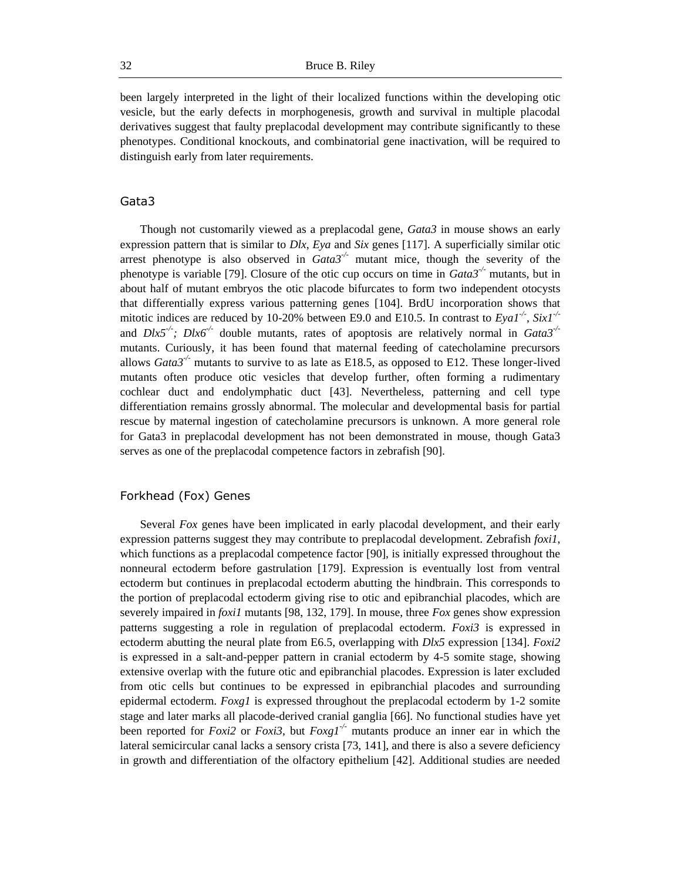been largely interpreted in the light of their localized functions within the developing otic vesicle, but the early defects in morphogenesis, growth and survival in multiple placodal derivatives suggest that faulty preplacodal development may contribute significantly to these phenotypes. Conditional knockouts, and combinatorial gene inactivation, will be required to distinguish early from later requirements.

### Gata3

Though not customarily viewed as a preplacodal gene, *Gata3* in mouse shows an early expression pattern that is similar to *Dlx*, *Eya* and *Six* genes [117]. A superficially similar otic arrest phenotype is also observed in *Gata3*$^{-/-}$ mutant mice, though the severity of the phenotype is variable [79]. Closure of the otic cup occurs on time in *Gata3*$^{-/-}$ mutants, but in about half of mutant embryos the otic placode bifurcates to form two independent otocysts that differentially express various patterning genes [104]. BrdU incorporation shows that mitotic indices are reduced by 10-20% between E9.0 and E10.5. In contrast to *Eya1*$^{-/-}$, *Six1*$^{-/-}$ and *Dlx5*$^{-/-}$*; Dlx6*$^{-/-}$ double mutants, rates of apoptosis are relatively normal in *Gata3*$^{-/-}$ mutants. Curiously, it has been found that maternal feeding of catecholamine precursors allows *Gata3*$^{-/-}$ mutants to survive to as late as E18.5, as opposed to E12. These longer-lived mutants often produce otic vesicles that develop further, often forming a rudimentary cochlear duct and endolymphatic duct [43]. Nevertheless, patterning and cell type differentiation remains grossly abnormal. The molecular and developmental basis for partial rescue by maternal ingestion of catecholamine precursors is unknown. A more general role for Gata3 in preplacodal development has not been demonstrated in mouse, though Gata3 serves as one of the preplacodal competence factors in zebrafish [90].

### Forkhead (Fox) Genes

Several *Fox* genes have been implicated in early placodal development, and their early expression patterns suggest they may contribute to preplacodal development. Zebrafish *foxi1*, which functions as a preplacodal competence factor [90], is initially expressed throughout the nonneural ectoderm before gastrulation [179]. Expression is eventually lost from ventral ectoderm but continues in preplacodal ectoderm abutting the hindbrain. This corresponds to the portion of preplacodal ectoderm giving rise to otic and epibranchial placodes, which are severely impaired in *foxi1* mutants [98, 132, 179]. In mouse, three *Fox* genes show expression patterns suggesting a role in regulation of preplacodal ectoderm. *Foxi3* is expressed in ectoderm abutting the neural plate from E6.5, overlapping with *Dlx5* expression [134]. *Foxi2* is expressed in a salt-and-pepper pattern in cranial ectoderm by 4-5 somite stage, showing extensive overlap with the future otic and epibranchial placodes. Expression is later excluded from otic cells but continues to be expressed in epibranchial placodes and surrounding epidermal ectoderm. *Foxg1* is expressed throughout the preplacodal ectoderm by 1-2 somite stage and later marks all placode-derived cranial ganglia [66]. No functional studies have yet been reported for *Foxi2* or *Foxi3*, but *Foxg1*$^{-/-}$ mutants produce an inner ear in which the lateral semicircular canal lacks a sensory crista [73, 141], and there is also a severe deficiency in growth and differentiation of the olfactory epithelium [42]. Additional studies are needed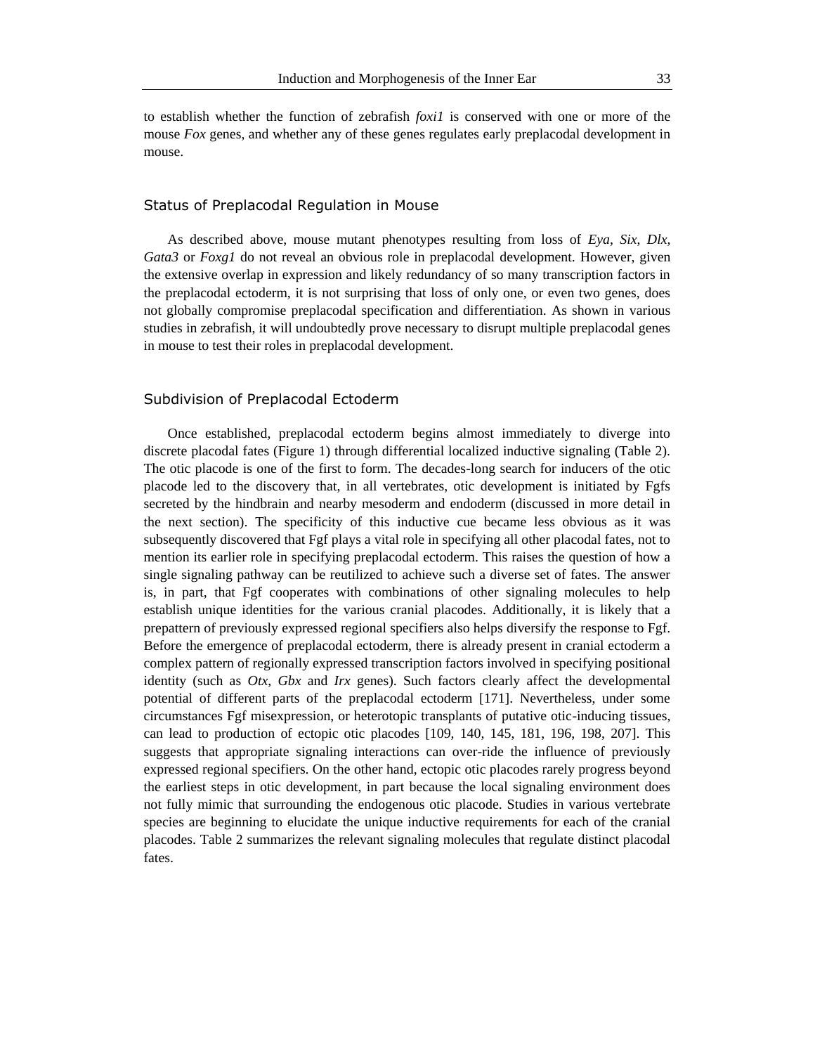to establish whether the function of zebrafish *foxi1* is conserved with one or more of the mouse *Fox* genes, and whether any of these genes regulates early preplacodal development in mouse.

### Status of Preplacodal Regulation in Mouse

As described above, mouse mutant phenotypes resulting from loss of *Eya*, *Six*, *Dlx*, *Gata3* or *Foxg1* do not reveal an obvious role in preplacodal development. However, given the extensive overlap in expression and likely redundancy of so many transcription factors in the preplacodal ectoderm, it is not surprising that loss of only one, or even two genes, does not globally compromise preplacodal specification and differentiation. As shown in various studies in zebrafish, it will undoubtedly prove necessary to disrupt multiple preplacodal genes in mouse to test their roles in preplacodal development.

### Subdivision of Preplacodal Ectoderm

Once established, preplacodal ectoderm begins almost immediately to diverge into discrete placodal fates (Figure 1) through differential localized inductive signaling (Table 2). The otic placode is one of the first to form. The decades-long search for inducers of the otic placode led to the discovery that, in all vertebrates, otic development is initiated by Fgfs secreted by the hindbrain and nearby mesoderm and endoderm (discussed in more detail in the next section). The specificity of this inductive cue became less obvious as it was subsequently discovered that Fgf plays a vital role in specifying all other placodal fates, not to mention its earlier role in specifying preplacodal ectoderm. This raises the question of how a single signaling pathway can be reutilized to achieve such a diverse set of fates. The answer is, in part, that Fgf cooperates with combinations of other signaling molecules to help establish unique identities for the various cranial placodes. Additionally, it is likely that a prepattern of previously expressed regional specifiers also helps diversify the response to Fgf. Before the emergence of preplacodal ectoderm, there is already present in cranial ectoderm a complex pattern of regionally expressed transcription factors involved in specifying positional identity (such as *Otx*, *Gbx* and *Irx* genes). Such factors clearly affect the developmental potential of different parts of the preplacodal ectoderm [171]. Nevertheless, under some circumstances Fgf misexpression, or heterotopic transplants of putative otic-inducing tissues, can lead to production of ectopic otic placodes [109, 140, 145, 181, 196, 198, 207]. This suggests that appropriate signaling interactions can over-ride the influence of previously expressed regional specifiers. On the other hand, ectopic otic placodes rarely progress beyond the earliest steps in otic development, in part because the local signaling environment does not fully mimic that surrounding the endogenous otic placode. Studies in various vertebrate species are beginning to elucidate the unique inductive requirements for each of the cranial placodes. Table 2 summarizes the relevant signaling molecules that regulate distinct placodal fates.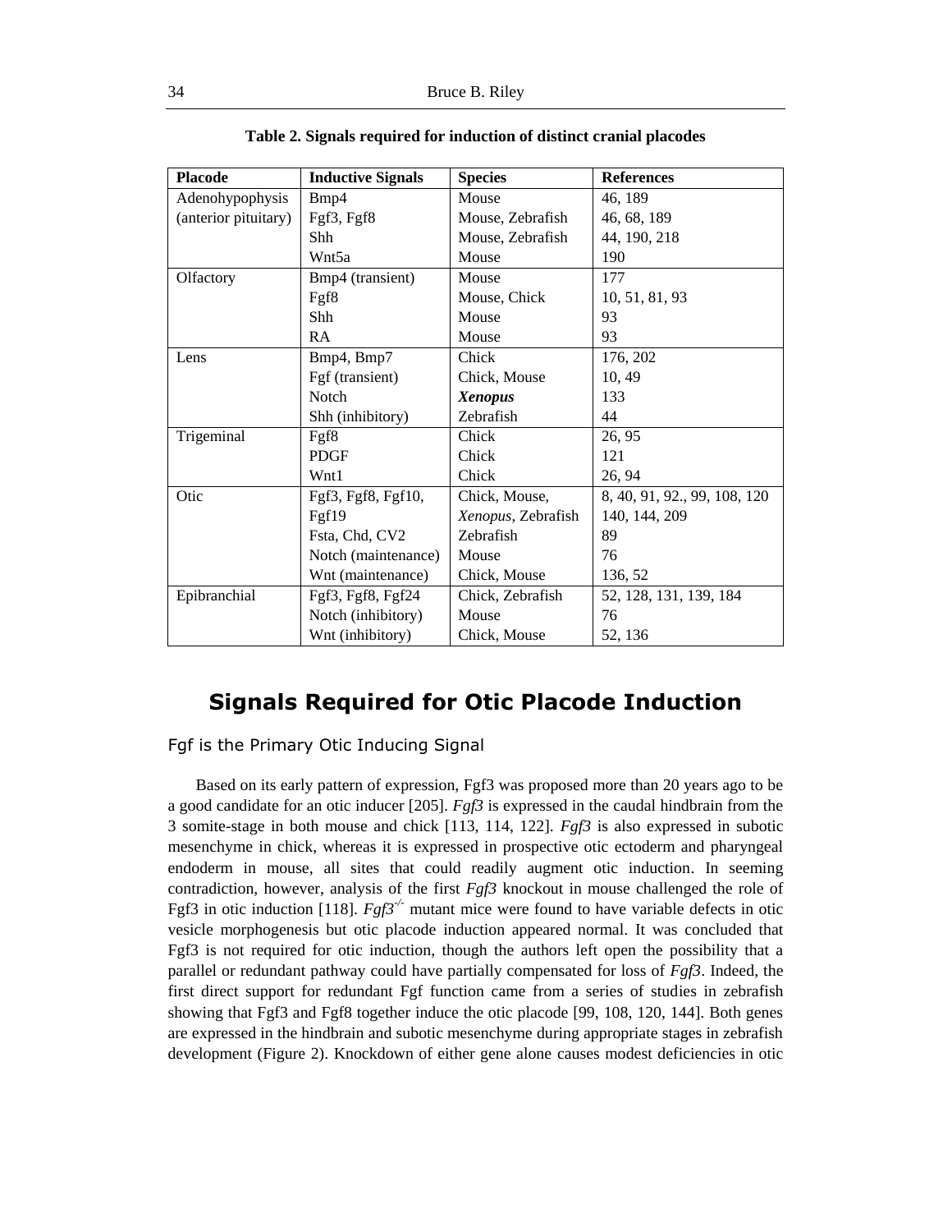**Table 2. Signals required for induction of distinct cranial placodes**

| Placode | Inductive Signals | Species | References |
|---|---|---|---|
| Adenohypophysis | Bmp4 | Mouse | 46, 189 |
| (anterior pituitary) | Fgf3, Fgf8 | Mouse, Zebrafish | 46, 68, 189 |
| | Shh | Mouse, Zebrafish | 44, 190, 218 |
| | Wnt5a | Mouse | 190 |
| Olfactory | Bmp4 (transient) | Mouse | 177 |
| | Fgf8 | Mouse, Chick | 10, 51, 81, 93 |
| | Shh | Mouse | 93 |
| | RA | Mouse | 93 |
| Lens | Bmp4, Bmp7 | Chick | 176, 202 |
| | Fgf (transient) | Chick, Mouse | 10, 49 |
| | Notch | ***Xenopus*** | 133 |
| | Shh (inhibitory) | Zebrafish | 44 |
| Trigeminal | Fgf8 | Chick | 26, 95 |
| | PDGF | Chick | 121 |
| | Wnt1 | Chick | 26, 94 |
| Otic | Fgf3, Fgf8, Fgf10, Fgf19 | Chick, Mouse, *Xenopus*, Zebrafish | 8, 40, 91, 92., 99, 108, 120 140, 144, 209 |
| | Fsta, Chd, CV2 | Zebrafish | 89 |
| | Notch (maintenance) | Mouse | 76 |
| | Wnt (maintenance) | Chick, Mouse | 136, 52 |
| Epibranchial | Fgf3, Fgf8, Fgf24 | Chick, Zebrafish | 52, 128, 131, 139, 184 |
| | Notch (inhibitory) | Mouse | 76 |
| | Wnt (inhibitory) | Chick, Mouse | 52, 136 |

## Signals Required for Otic Placode Induction

### Fgf is the Primary Otic Inducing Signal

Based on its early pattern of expression, Fgf3 was proposed more than 20 years ago to be a good candidate for an otic inducer [205]. *Fgf3* is expressed in the caudal hindbrain from the 3 somite-stage in both mouse and chick [113, 114, 122]. *Fgf3* is also expressed in subotic mesenchyme in chick, whereas it is expressed in prospective otic ectoderm and pharyngeal endoderm in mouse, all sites that could readily augment otic induction. In seeming contradiction, however, analysis of the first *Fgf3* knockout in mouse challenged the role of Fgf3 in otic induction [118]. *Fgf3*$^{-/-}$ mutant mice were found to have variable defects in otic vesicle morphogenesis but otic placode induction appeared normal. It was concluded that Fgf3 is not required for otic induction, though the authors left open the possibility that a parallel or redundant pathway could have partially compensated for loss of *Fgf3*. Indeed, the first direct support for redundant Fgf function came from a series of studies in zebrafish showing that Fgf3 and Fgf8 together induce the otic placode [99, 108, 120, 144]. Both genes are expressed in the hindbrain and subotic mesenchyme during appropriate stages in zebrafish development (Figure 2). Knockdown of either gene alone causes modest deficiencies in otic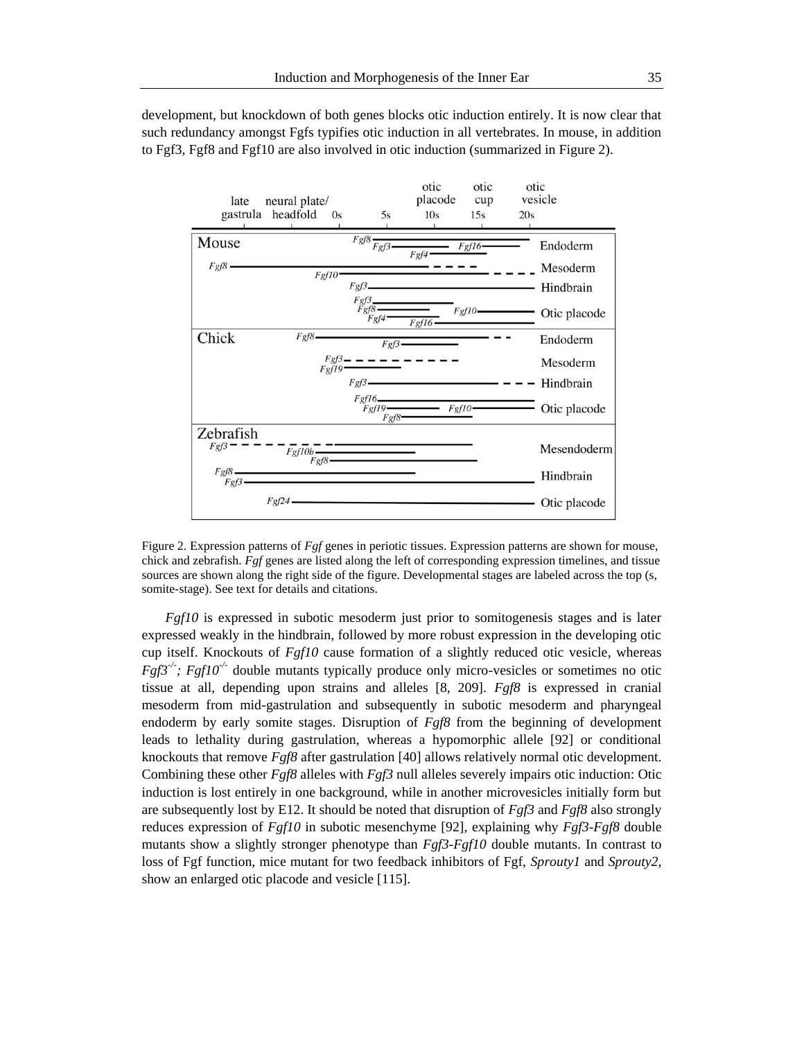development, but knockdown of both genes blocks otic induction entirely. It is now clear that such redundancy amongst Fgfs typifies otic induction in all vertebrates. In mouse, in addition to Fgf3, Fgf8 and Fgf10 are also involved in otic induction (summarized in Figure 2).

Figure 2. Expression patterns of *Fgf* genes in periotic tissues. Expression patterns are shown for mouse, chick and zebrafish. *Fgf* genes are listed along the left of corresponding expression timelines, and tissue sources are shown along the right side of the figure. Developmental stages are labeled across the top (s, somite-stage). See text for details and citations.

*Fgf10* is expressed in subotic mesoderm just prior to somitogenesis stages and is later expressed weakly in the hindbrain, followed by more robust expression in the developing otic cup itself. Knockouts of *Fgf10* cause formation of a slightly reduced otic vesicle, whereas $Fgf3^{-/-}$; $Fgf10^{-/-}$ double mutants typically produce only micro-vesicles or sometimes no otic tissue at all, depending upon strains and alleles [8, 209]. *Fgf8* is expressed in cranial mesoderm from mid-gastrulation and subsequently in subotic mesoderm and pharyngeal endoderm by early somite stages. Disruption of *Fgf8* from the beginning of development leads to lethality during gastrulation, whereas a hypomorphic allele [92] or conditional knockouts that remove *Fgf8* after gastrulation [40] allows relatively normal otic development. Combining these other *Fgf8* alleles with *Fgf3* null alleles severely impairs otic induction: Otic induction is lost entirely in one background, while in another microvesicles initially form but are subsequently lost by E12. It should be noted that disruption of *Fgf3* and *Fgf8* also strongly reduces expression of *Fgf10* in subotic mesenchyme [92], explaining why *Fgf3-Fgf8* double mutants show a slightly stronger phenotype than *Fgf3-Fgf10* double mutants. In contrast to loss of Fgf function, mice mutant for two feedback inhibitors of Fgf, *Sprouty1* and *Sprouty2*, show an enlarged otic placode and vesicle [115].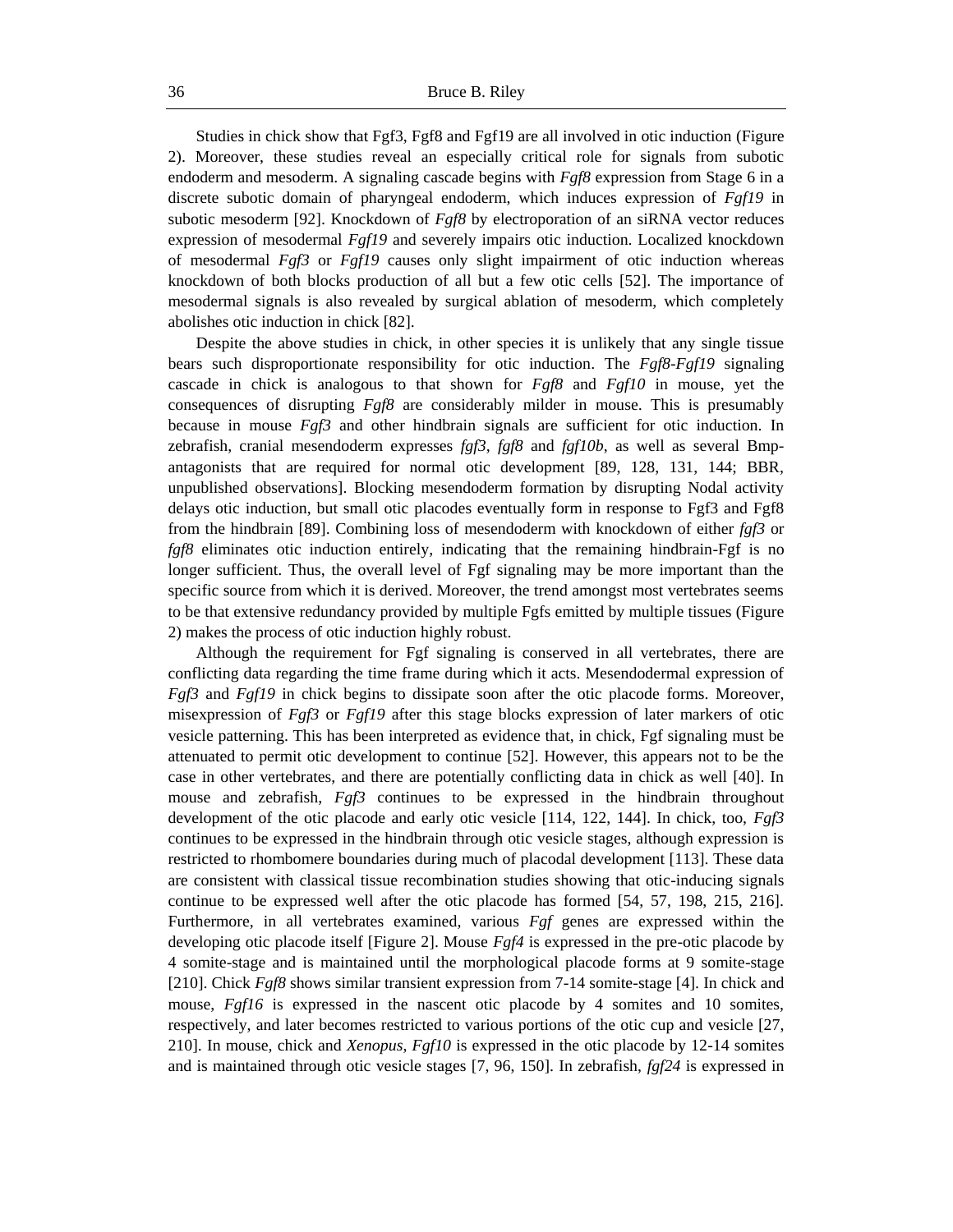Studies in chick show that Fgf3, Fgf8 and Fgf19 are all involved in otic induction (Figure 2). Moreover, these studies reveal an especially critical role for signals from subotic endoderm and mesoderm. A signaling cascade begins with *Fgf8* expression from Stage 6 in a discrete subotic domain of pharyngeal endoderm, which induces expression of *Fgf19* in subotic mesoderm [92]. Knockdown of *Fgf8* by electroporation of an siRNA vector reduces expression of mesodermal *Fgf19* and severely impairs otic induction. Localized knockdown of mesodermal *Fgf3* or *Fgf19* causes only slight impairment of otic induction whereas knockdown of both blocks production of all but a few otic cells [52]. The importance of mesodermal signals is also revealed by surgical ablation of mesoderm, which completely abolishes otic induction in chick [82].

Despite the above studies in chick, in other species it is unlikely that any single tissue bears such disproportionate responsibility for otic induction. The *Fgf8-Fgf19* signaling cascade in chick is analogous to that shown for *Fgf8* and *Fgf10* in mouse, yet the consequences of disrupting *Fgf8* are considerably milder in mouse. This is presumably because in mouse *Fgf3* and other hindbrain signals are sufficient for otic induction. In zebrafish, cranial mesendoderm expresses *fgf3, fgf8* and *fgf10b*, as well as several Bmp-antagonists that are required for normal otic development [89, 128, 131, 144; BBR, unpublished observations]. Blocking mesendoderm formation by disrupting Nodal activity delays otic induction, but small otic placodes eventually form in response to Fgf3 and Fgf8 from the hindbrain [89]. Combining loss of mesendoderm with knockdown of either *fgf3* or *fgf8* eliminates otic induction entirely, indicating that the remaining hindbrain-Fgf is no longer sufficient. Thus, the overall level of Fgf signaling may be more important than the specific source from which it is derived. Moreover, the trend amongst most vertebrates seems to be that extensive redundancy provided by multiple Fgfs emitted by multiple tissues (Figure 2) makes the process of otic induction highly robust.

Although the requirement for Fgf signaling is conserved in all vertebrates, there are conflicting data regarding the time frame during which it acts. Mesendodermal expression of *Fgf3* and *Fgf19* in chick begins to dissipate soon after the otic placode forms. Moreover, misexpression of *Fgf3* or *Fgf19* after this stage blocks expression of later markers of otic vesicle patterning. This has been interpreted as evidence that, in chick, Fgf signaling must be attenuated to permit otic development to continue [52]. However, this appears not to be the case in other vertebrates, and there are potentially conflicting data in chick as well [40]. In mouse and zebrafish, *Fgf3* continues to be expressed in the hindbrain throughout development of the otic placode and early otic vesicle [114, 122, 144]. In chick, too, *Fgf3* continues to be expressed in the hindbrain through otic vesicle stages, although expression is restricted to rhombomere boundaries during much of placodal development [113]. These data are consistent with classical tissue recombination studies showing that otic-inducing signals continue to be expressed well after the otic placode has formed [54, 57, 198, 215, 216]. Furthermore, in all vertebrates examined, various *Fgf* genes are expressed within the developing otic placode itself [Figure 2]. Mouse *Fgf4* is expressed in the pre-otic placode by 4 somite-stage and is maintained until the morphological placode forms at 9 somite-stage [210]. Chick *Fgf8* shows similar transient expression from 7-14 somite-stage [4]. In chick and mouse, *Fgf16* is expressed in the nascent otic placode by 4 somites and 10 somites, respectively, and later becomes restricted to various portions of the otic cup and vesicle [27, 210]. In mouse, chick and *Xenopus*, *Fgf10* is expressed in the otic placode by 12-14 somites and is maintained through otic vesicle stages [7, 96, 150]. In zebrafish, *fgf24* is expressed in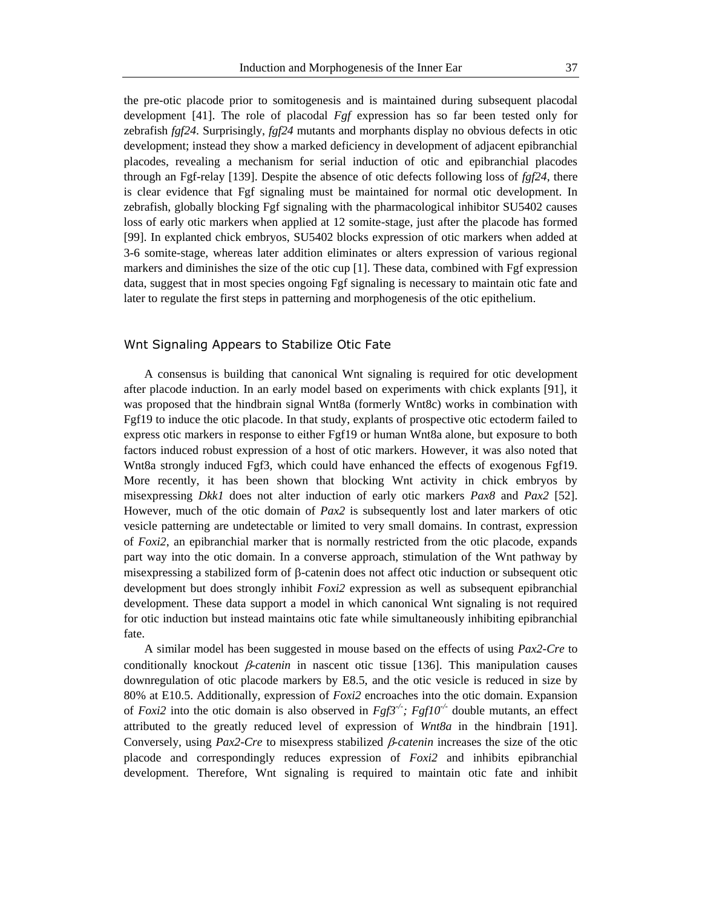the pre-otic placode prior to somitogenesis and is maintained during subsequent placodal development [41]. The role of placodal *Fgf* expression has so far been tested only for zebrafish *fgf24*. Surprisingly, *fgf24* mutants and morphants display no obvious defects in otic development; instead they show a marked deficiency in development of adjacent epibranchial placodes, revealing a mechanism for serial induction of otic and epibranchial placodes through an Fgf-relay [139]. Despite the absence of otic defects following loss of *fgf24*, there is clear evidence that Fgf signaling must be maintained for normal otic development. In zebrafish, globally blocking Fgf signaling with the pharmacological inhibitor SU5402 causes loss of early otic markers when applied at 12 somite-stage, just after the placode has formed [99]. In explanted chick embryos, SU5402 blocks expression of otic markers when added at 3-6 somite-stage, whereas later addition eliminates or alters expression of various regional markers and diminishes the size of the otic cup [1]. These data, combined with Fgf expression data, suggest that in most species ongoing Fgf signaling is necessary to maintain otic fate and later to regulate the first steps in patterning and morphogenesis of the otic epithelium.

## Wnt Signaling Appears to Stabilize Otic Fate

A consensus is building that canonical Wnt signaling is required for otic development after placode induction. In an early model based on experiments with chick explants [91], it was proposed that the hindbrain signal Wnt8a (formerly Wnt8c) works in combination with Fgf19 to induce the otic placode. In that study, explants of prospective otic ectoderm failed to express otic markers in response to either Fgf19 or human Wnt8a alone, but exposure to both factors induced robust expression of a host of otic markers. However, it was also noted that Wnt8a strongly induced Fgf3, which could have enhanced the effects of exogenous Fgf19. More recently, it has been shown that blocking Wnt activity in chick embryos by misexpressing *Dkk1* does not alter induction of early otic markers *Pax8* and *Pax2* [52]. However, much of the otic domain of *Pax2* is subsequently lost and later markers of otic vesicle patterning are undetectable or limited to very small domains. In contrast, expression of *Foxi2*, an epibranchial marker that is normally restricted from the otic placode, expands part way into the otic domain. In a converse approach, stimulation of the Wnt pathway by misexpressing a stabilized form of β-catenin does not affect otic induction or subsequent otic development but does strongly inhibit *Foxi2* expression as well as subsequent epibranchial development. These data support a model in which canonical Wnt signaling is not required for otic induction but instead maintains otic fate while simultaneously inhibiting epibranchial fate.

A similar model has been suggested in mouse based on the effects of using *Pax2-Cre* to conditionally knockout *β-catenin* in nascent otic tissue [136]. This manipulation causes downregulation of otic placode markers by E8.5, and the otic vesicle is reduced in size by 80% at E10.5. Additionally, expression of *Foxi2* encroaches into the otic domain. Expansion of *Foxi2* into the otic domain is also observed in *Fgf3*$^{-/-}$; *Fgf10*$^{-/-}$ double mutants, an effect attributed to the greatly reduced level of expression of *Wnt8a* in the hindbrain [191]. Conversely, using *Pax2-Cre* to misexpress stabilized *β-catenin* increases the size of the otic placode and correspondingly reduces expression of *Foxi2* and inhibits epibranchial development. Therefore, Wnt signaling is required to maintain otic fate and inhibit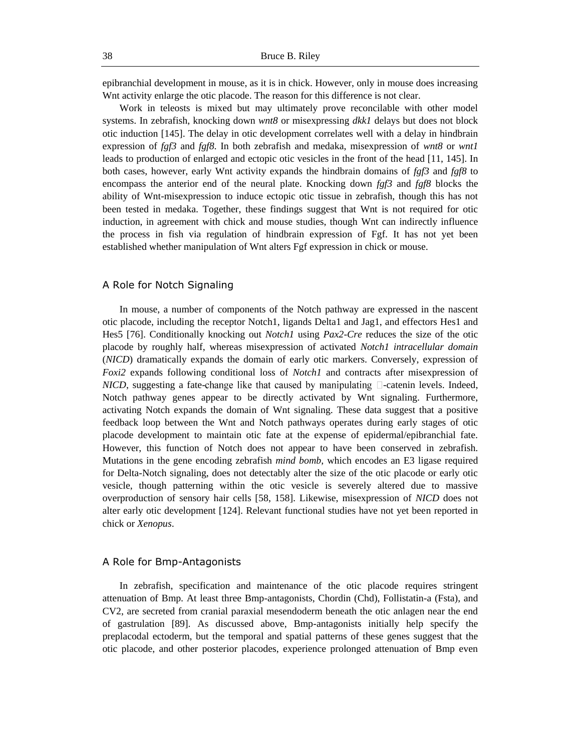epibranchial development in mouse, as it is in chick. However, only in mouse does increasing Wnt activity enlarge the otic placode. The reason for this difference is not clear.

Work in teleosts is mixed but may ultimately prove reconcilable with other model systems. In zebrafish, knocking down *wnt8* or misexpressing *dkk1* delays but does not block otic induction [145]. The delay in otic development correlates well with a delay in hindbrain expression of *fgf3* and *fgf8*. In both zebrafish and medaka, misexpression of *wnt8* or *wnt1* leads to production of enlarged and ectopic otic vesicles in the front of the head [11, 145]. In both cases, however, early Wnt activity expands the hindbrain domains of *fgf3* and *fgf8* to encompass the anterior end of the neural plate. Knocking down *fgf3* and *fgf8* blocks the ability of Wnt-misexpression to induce ectopic otic tissue in zebrafish, though this has not been tested in medaka. Together, these findings suggest that Wnt is not required for otic induction, in agreement with chick and mouse studies, though Wnt can indirectly influence the process in fish via regulation of hindbrain expression of Fgf. It has not yet been established whether manipulation of Wnt alters Fgf expression in chick or mouse.

## A Role for Notch Signaling

In mouse, a number of components of the Notch pathway are expressed in the nascent otic placode, including the receptor Notch1, ligands Delta1 and Jag1, and effectors Hes1 and Hes5 [76]. Conditionally knocking out *Notch1* using *Pax2-Cre* reduces the size of the otic placode by roughly half, whereas misexpression of activated *Notch1 intracellular domain* (*NICD*) dramatically expands the domain of early otic markers. Conversely, expression of *Foxi2* expands following conditional loss of *Notch1* and contracts after misexpression of *NICD*, suggesting a fate-change like that caused by manipulating β-catenin levels. Indeed, Notch pathway genes appear to be directly activated by Wnt signaling. Furthermore, activating Notch expands the domain of Wnt signaling. These data suggest that a positive feedback loop between the Wnt and Notch pathways operates during early stages of otic placode development to maintain otic fate at the expense of epidermal/epibranchial fate. However, this function of Notch does not appear to have been conserved in zebrafish. Mutations in the gene encoding zebrafish *mind bomb*, which encodes an E3 ligase required for Delta-Notch signaling, does not detectably alter the size of the otic placode or early otic vesicle, though patterning within the otic vesicle is severely altered due to massive overproduction of sensory hair cells [58, 158]. Likewise, misexpression of *NICD* does not alter early otic development [124]. Relevant functional studies have not yet been reported in chick or *Xenopus*.

## A Role for Bmp-Antagonists

In zebrafish, specification and maintenance of the otic placode requires stringent attenuation of Bmp. At least three Bmp-antagonists, Chordin (Chd), Follistatin-a (Fsta), and CV2, are secreted from cranial paraxial mesendoderm beneath the otic anlagen near the end of gastrulation [89]. As discussed above, Bmp-antagonists initially help specify the preplacodal ectoderm, but the temporal and spatial patterns of these genes suggest that the otic placode, and other posterior placodes, experience prolonged attenuation of Bmp even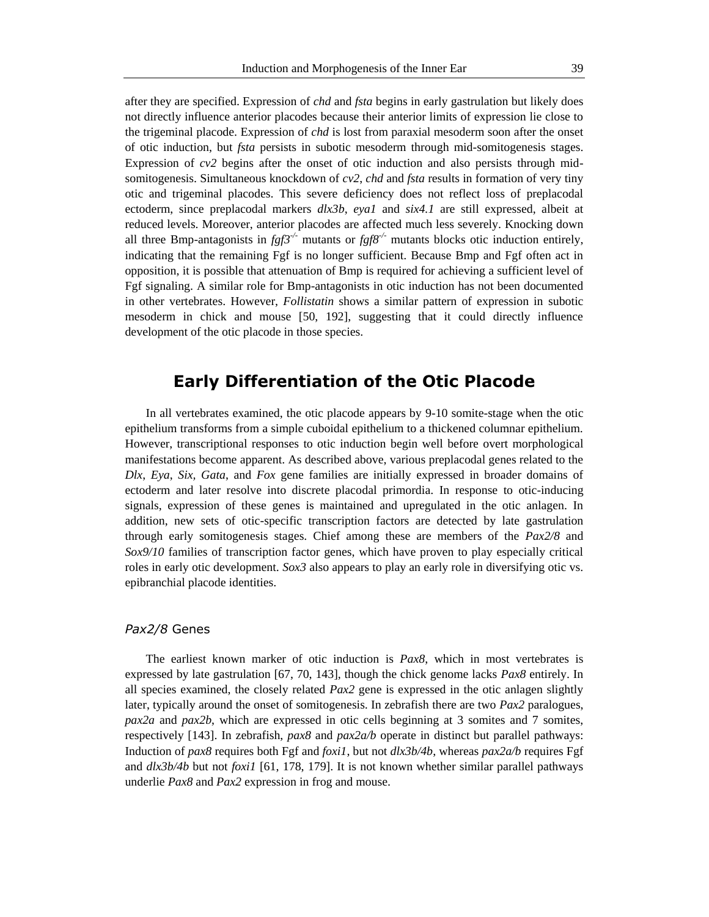after they are specified. Expression of *chd* and *fsta* begins in early gastrulation but likely does not directly influence anterior placodes because their anterior limits of expression lie close to the trigeminal placode. Expression of *chd* is lost from paraxial mesoderm soon after the onset of otic induction, but *fsta* persists in subotic mesoderm through mid-somitogenesis stages. Expression of *cv2* begins after the onset of otic induction and also persists through mid-somitogenesis. Simultaneous knockdown of *cv2*, *chd* and *fsta* results in formation of very tiny otic and trigeminal placodes. This severe deficiency does not reflect loss of preplacodal ectoderm, since preplacodal markers *dlx3b*, *eya1* and *six4.1* are still expressed, albeit at reduced levels. Moreover, anterior placodes are affected much less severely. Knocking down all three Bmp-antagonists in *fgf3*$^{-/-}$ mutants or *fgf8*$^{-/-}$ mutants blocks otic induction entirely, indicating that the remaining Fgf is no longer sufficient. Because Bmp and Fgf often act in opposition, it is possible that attenuation of Bmp is required for achieving a sufficient level of Fgf signaling. A similar role for Bmp-antagonists in otic induction has not been documented in other vertebrates. However, *Follistatin* shows a similar pattern of expression in subotic mesoderm in chick and mouse [50, 192], suggesting that it could directly influence development of the otic placode in those species.

## Early Differentiation of the Otic Placode

In all vertebrates examined, the otic placode appears by 9-10 somite-stage when the otic epithelium transforms from a simple cuboidal epithelium to a thickened columnar epithelium. However, transcriptional responses to otic induction begin well before overt morphological manifestations become apparent. As described above, various preplacodal genes related to the *Dlx*, *Eya*, *Six*, *Gata*, and *Fox* gene families are initially expressed in broader domains of ectoderm and later resolve into discrete placodal primordia. In response to otic-inducing signals, expression of these genes is maintained and upregulated in the otic anlagen. In addition, new sets of otic-specific transcription factors are detected by late gastrulation through early somitogenesis stages. Chief among these are members of the *Pax2/8* and *Sox9/10* families of transcription factor genes, which have proven to play especially critical roles in early otic development. *Sox3* also appears to play an early role in diversifying otic vs. epibranchial placode identities.

### *Pax2/8* Genes

The earliest known marker of otic induction is *Pax8*, which in most vertebrates is expressed by late gastrulation [67, 70, 143], though the chick genome lacks *Pax8* entirely. In all species examined, the closely related *Pax2* gene is expressed in the otic anlagen slightly later, typically around the onset of somitogenesis. In zebrafish there are two *Pax2* paralogues, *pax2a* and *pax2b*, which are expressed in otic cells beginning at 3 somites and 7 somites, respectively [143]. In zebrafish, *pax8* and *pax2a/b* operate in distinct but parallel pathways: Induction of *pax8* requires both Fgf and *foxi1*, but not *dlx3b/4b*, whereas *pax2a/b* requires Fgf and *dlx3b/4b* but not *foxi1* [61, 178, 179]. It is not known whether similar parallel pathways underlie *Pax8* and *Pax2* expression in frog and mouse.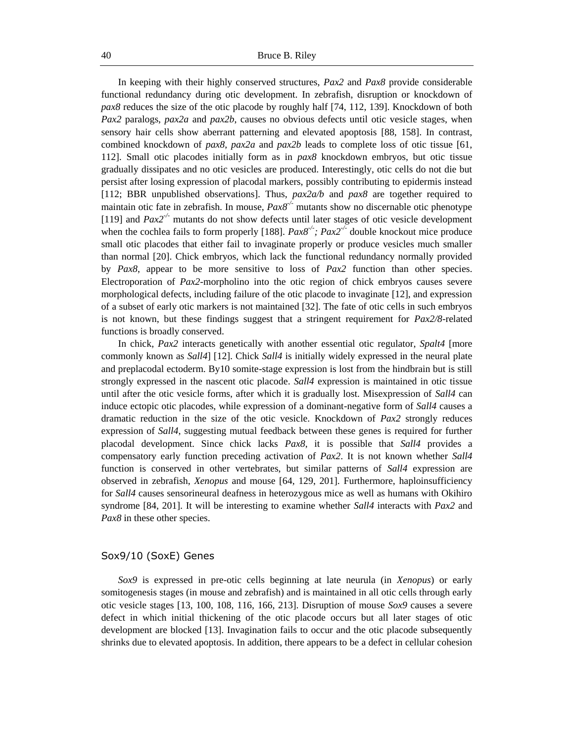In keeping with their highly conserved structures, *Pax2* and *Pax8* provide considerable functional redundancy during otic development. In zebrafish, disruption or knockdown of *pax8* reduces the size of the otic placode by roughly half [74, 112, 139]. Knockdown of both *Pax2* paralogs, *pax2a* and *pax2b*, causes no obvious defects until otic vesicle stages, when sensory hair cells show aberrant patterning and elevated apoptosis [88, 158]. In contrast, combined knockdown of *pax8*, *pax2a* and *pax2b* leads to complete loss of otic tissue [61, 112]. Small otic placodes initially form as in *pax8* knockdown embryos, but otic tissue gradually dissipates and no otic vesicles are produced. Interestingly, otic cells do not die but persist after losing expression of placodal markers, possibly contributing to epidermis instead [112; BBR unpublished observations]. Thus, *pax2a/b* and *pax8* are together required to maintain otic fate in zebrafish. In mouse, *Pax8*$^{-/-}$ mutants show no discernable otic phenotype [119] and *Pax2*$^{-/-}$ mutants do not show defects until later stages of otic vesicle development when the cochlea fails to form properly [188]. *Pax8*$^{-/-}$*; Pax2*$^{-/-}$ double knockout mice produce small otic placodes that either fail to invaginate properly or produce vesicles much smaller than normal [20]. Chick embryos, which lack the functional redundancy normally provided by *Pax8*, appear to be more sensitive to loss of *Pax2* function than other species. Electroporation of *Pax2*-morpholino into the otic region of chick embryos causes severe morphological defects, including failure of the otic placode to invaginate [12], and expression of a subset of early otic markers is not maintained [32]. The fate of otic cells in such embryos is not known, but these findings suggest that a stringent requirement for *Pax2/8*-related functions is broadly conserved.

In chick, *Pax2* interacts genetically with another essential otic regulator, *Spalt4* [more commonly known as *Sall4*] [12]. Chick *Sall4* is initially widely expressed in the neural plate and preplacodal ectoderm. By10 somite-stage expression is lost from the hindbrain but is still strongly expressed in the nascent otic placode. *Sall4* expression is maintained in otic tissue until after the otic vesicle forms, after which it is gradually lost. Misexpression of *Sall4* can induce ectopic otic placodes, while expression of a dominant-negative form of *Sall4* causes a dramatic reduction in the size of the otic vesicle. Knockdown of *Pax2* strongly reduces expression of *Sall4*, suggesting mutual feedback between these genes is required for further placodal development. Since chick lacks *Pax8*, it is possible that *Sall4* provides a compensatory early function preceding activation of *Pax2*. It is not known whether *Sall4* function is conserved in other vertebrates, but similar patterns of *Sall4* expression are observed in zebrafish, *Xenopus* and mouse [64, 129, 201]. Furthermore, haploinsufficiency for *Sall4* causes sensorineural deafness in heterozygous mice as well as humans with Okihiro syndrome [84, 201]. It will be interesting to examine whether *Sall4* interacts with *Pax2* and *Pax8* in these other species.

## Sox9/10 (SoxE) Genes

*Sox9* is expressed in pre-otic cells beginning at late neurula (in *Xenopus*) or early somitogenesis stages (in mouse and zebrafish) and is maintained in all otic cells through early otic vesicle stages [13, 100, 108, 116, 166, 213]. Disruption of mouse *Sox9* causes a severe defect in which initial thickening of the otic placode occurs but all later stages of otic development are blocked [13]. Invagination fails to occur and the otic placode subsequently shrinks due to elevated apoptosis. In addition, there appears to be a defect in cellular cohesion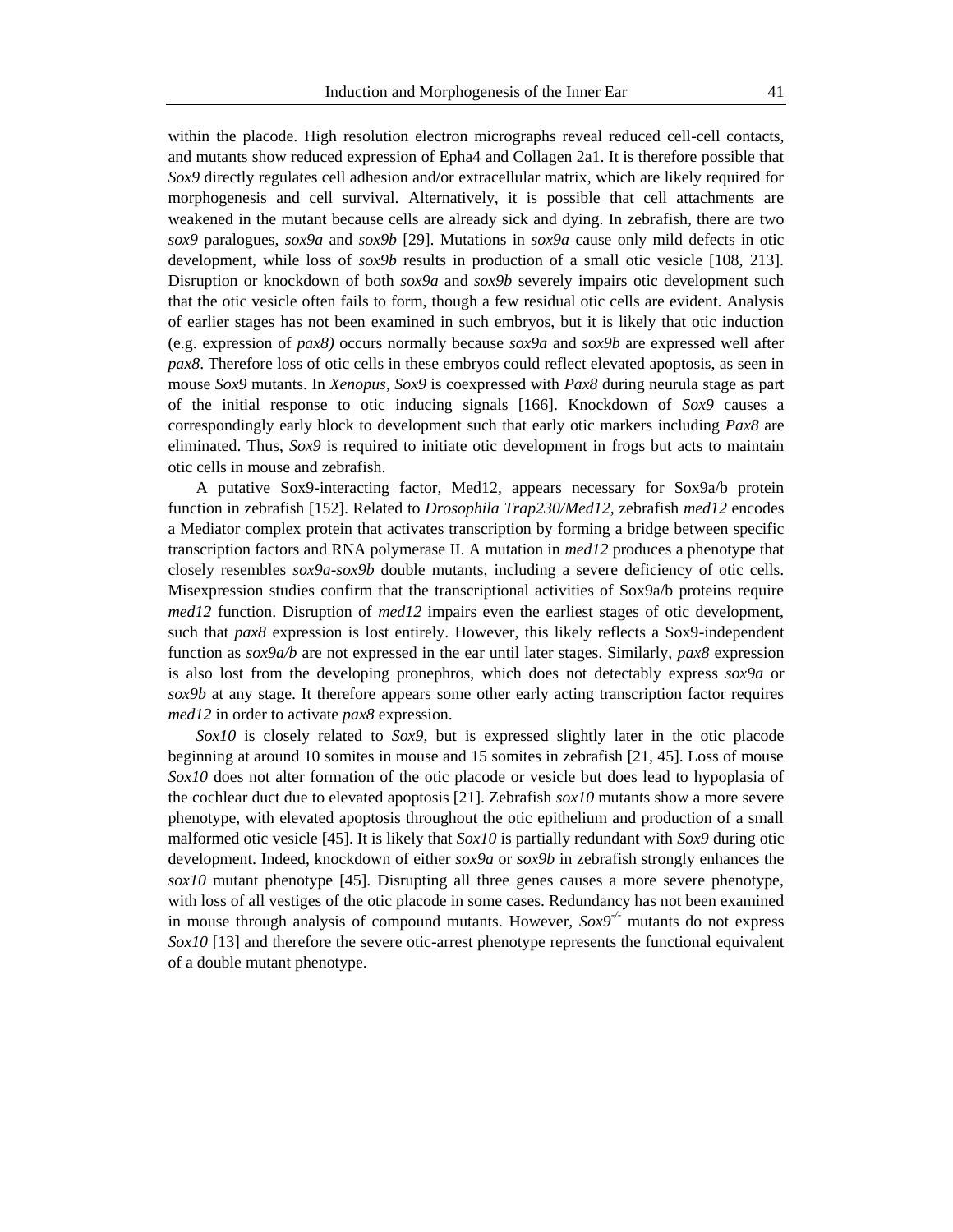within the placode. High resolution electron micrographs reveal reduced cell-cell contacts, and mutants show reduced expression of Epha4 and Collagen 2a1. It is therefore possible that *Sox9* directly regulates cell adhesion and/or extracellular matrix, which are likely required for morphogenesis and cell survival. Alternatively, it is possible that cell attachments are weakened in the mutant because cells are already sick and dying. In zebrafish, there are two *sox9* paralogues, *sox9a* and *sox9b* [29]. Mutations in *sox9a* cause only mild defects in otic development, while loss of *sox9b* results in production of a small otic vesicle [108, 213]. Disruption or knockdown of both *sox9a* and *sox9b* severely impairs otic development such that the otic vesicle often fails to form, though a few residual otic cells are evident. Analysis of earlier stages has not been examined in such embryos, but it is likely that otic induction (e.g. expression of *pax8)* occurs normally because *sox9a* and *sox9b* are expressed well after *pax8*. Therefore loss of otic cells in these embryos could reflect elevated apoptosis, as seen in mouse *Sox9* mutants. In *Xenopus*, *Sox9* is coexpressed with *Pax8* during neurula stage as part of the initial response to otic inducing signals [166]. Knockdown of *Sox9* causes a correspondingly early block to development such that early otic markers including *Pax8* are eliminated. Thus, *Sox9* is required to initiate otic development in frogs but acts to maintain otic cells in mouse and zebrafish.

A putative Sox9-interacting factor, Med12, appears necessary for Sox9a/b protein function in zebrafish [152]. Related to *Drosophila Trap230/Med12*, zebrafish *med12* encodes a Mediator complex protein that activates transcription by forming a bridge between specific transcription factors and RNA polymerase II. A mutation in *med12* produces a phenotype that closely resembles *sox9a-sox9b* double mutants, including a severe deficiency of otic cells. Misexpression studies confirm that the transcriptional activities of Sox9a/b proteins require *med12* function. Disruption of *med12* impairs even the earliest stages of otic development, such that *pax8* expression is lost entirely. However, this likely reflects a Sox9-independent function as *sox9a/b* are not expressed in the ear until later stages. Similarly, *pax8* expression is also lost from the developing pronephros, which does not detectably express *sox9a* or *sox9b* at any stage. It therefore appears some other early acting transcription factor requires *med12* in order to activate *pax8* expression.

*Sox10* is closely related to *Sox9*, but is expressed slightly later in the otic placode beginning at around 10 somites in mouse and 15 somites in zebrafish [21, 45]. Loss of mouse *Sox10* does not alter formation of the otic placode or vesicle but does lead to hypoplasia of the cochlear duct due to elevated apoptosis [21]. Zebrafish *sox10* mutants show a more severe phenotype, with elevated apoptosis throughout the otic epithelium and production of a small malformed otic vesicle [45]. It is likely that *Sox10* is partially redundant with *Sox9* during otic development. Indeed, knockdown of either *sox9a* or *sox9b* in zebrafish strongly enhances the *sox10* mutant phenotype [45]. Disrupting all three genes causes a more severe phenotype, with loss of all vestiges of the otic placode in some cases. Redundancy has not been examined in mouse through analysis of compound mutants. However, *Sox9*$^{-/-}$ mutants do not express *Sox10* [13] and therefore the severe otic-arrest phenotype represents the functional equivalent of a double mutant phenotype.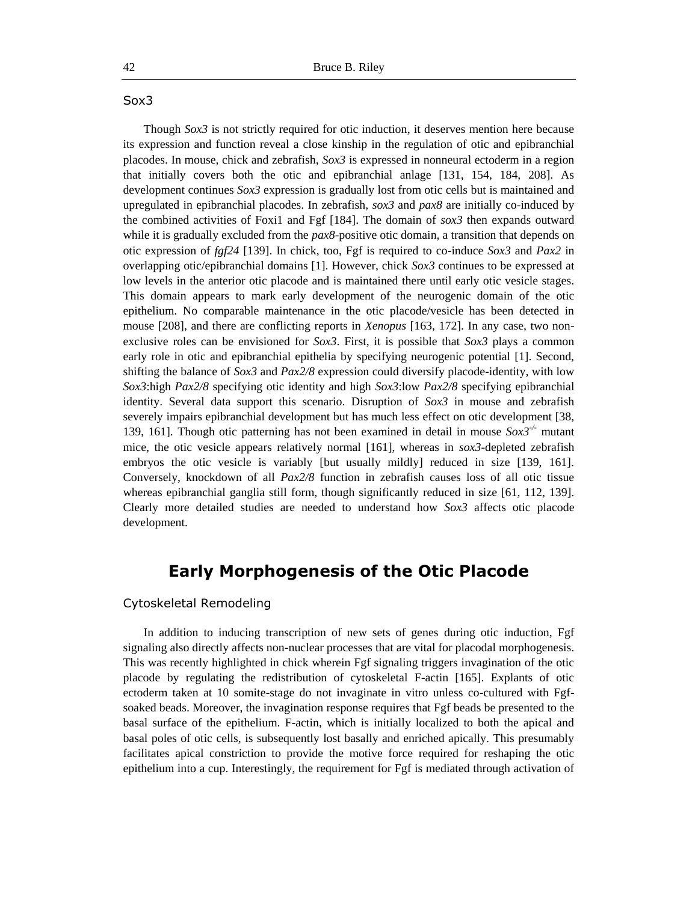### Sox3

Though *Sox3* is not strictly required for otic induction, it deserves mention here because its expression and function reveal a close kinship in the regulation of otic and epibranchial placodes. In mouse, chick and zebrafish, *Sox3* is expressed in nonneural ectoderm in a region that initially covers both the otic and epibranchial anlage [131, 154, 184, 208]. As development continues *Sox3* expression is gradually lost from otic cells but is maintained and upregulated in epibranchial placodes. In zebrafish, *sox3* and *pax8* are initially co-induced by the combined activities of Foxi1 and Fgf [184]. The domain of *sox3* then expands outward while it is gradually excluded from the *pax8*-positive otic domain, a transition that depends on otic expression of *fgf24* [139]. In chick, too, Fgf is required to co-induce *Sox3* and *Pax2* in overlapping otic/epibranchial domains [1]. However, chick *Sox3* continues to be expressed at low levels in the anterior otic placode and is maintained there until early otic vesicle stages. This domain appears to mark early development of the neurogenic domain of the otic epithelium. No comparable maintenance in the otic placode/vesicle has been detected in mouse [208], and there are conflicting reports in *Xenopus* [163, 172]. In any case, two non-exclusive roles can be envisioned for *Sox3*. First, it is possible that *Sox3* plays a common early role in otic and epibranchial epithelia by specifying neurogenic potential [1]. Second, shifting the balance of *Sox3* and *Pax2/8* expression could diversify placode-identity, with low *Sox3*:high *Pax2/8* specifying otic identity and high *Sox3*:low *Pax2/8* specifying epibranchial identity. Several data support this scenario. Disruption of *Sox3* in mouse and zebrafish severely impairs epibranchial development but has much less effect on otic development [38, 139, 161]. Though otic patterning has not been examined in detail in mouse *Sox3*$^{-/-}$ mutant mice, the otic vesicle appears relatively normal [161], whereas in *sox3*-depleted zebrafish embryos the otic vesicle is variably [but usually mildly] reduced in size [139, 161]. Conversely, knockdown of all *Pax2/8* function in zebrafish causes loss of all otic tissue whereas epibranchial ganglia still form, though significantly reduced in size [61, 112, 139]. Clearly more detailed studies are needed to understand how *Sox3* affects otic placode development.

## Early Morphogenesis of the Otic Placode

### Cytoskeletal Remodeling

In addition to inducing transcription of new sets of genes during otic induction, Fgf signaling also directly affects non-nuclear processes that are vital for placodal morphogenesis. This was recently highlighted in chick wherein Fgf signaling triggers invagination of the otic placode by regulating the redistribution of cytoskeletal F-actin [165]. Explants of otic ectoderm taken at 10 somite-stage do not invaginate in vitro unless co-cultured with Fgf-soaked beads. Moreover, the invagination response requires that Fgf beads be presented to the basal surface of the epithelium. F-actin, which is initially localized to both the apical and basal poles of otic cells, is subsequently lost basally and enriched apically. This presumably facilitates apical constriction to provide the motive force required for reshaping the otic epithelium into a cup. Interestingly, the requirement for Fgf is mediated through activation of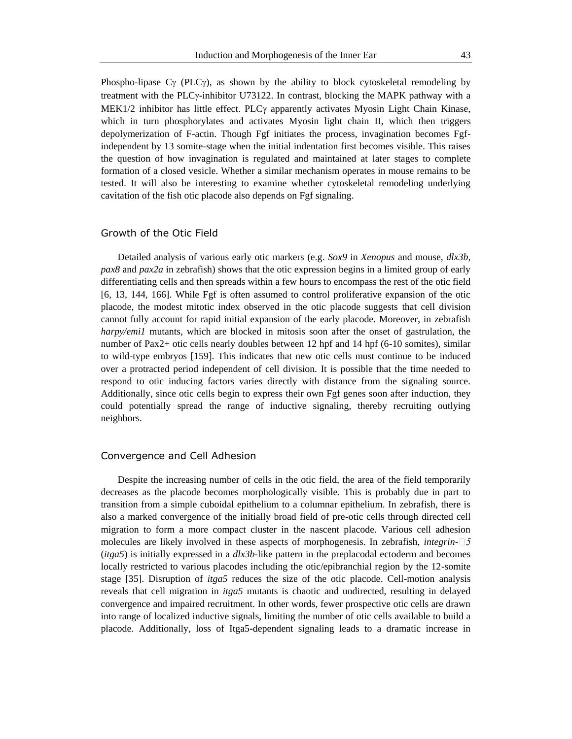Phospho-lipase Cγ (PLCγ), as shown by the ability to block cytoskeletal remodeling by treatment with the PLCγ-inhibitor U73122. In contrast, blocking the MAPK pathway with a MEK1/2 inhibitor has little effect. PLCγ apparently activates Myosin Light Chain Kinase, which in turn phosphorylates and activates Myosin light chain II, which then triggers depolymerization of F-actin. Though Fgf initiates the process, invagination becomes Fgf-independent by 13 somite-stage when the initial indentation first becomes visible. This raises the question of how invagination is regulated and maintained at later stages to complete formation of a closed vesicle. Whether a similar mechanism operates in mouse remains to be tested. It will also be interesting to examine whether cytoskeletal remodeling underlying cavitation of the fish otic placode also depends on Fgf signaling.

## Growth of the Otic Field

Detailed analysis of various early otic markers (e.g. *Sox9* in *Xenopus* and mouse, *dlx3b*, *pax8* and *pax2a* in zebrafish) shows that the otic expression begins in a limited group of early differentiating cells and then spreads within a few hours to encompass the rest of the otic field [6, 13, 144, 166]. While Fgf is often assumed to control proliferative expansion of the otic placode, the modest mitotic index observed in the otic placode suggests that cell division cannot fully account for rapid initial expansion of the early placode. Moreover, in zebrafish *harpy/emi1* mutants, which are blocked in mitosis soon after the onset of gastrulation, the number of Pax2+ otic cells nearly doubles between 12 hpf and 14 hpf (6-10 somites), similar to wild-type embryos [159]. This indicates that new otic cells must continue to be induced over a protracted period independent of cell division. It is possible that the time needed to respond to otic inducing factors varies directly with distance from the signaling source. Additionally, since otic cells begin to express their own Fgf genes soon after induction, they could potentially spread the range of inductive signaling, thereby recruiting outlying neighbors.

## Convergence and Cell Adhesion

Despite the increasing number of cells in the otic field, the area of the field temporarily decreases as the placode becomes morphologically visible. This is probably due in part to transition from a simple cuboidal epithelium to a columnar epithelium. In zebrafish, there is also a marked convergence of the initially broad field of pre-otic cells through directed cell migration to form a more compact cluster in the nascent placode. Various cell adhesion molecules are likely involved in these aspects of morphogenesis. In zebrafish, *integrin-α5* (*itga5*) is initially expressed in a *dlx3b*-like pattern in the preplacodal ectoderm and becomes locally restricted to various placodes including the otic/epibranchial region by the 12-somite stage [35]. Disruption of *itga5* reduces the size of the otic placode. Cell-motion analysis reveals that cell migration in *itga5* mutants is chaotic and undirected, resulting in delayed convergence and impaired recruitment. In other words, fewer prospective otic cells are drawn into range of localized inductive signals, limiting the number of otic cells available to build a placode. Additionally, loss of Itga5-dependent signaling leads to a dramatic increase in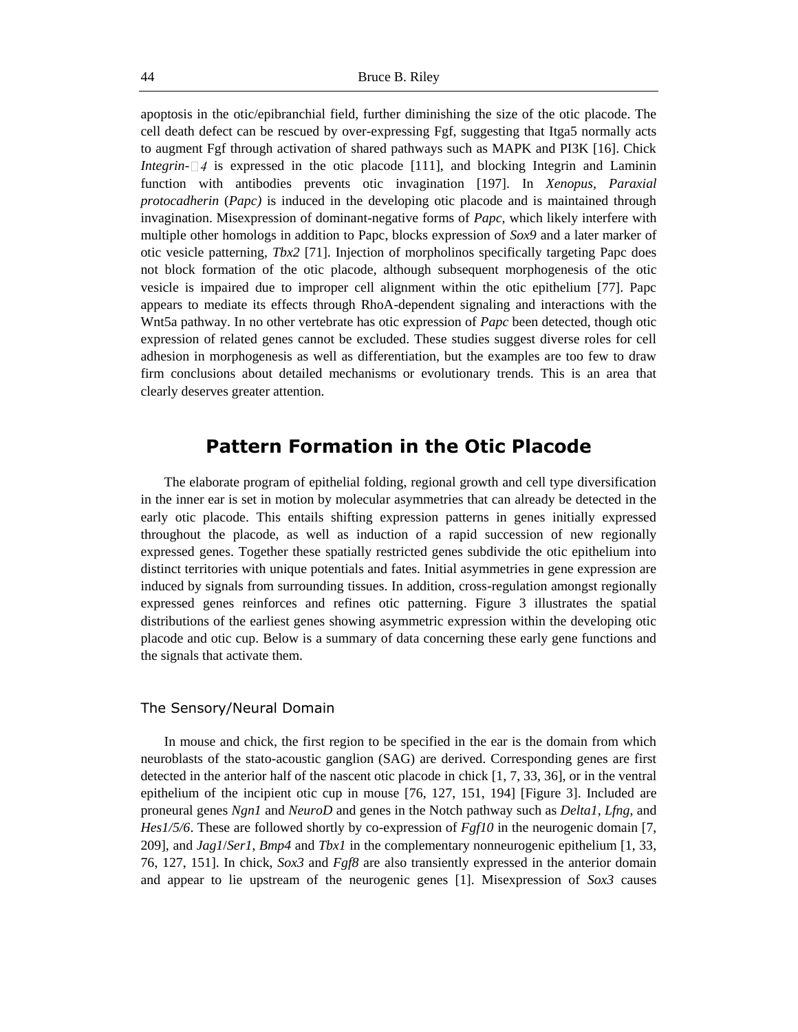apoptosis in the otic/epibranchial field, further diminishing the size of the otic placode. The cell death defect can be rescued by over-expressing Fgf, suggesting that Itga5 normally acts to augment Fgf through activation of shared pathways such as MAPK and PI3K [16]. Chick *Integrin-*$\beta$*4* is expressed in the otic placode [111], and blocking Integrin and Laminin function with antibodies prevents otic invagination [197]. In *Xenopus*, *Paraxial protocadherin* (*Papc)* is induced in the developing otic placode and is maintained through invagination. Misexpression of dominant-negative forms of *Papc*, which likely interfere with multiple other homologs in addition to Papc, blocks expression of *Sox9* and a later marker of otic vesicle patterning, *Tbx2* [71]. Injection of morpholinos specifically targeting Papc does not block formation of the otic placode, although subsequent morphogenesis of the otic vesicle is impaired due to improper cell alignment within the otic epithelium [77]. Papc appears to mediate its effects through RhoA-dependent signaling and interactions with the Wnt5a pathway. In no other vertebrate has otic expression of *Papc* been detected, though otic expression of related genes cannot be excluded. These studies suggest diverse roles for cell adhesion in morphogenesis as well as differentiation, but the examples are too few to draw firm conclusions about detailed mechanisms or evolutionary trends. This is an area that clearly deserves greater attention.

## Pattern Formation in the Otic Placode

The elaborate program of epithelial folding, regional growth and cell type diversification in the inner ear is set in motion by molecular asymmetries that can already be detected in the early otic placode. This entails shifting expression patterns in genes initially expressed throughout the placode, as well as induction of a rapid succession of new regionally expressed genes. Together these spatially restricted genes subdivide the otic epithelium into distinct territories with unique potentials and fates. Initial asymmetries in gene expression are induced by signals from surrounding tissues. In addition, cross-regulation amongst regionally expressed genes reinforces and refines otic patterning. Figure 3 illustrates the spatial distributions of the earliest genes showing asymmetric expression within the developing otic placode and otic cup. Below is a summary of data concerning these early gene functions and the signals that activate them.

### The Sensory/Neural Domain

In mouse and chick, the first region to be specified in the ear is the domain from which neuroblasts of the stato-acoustic ganglion (SAG) are derived. Corresponding genes are first detected in the anterior half of the nascent otic placode in chick [1, 7, 33, 36], or in the ventral epithelium of the incipient otic cup in mouse [76, 127, 151, 194] [Figure 3]. Included are proneural genes *Ngn1* and *NeuroD* and genes in the Notch pathway such as *Delta1*, *Lfng*, and *Hes1/5/6*. These are followed shortly by co-expression of *Fgf10* in the neurogenic domain [7, 209], and *Jag1*/*Ser1*, *Bmp4* and *Tbx1* in the complementary nonneurogenic epithelium [1, 33, 76, 127, 151]. In chick, *Sox3* and *Fgf8* are also transiently expressed in the anterior domain and appear to lie upstream of the neurogenic genes [1]. Misexpression of *Sox3* causes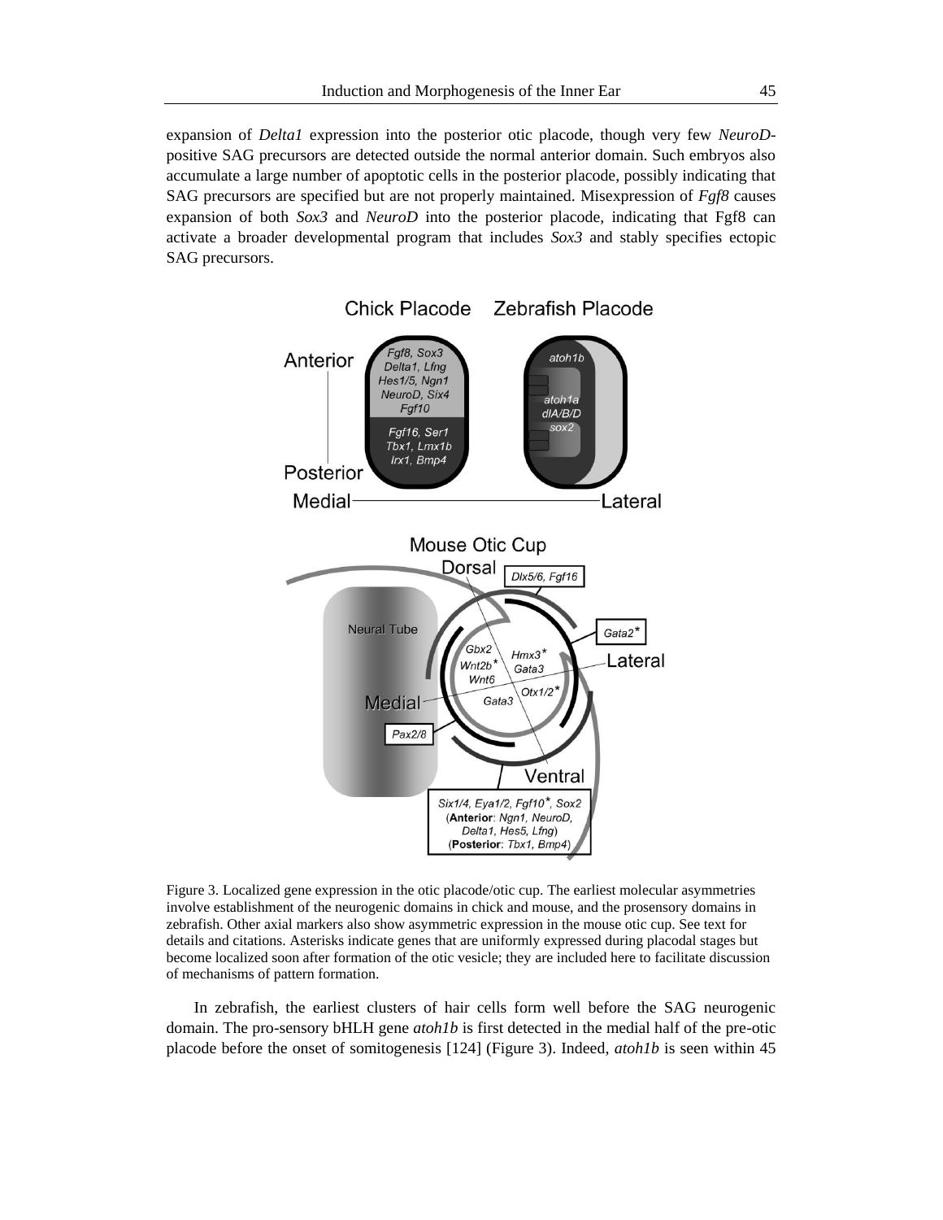expansion of *Delta1* expression into the posterior otic placode, though very few *NeuroD*-positive SAG precursors are detected outside the normal anterior domain. Such embryos also accumulate a large number of apoptotic cells in the posterior placode, possibly indicating that SAG precursors are specified but are not properly maintained. Misexpression of *Fgf8* causes expansion of both *Sox3* and *NeuroD* into the posterior placode, indicating that Fgf8 can activate a broader developmental program that includes *Sox3* and stably specifies ectopic SAG precursors.

Figure 3. Localized gene expression in the otic placode/otic cup. The earliest molecular asymmetries involve establishment of the neurogenic domains in chick and mouse, and the prosensory domains in zebrafish. Other axial markers also show asymmetric expression in the mouse otic cup. See text for details and citations. Asterisks indicate genes that are uniformly expressed during placodal stages but become localized soon after formation of the otic vesicle; they are included here to facilitate discussion of mechanisms of pattern formation.

In zebrafish, the earliest clusters of hair cells form well before the SAG neurogenic domain. The pro-sensory bHLH gene *atoh1b* is first detected in the medial half of the pre-otic placode before the onset of somitogenesis [124] (Figure 3). Indeed, *atoh1b* is seen within 45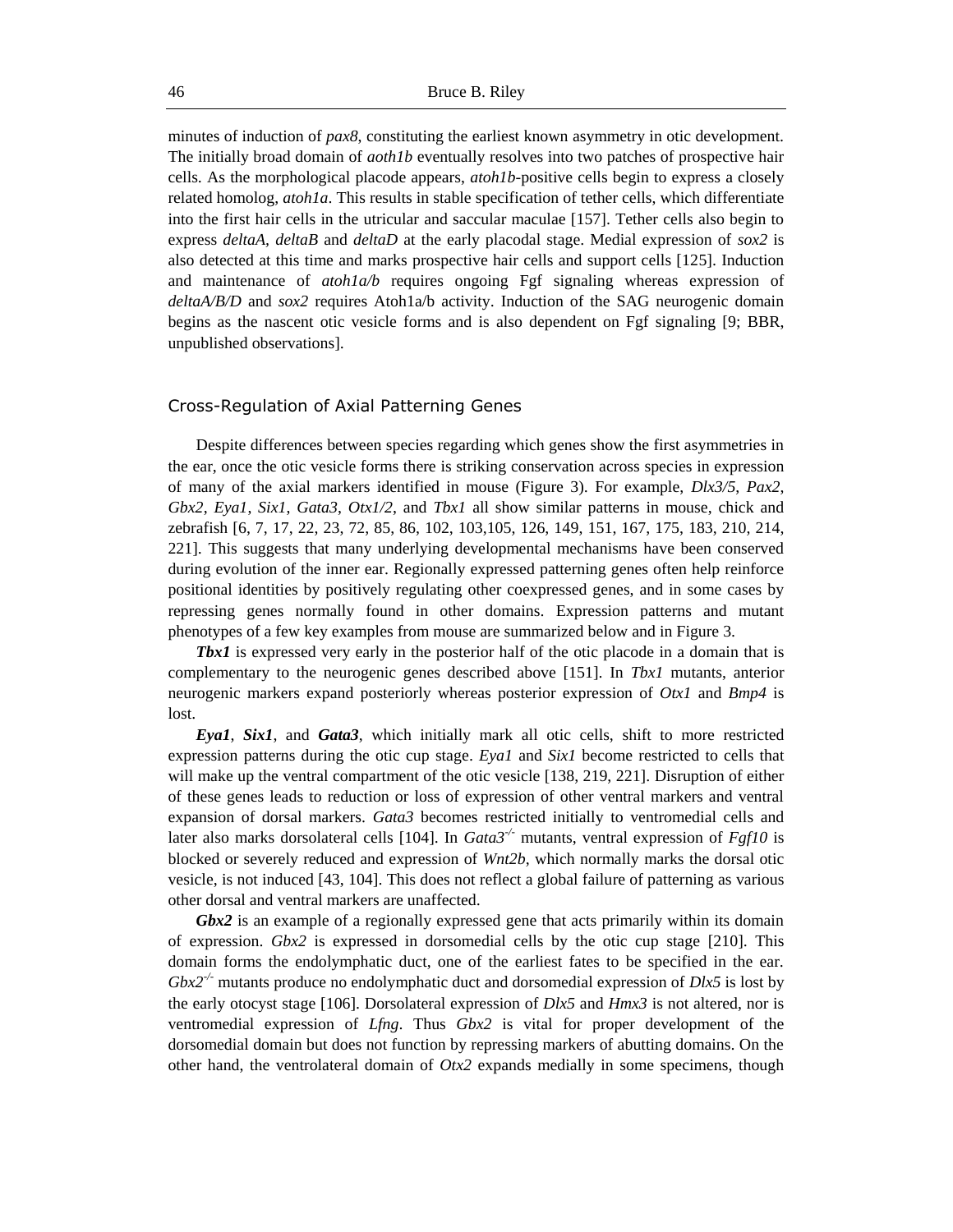minutes of induction of *pax8*, constituting the earliest known asymmetry in otic development. The initially broad domain of *aoth1b* eventually resolves into two patches of prospective hair cells. As the morphological placode appears, *atoh1b*-positive cells begin to express a closely related homolog, *atoh1a*. This results in stable specification of tether cells, which differentiate into the first hair cells in the utricular and saccular maculae [157]. Tether cells also begin to express *deltaA*, *deltaB* and *deltaD* at the early placodal stage. Medial expression of *sox2* is also detected at this time and marks prospective hair cells and support cells [125]. Induction and maintenance of *atoh1a/b* requires ongoing Fgf signaling whereas expression of *deltaA/B/D* and *sox2* requires Atoh1a/b activity. Induction of the SAG neurogenic domain begins as the nascent otic vesicle forms and is also dependent on Fgf signaling [9; BBR, unpublished observations].

## Cross-Regulation of Axial Patterning Genes

Despite differences between species regarding which genes show the first asymmetries in the ear, once the otic vesicle forms there is striking conservation across species in expression of many of the axial markers identified in mouse (Figure 3). For example, *Dlx3/5*, *Pax2*, *Gbx2*, *Eya1*, *Six1*, *Gata3*, *Otx1/2*, and *Tbx1* all show similar patterns in mouse, chick and zebrafish [6, 7, 17, 22, 23, 72, 85, 86, 102, 103,105, 126, 149, 151, 167, 175, 183, 210, 214, 221]. This suggests that many underlying developmental mechanisms have been conserved during evolution of the inner ear. Regionally expressed patterning genes often help reinforce positional identities by positively regulating other coexpressed genes, and in some cases by repressing genes normally found in other domains. Expression patterns and mutant phenotypes of a few key examples from mouse are summarized below and in Figure 3.

***Tbx1*** is expressed very early in the posterior half of the otic placode in a domain that is complementary to the neurogenic genes described above [151]. In *Tbx1* mutants, anterior neurogenic markers expand posteriorly whereas posterior expression of *Otx1* and *Bmp4* is lost.

***Eya1***, ***Six1***, and ***Gata3***, which initially mark all otic cells, shift to more restricted expression patterns during the otic cup stage. *Eya1* and *Six1* become restricted to cells that will make up the ventral compartment of the otic vesicle [138, 219, 221]. Disruption of either of these genes leads to reduction or loss of expression of other ventral markers and ventral expansion of dorsal markers. *Gata3* becomes restricted initially to ventromedial cells and later also marks dorsolateral cells [104]. In *Gata3*$^{-/-}$ mutants, ventral expression of *Fgf10* is blocked or severely reduced and expression of *Wnt2b*, which normally marks the dorsal otic vesicle, is not induced [43, 104]. This does not reflect a global failure of patterning as various other dorsal and ventral markers are unaffected.

***Gbx2*** is an example of a regionally expressed gene that acts primarily within its domain of expression. *Gbx2* is expressed in dorsomedial cells by the otic cup stage [210]. This domain forms the endolymphatic duct, one of the earliest fates to be specified in the ear. *Gbx2*$^{-/-}$ mutants produce no endolymphatic duct and dorsomedial expression of *Dlx5* is lost by the early otocyst stage [106]. Dorsolateral expression of *Dlx5* and *Hmx3* is not altered, nor is ventromedial expression of *Lfng*. Thus *Gbx2* is vital for proper development of the dorsomedial domain but does not function by repressing markers of abutting domains. On the other hand, the ventrolateral domain of *Otx2* expands medially in some specimens, though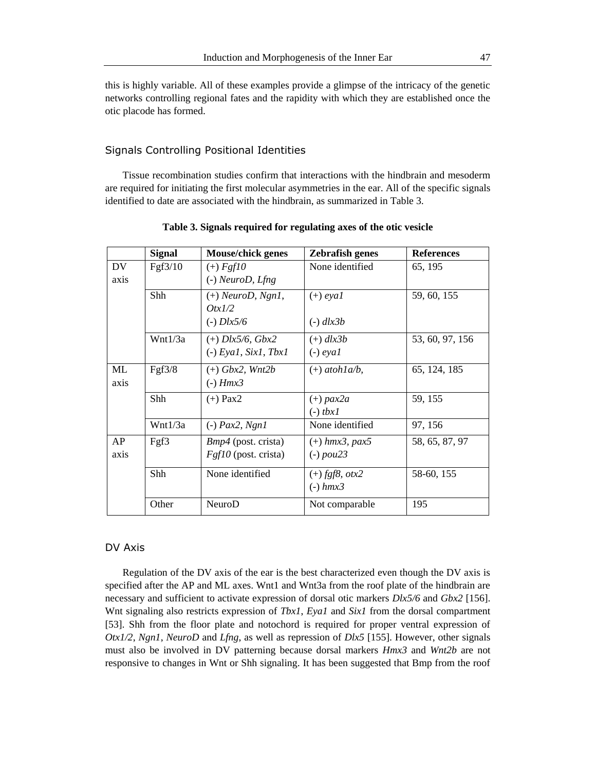this is highly variable. All of these examples provide a glimpse of the intricacy of the genetic networks controlling regional fates and the rapidity with which they are established once the otic placode has formed.

### Signals Controlling Positional Identities

Tissue recombination studies confirm that interactions with the hindbrain and mesoderm are required for initiating the first molecular asymmetries in the ear. All of the specific signals identified to date are associated with the hindbrain, as summarized in Table 3.

**Table 3. Signals required for regulating axes of the otic vesicle**

| | Signal | Mouse/chick genes | Zebrafish genes | References |
|---|---|---|---|---|
| DV axis | Fgf3/10 | (+) *Fgf10*<br>(-) *NeuroD*, *Lfng* | None identified | 65, 195 |
| | Shh | (+) *NeuroD*, *Ngn1*, *Otx1/2*<br>(-) *Dlx5/6* | (+) *eya1*<br>(-) *dlx3b* | 59, 60, 155 |
| | Wnt1/3a | (+) *Dlx5/6*, *Gbx2*<br>(-) *Eya1*, *Six1*, *Tbx1* | (+) *dlx3b*<br>(-) *eya1* | 53, 60, 97, 156 |
| ML axis | Fgf3/8 | (+) *Gbx2*, *Wnt2b*<br>(-) *Hmx3* | (+) *atoh1a/b*, | 65, 124, 185 |
| | Shh | (+) Pax2 | (+) *pax2a*<br>(-) *tbx1* | 59, 155 |
| | Wnt1/3a | (-) *Pax2*, *Ngn1* | None identified | 97, 156 |
| AP axis | Fgf3 | *Bmp4* (post. crista)<br>*Fgf10* (post. crista) | (+) *hmx3*, *pax5*<br>(-) *pou23* | 58, 65, 87, 97 |
| | Shh | None identified | (+) *fgf8*, *otx2*<br>(-) *hmx3* | 58-60, 155 |
| | Other | NeuroD | Not comparable | 195 |

### DV Axis

Regulation of the DV axis of the ear is the best characterized even though the DV axis is specified after the AP and ML axes. Wnt1 and Wnt3a from the roof plate of the hindbrain are necessary and sufficient to activate expression of dorsal otic markers *Dlx5/6* and *Gbx2* [156]. Wnt signaling also restricts expression of *Tbx1*, *Eya1* and *Six1* from the dorsal compartment [53]. Shh from the floor plate and notochord is required for proper ventral expression of *Otx1/2*, *Ngn1*, *NeuroD* and *Lfng*, as well as repression of *Dlx5* [155]. However, other signals must also be involved in DV patterning because dorsal markers *Hmx3* and *Wnt2b* are not responsive to changes in Wnt or Shh signaling. It has been suggested that Bmp from the roof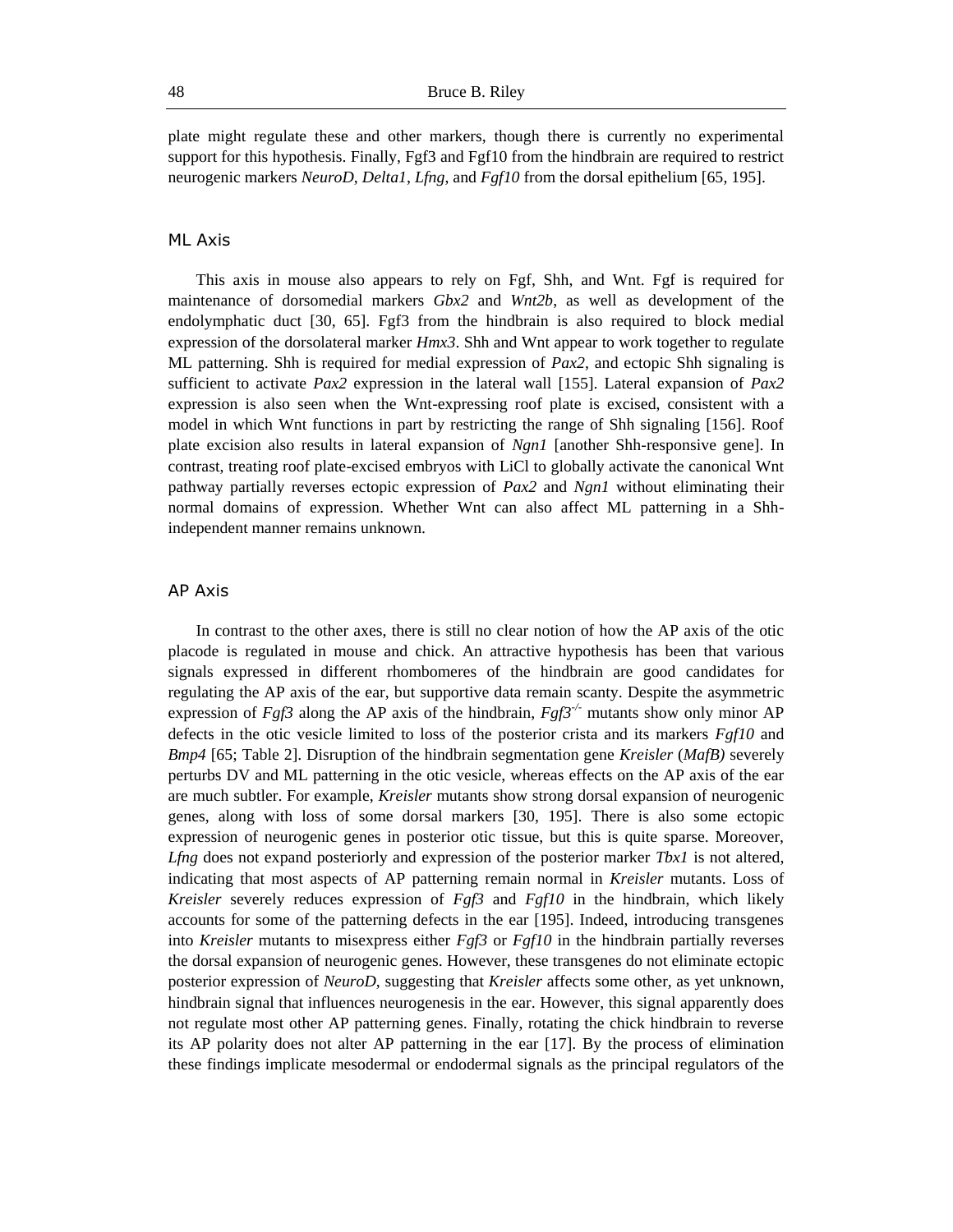plate might regulate these and other markers, though there is currently no experimental support for this hypothesis. Finally, Fgf3 and Fgf10 from the hindbrain are required to restrict neurogenic markers *NeuroD*, *Delta1*, *Lfng*, and *Fgf10* from the dorsal epithelium [65, 195].

## ML Axis

This axis in mouse also appears to rely on Fgf, Shh, and Wnt. Fgf is required for maintenance of dorsomedial markers *Gbx2* and *Wnt2b*, as well as development of the endolymphatic duct [30, 65]. Fgf3 from the hindbrain is also required to block medial expression of the dorsolateral marker *Hmx3*. Shh and Wnt appear to work together to regulate ML patterning. Shh is required for medial expression of *Pax2*, and ectopic Shh signaling is sufficient to activate *Pax2* expression in the lateral wall [155]. Lateral expansion of *Pax2* expression is also seen when the Wnt-expressing roof plate is excised, consistent with a model in which Wnt functions in part by restricting the range of Shh signaling [156]. Roof plate excision also results in lateral expansion of *Ngn1* [another Shh-responsive gene]. In contrast, treating roof plate-excised embryos with LiCl to globally activate the canonical Wnt pathway partially reverses ectopic expression of *Pax2* and *Ngn1* without eliminating their normal domains of expression. Whether Wnt can also affect ML patterning in a Shh-independent manner remains unknown.

## AP Axis

In contrast to the other axes, there is still no clear notion of how the AP axis of the otic placode is regulated in mouse and chick. An attractive hypothesis has been that various signals expressed in different rhombomeres of the hindbrain are good candidates for regulating the AP axis of the ear, but supportive data remain scanty. Despite the asymmetric expression of *Fgf3* along the AP axis of the hindbrain, *Fgf3*$^{-/-}$ mutants show only minor AP defects in the otic vesicle limited to loss of the posterior crista and its markers *Fgf10* and *Bmp4* [65; Table 2]. Disruption of the hindbrain segmentation gene *Kreisler* (*MafB)* severely perturbs DV and ML patterning in the otic vesicle, whereas effects on the AP axis of the ear are much subtler. For example, *Kreisler* mutants show strong dorsal expansion of neurogenic genes, along with loss of some dorsal markers [30, 195]. There is also some ectopic expression of neurogenic genes in posterior otic tissue, but this is quite sparse. Moreover, *Lfng* does not expand posteriorly and expression of the posterior marker *Tbx1* is not altered, indicating that most aspects of AP patterning remain normal in *Kreisler* mutants. Loss of *Kreisler* severely reduces expression of *Fgf3* and *Fgf10* in the hindbrain, which likely accounts for some of the patterning defects in the ear [195]. Indeed, introducing transgenes into *Kreisler* mutants to misexpress either *Fgf3* or *Fgf10* in the hindbrain partially reverses the dorsal expansion of neurogenic genes. However, these transgenes do not eliminate ectopic posterior expression of *NeuroD*, suggesting that *Kreisler* affects some other, as yet unknown, hindbrain signal that influences neurogenesis in the ear. However, this signal apparently does not regulate most other AP patterning genes. Finally, rotating the chick hindbrain to reverse its AP polarity does not alter AP patterning in the ear [17]. By the process of elimination these findings implicate mesodermal or endodermal signals as the principal regulators of the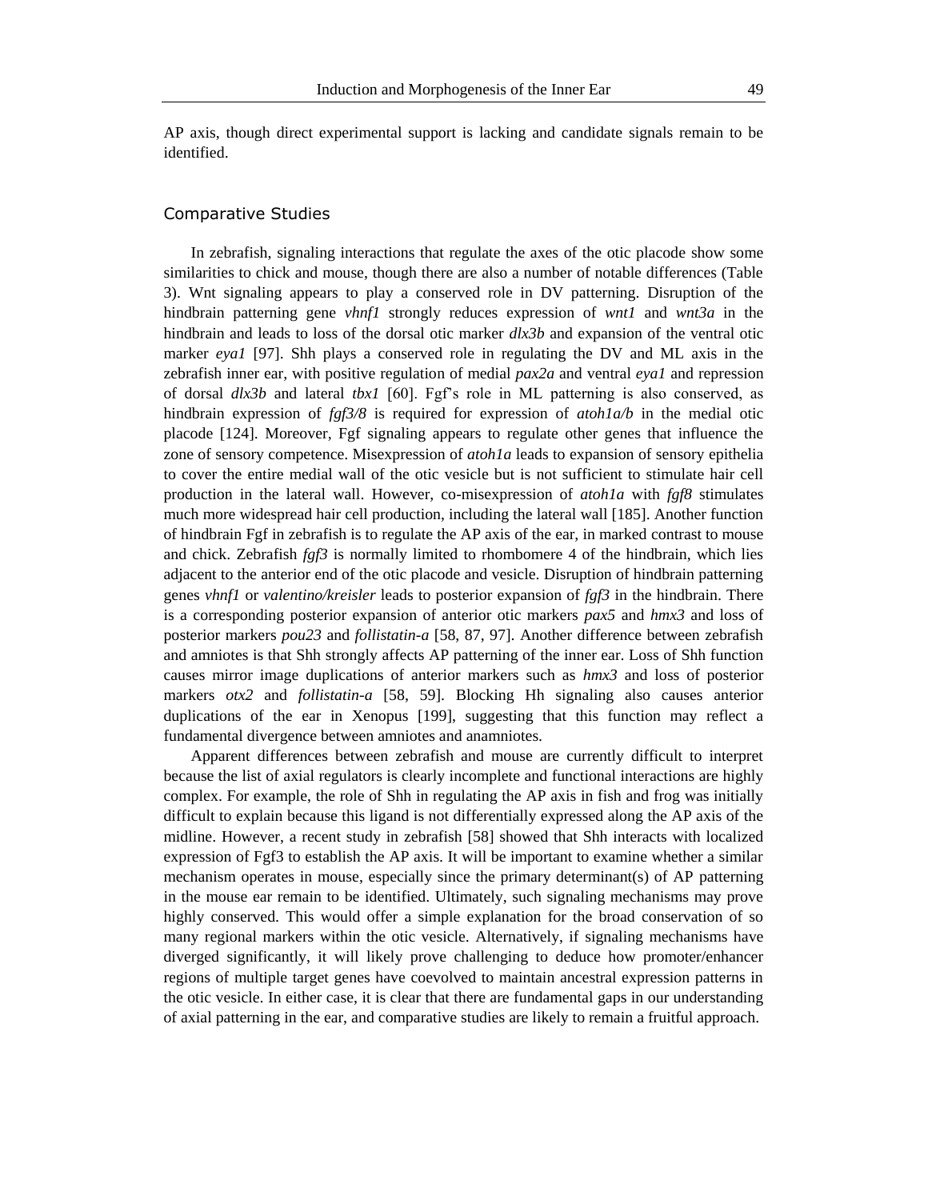AP axis, though direct experimental support is lacking and candidate signals remain to be identified.

## Comparative Studies

In zebrafish, signaling interactions that regulate the axes of the otic placode show some similarities to chick and mouse, though there are also a number of notable differences (Table 3). Wnt signaling appears to play a conserved role in DV patterning. Disruption of the hindbrain patterning gene *vhnf1* strongly reduces expression of *wnt1* and *wnt3a* in the hindbrain and leads to loss of the dorsal otic marker *dlx3b* and expansion of the ventral otic marker *eya1* [97]. Shh plays a conserved role in regulating the DV and ML axis in the zebrafish inner ear, with positive regulation of medial *pax2a* and ventral *eya1* and repression of dorsal *dlx3b* and lateral *tbx1* [60]. Fgf's role in ML patterning is also conserved, as hindbrain expression of *fgf3/8* is required for expression of *atoh1a/b* in the medial otic placode [124]. Moreover, Fgf signaling appears to regulate other genes that influence the zone of sensory competence. Misexpression of *atoh1a* leads to expansion of sensory epithelia to cover the entire medial wall of the otic vesicle but is not sufficient to stimulate hair cell production in the lateral wall. However, co-misexpression of *atoh1a* with *fgf8* stimulates much more widespread hair cell production, including the lateral wall [185]. Another function of hindbrain Fgf in zebrafish is to regulate the AP axis of the ear, in marked contrast to mouse and chick. Zebrafish *fgf3* is normally limited to rhombomere 4 of the hindbrain, which lies adjacent to the anterior end of the otic placode and vesicle. Disruption of hindbrain patterning genes *vhnf1* or *valentino/kreisler* leads to posterior expansion of *fgf3* in the hindbrain. There is a corresponding posterior expansion of anterior otic markers *pax5* and *hmx3* and loss of posterior markers *pou23* and *follistatin-a* [58, 87, 97]. Another difference between zebrafish and amniotes is that Shh strongly affects AP patterning of the inner ear. Loss of Shh function causes mirror image duplications of anterior markers such as *hmx3* and loss of posterior markers *otx2* and *follistatin-a* [58, 59]. Blocking Hh signaling also causes anterior duplications of the ear in Xenopus [199], suggesting that this function may reflect a fundamental divergence between amniotes and anamniotes.

Apparent differences between zebrafish and mouse are currently difficult to interpret because the list of axial regulators is clearly incomplete and functional interactions are highly complex. For example, the role of Shh in regulating the AP axis in fish and frog was initially difficult to explain because this ligand is not differentially expressed along the AP axis of the midline. However, a recent study in zebrafish [58] showed that Shh interacts with localized expression of Fgf3 to establish the AP axis. It will be important to examine whether a similar mechanism operates in mouse, especially since the primary determinant(s) of AP patterning in the mouse ear remain to be identified. Ultimately, such signaling mechanisms may prove highly conserved. This would offer a simple explanation for the broad conservation of so many regional markers within the otic vesicle. Alternatively, if signaling mechanisms have diverged significantly, it will likely prove challenging to deduce how promoter/enhancer regions of multiple target genes have coevolved to maintain ancestral expression patterns in the otic vesicle. In either case, it is clear that there are fundamental gaps in our understanding of axial patterning in the ear, and comparative studies are likely to remain a fruitful approach.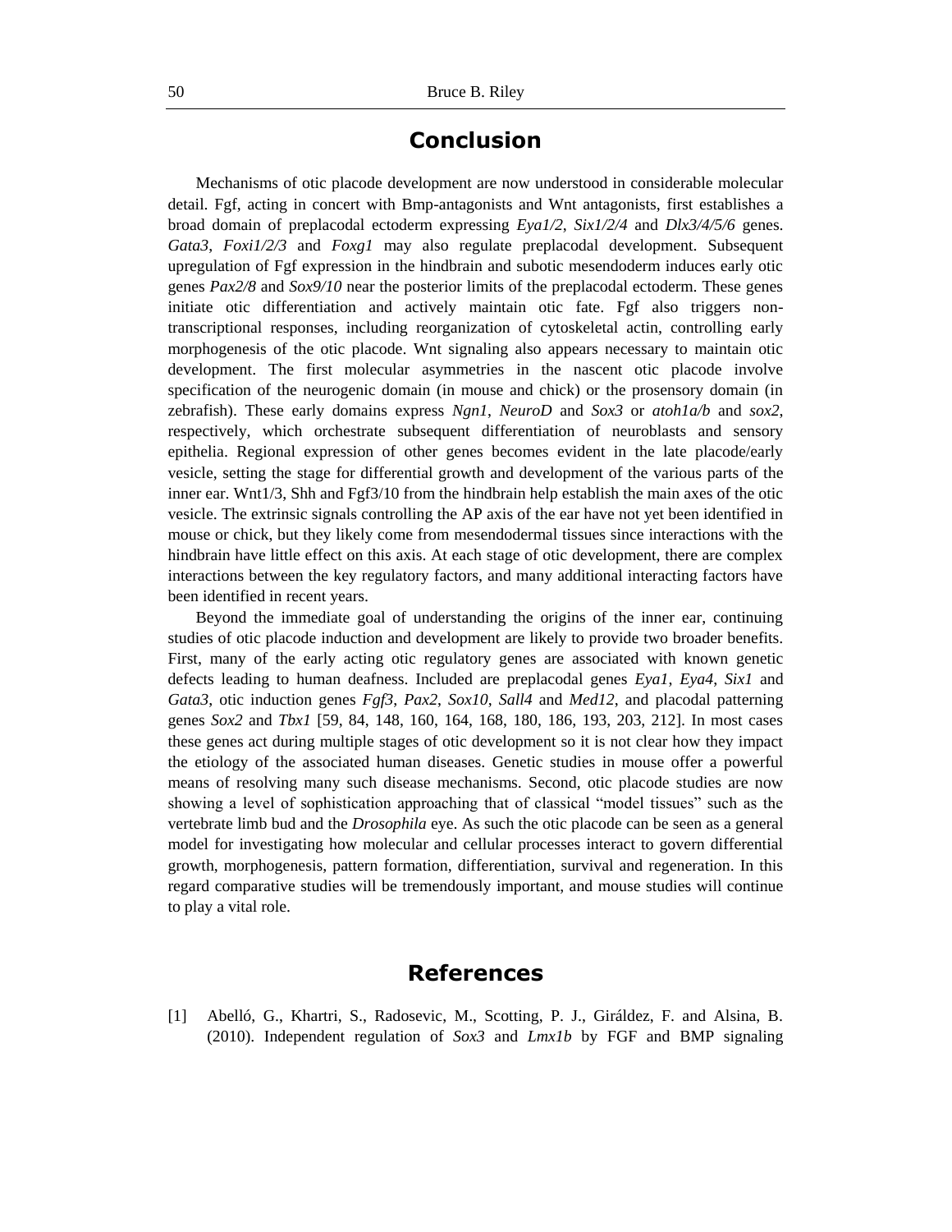## Conclusion

Mechanisms of otic placode development are now understood in considerable molecular detail. Fgf, acting in concert with Bmp-antagonists and Wnt antagonists, first establishes a broad domain of preplacodal ectoderm expressing *Eya1/2*, *Six1/2/4* and *Dlx3/4/5/6* genes. *Gata3*, *Foxi1/2/3* and *Foxg1* may also regulate preplacodal development. Subsequent upregulation of Fgf expression in the hindbrain and subotic mesendoderm induces early otic genes *Pax2/8* and *Sox9/10* near the posterior limits of the preplacodal ectoderm. These genes initiate otic differentiation and actively maintain otic fate. Fgf also triggers non-transcriptional responses, including reorganization of cytoskeletal actin, controlling early morphogenesis of the otic placode. Wnt signaling also appears necessary to maintain otic development. The first molecular asymmetries in the nascent otic placode involve specification of the neurogenic domain (in mouse and chick) or the prosensory domain (in zebrafish). These early domains express *Ngn1*, *NeuroD* and *Sox3* or *atoh1a/b* and *sox2*, respectively, which orchestrate subsequent differentiation of neuroblasts and sensory epithelia. Regional expression of other genes becomes evident in the late placode/early vesicle, setting the stage for differential growth and development of the various parts of the inner ear. Wnt1/3, Shh and Fgf3/10 from the hindbrain help establish the main axes of the otic vesicle. The extrinsic signals controlling the AP axis of the ear have not yet been identified in mouse or chick, but they likely come from mesendodermal tissues since interactions with the hindbrain have little effect on this axis. At each stage of otic development, there are complex interactions between the key regulatory factors, and many additional interacting factors have been identified in recent years.

Beyond the immediate goal of understanding the origins of the inner ear, continuing studies of otic placode induction and development are likely to provide two broader benefits. First, many of the early acting otic regulatory genes are associated with known genetic defects leading to human deafness. Included are preplacodal genes *Eya1*, *Eya4*, *Six1* and *Gata3*, otic induction genes *Fgf3*, *Pax2*, *Sox10*, *Sall4* and *Med12*, and placodal patterning genes *Sox2* and *Tbx1* [59, 84, 148, 160, 164, 168, 180, 186, 193, 203, 212]. In most cases these genes act during multiple stages of otic development so it is not clear how they impact the etiology of the associated human diseases. Genetic studies in mouse offer a powerful means of resolving many such disease mechanisms. Second, otic placode studies are now showing a level of sophistication approaching that of classical "model tissues" such as the vertebrate limb bud and the *Drosophila* eye. As such the otic placode can be seen as a general model for investigating how molecular and cellular processes interact to govern differential growth, morphogenesis, pattern formation, differentiation, survival and regeneration. In this regard comparative studies will be tremendously important, and mouse studies will continue to play a vital role.

## References

[1] Abelló, G., Khartri, S., Radosevic, M., Scotting, P. J., Giráldez, F. and Alsina, B. (2010). Independent regulation of *Sox3* and *Lmx1b* by FGF and BMP signaling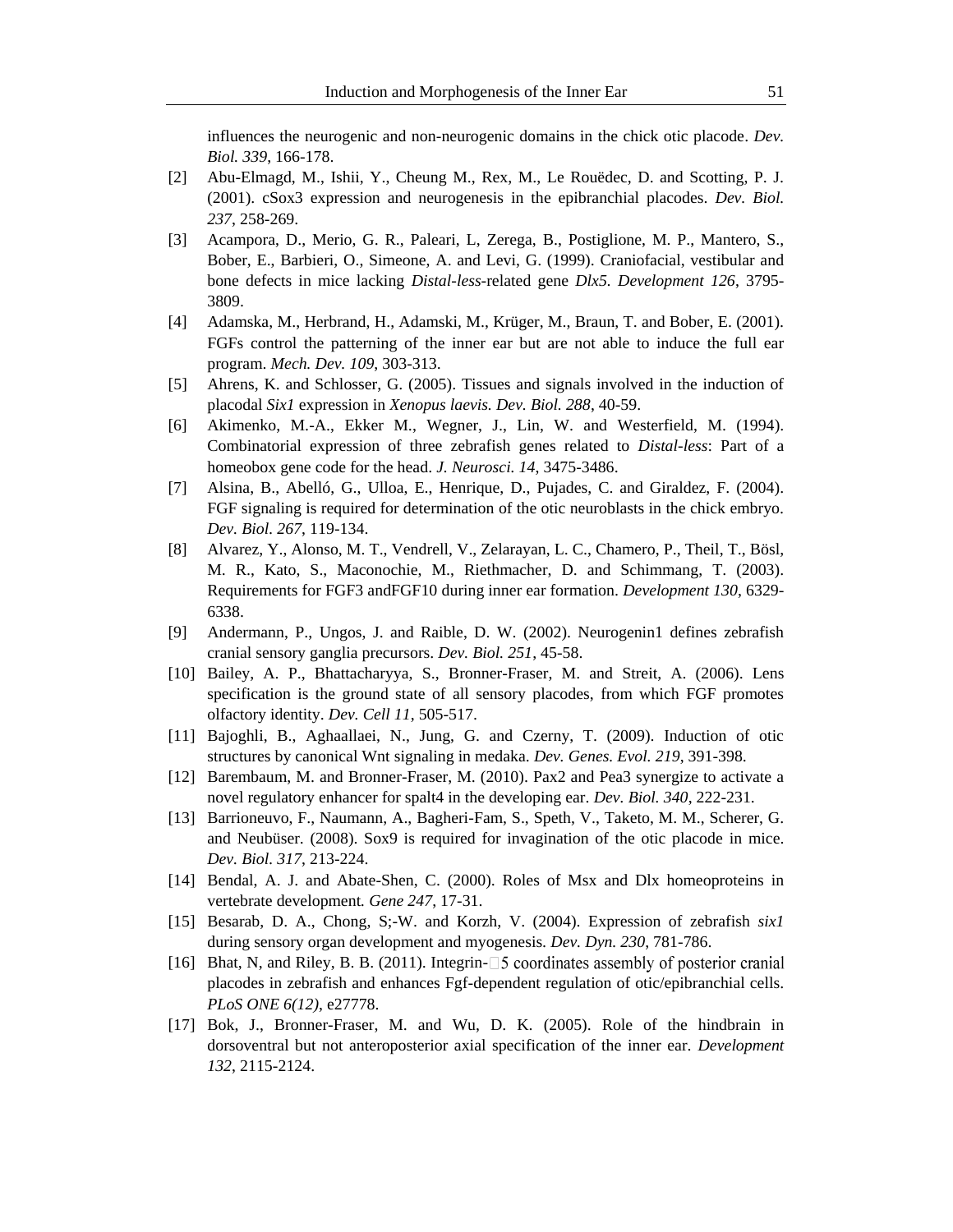influences the neurogenic and non-neurogenic domains in the chick otic placode. *Dev. Biol. 339*, 166-178.

[2] Abu-Elmagd, M., Ishii, Y., Cheung M., Rex, M., Le Rouëdec, D. and Scotting, P. J. (2001). cSox3 expression and neurogenesis in the epibranchial placodes. *Dev. Biol. 237*, 258-269.

[3] Acampora, D., Merio, G. R., Paleari, L, Zerega, B., Postiglione, M. P., Mantero, S., Bober, E., Barbieri, O., Simeone, A. and Levi, G. (1999). Craniofacial, vestibular and bone defects in mice lacking *Distal-less*-related gene *Dlx5. Development 126*, 3795-3809.

[4] Adamska, M., Herbrand, H., Adamski, M., Krüger, M., Braun, T. and Bober, E. (2001). FGFs control the patterning of the inner ear but are not able to induce the full ear program. *Mech. Dev. 109*, 303-313.

[5] Ahrens, K. and Schlosser, G. (2005). Tissues and signals involved in the induction of placodal *Six1* expression in *Xenopus laevis. Dev. Biol. 288*, 40-59.

[6] Akimenko, M.-A., Ekker M., Wegner, J., Lin, W. and Westerfield, M. (1994). Combinatorial expression of three zebrafish genes related to *Distal-less*: Part of a homeobox gene code for the head. *J. Neurosci. 14*, 3475-3486.

[7] Alsina, B., Abelló, G., Ulloa, E., Henrique, D., Pujades, C. and Giraldez, F. (2004). FGF signaling is required for determination of the otic neuroblasts in the chick embryo. *Dev. Biol. 267*, 119-134.

[8] Alvarez, Y., Alonso, M. T., Vendrell, V., Zelarayan, L. C., Chamero, P., Theil, T., Bösl, M. R., Kato, S., Maconochie, M., Riethmacher, D. and Schimmang, T. (2003). Requirements for FGF3 andFGF10 during inner ear formation. *Development 130*, 6329-6338.

[9] Andermann, P., Ungos, J. and Raible, D. W. (2002). Neurogenin1 defines zebrafish cranial sensory ganglia precursors. *Dev. Biol. 251*, 45-58.

[10] Bailey, A. P., Bhattacharyya, S., Bronner-Fraser, M. and Streit, A. (2006). Lens specification is the ground state of all sensory placodes, from which FGF promotes olfactory identity. *Dev. Cell 11*, 505-517.

[11] Bajoghli, B., Aghaallaei, N., Jung, G. and Czerny, T. (2009). Induction of otic structures by canonical Wnt signaling in medaka. *Dev. Genes. Evol. 219*, 391-398.

[12] Barembaum, M. and Bronner-Fraser, M. (2010). Pax2 and Pea3 synergize to activate a novel regulatory enhancer for spalt4 in the developing ear. *Dev. Biol. 340*, 222-231.

[13] Barrioneuvo, F., Naumann, A., Bagheri-Fam, S., Speth, V., Taketo, M. M., Scherer, G. and Neubüser. (2008). Sox9 is required for invagination of the otic placode in mice. *Dev. Biol. 317*, 213-224.

[14] Bendal, A. J. and Abate-Shen, C. (2000). Roles of Msx and Dlx homeoproteins in vertebrate development. *Gene 247*, 17-31.

[15] Besarab, D. A., Chong, S;-W. and Korzh, V. (2004). Expression of zebrafish *six1* during sensory organ development and myogenesis. *Dev. Dyn. 230*, 781-786.

[16] Bhat, N, and Riley, B. B. (2011). Integrin-□5 coordinates assembly of posterior cranial placodes in zebrafish and enhances Fgf-dependent regulation of otic/epibranchial cells. *PLoS ONE 6(12)*, e27778.

[17] Bok, J., Bronner-Fraser, M. and Wu, D. K. (2005). Role of the hindbrain in dorsoventral but not anteroposterior axial specification of the inner ear. *Development 132*, 2115-2124.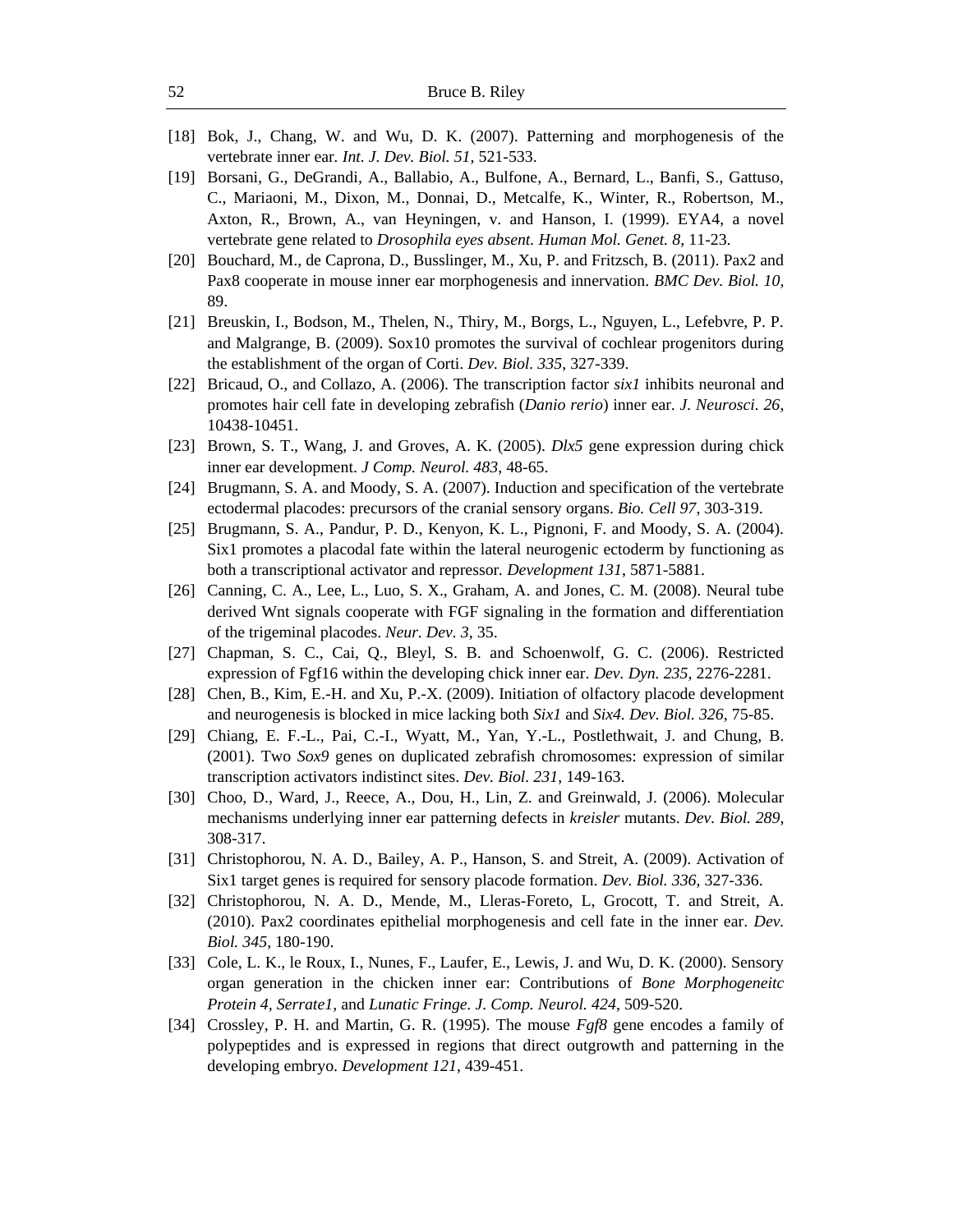[18] Bok, J., Chang, W. and Wu, D. K. (2007). Patterning and morphogenesis of the vertebrate inner ear. *Int. J. Dev. Biol. 51*, 521-533.

[19] Borsani, G., DeGrandi, A., Ballabio, A., Bulfone, A., Bernard, L., Banfi, S., Gattuso, C., Mariaoni, M., Dixon, M., Donnai, D., Metcalfe, K., Winter, R., Robertson, M., Axton, R., Brown, A., van Heyningen, v. and Hanson, I. (1999). EYA4, a novel vertebrate gene related to *Drosophila eyes absent. Human Mol. Genet. 8*, 11-23.

[20] Bouchard, M., de Caprona, D., Busslinger, M., Xu, P. and Fritzsch, B. (2011). Pax2 and Pax8 cooperate in mouse inner ear morphogenesis and innervation. *BMC Dev. Biol. 10*, 89.

[21] Breuskin, I., Bodson, M., Thelen, N., Thiry, M., Borgs, L., Nguyen, L., Lefebvre, P. P. and Malgrange, B. (2009). Sox10 promotes the survival of cochlear progenitors during the establishment of the organ of Corti. *Dev. Biol. 335*, 327-339.

[22] Bricaud, O., and Collazo, A. (2006). The transcription factor *six1* inhibits neuronal and promotes hair cell fate in developing zebrafish (*Danio rerio*) inner ear. *J. Neurosci. 26*, 10438-10451.

[23] Brown, S. T., Wang, J. and Groves, A. K. (2005). *Dlx5* gene expression during chick inner ear development. *J Comp. Neurol. 483*, 48-65.

[24] Brugmann, S. A. and Moody, S. A. (2007). Induction and specification of the vertebrate ectodermal placodes: precursors of the cranial sensory organs. *Bio. Cell 97*, 303-319.

[25] Brugmann, S. A., Pandur, P. D., Kenyon, K. L., Pignoni, F. and Moody, S. A. (2004). Six1 promotes a placodal fate within the lateral neurogenic ectoderm by functioning as both a transcriptional activator and repressor. *Development 131*, 5871-5881.

[26] Canning, C. A., Lee, L., Luo, S. X., Graham, A. and Jones, C. M. (2008). Neural tube derived Wnt signals cooperate with FGF signaling in the formation and differentiation of the trigeminal placodes. *Neur. Dev. 3*, 35.

[27] Chapman, S. C., Cai, Q., Bleyl, S. B. and Schoenwolf, G. C. (2006). Restricted expression of Fgf16 within the developing chick inner ear. *Dev. Dyn. 235*, 2276-2281.

[28] Chen, B., Kim, E.-H. and Xu, P.-X. (2009). Initiation of olfactory placode development and neurogenesis is blocked in mice lacking both *Six1* and *Six4. Dev. Biol. 326*, 75-85.

[29] Chiang, E. F.-L., Pai, C.-I., Wyatt, M., Yan, Y.-L., Postlethwait, J. and Chung, B. (2001). Two *Sox9* genes on duplicated zebrafish chromosomes: expression of similar transcription activators indistinct sites. *Dev. Biol. 231*, 149-163.

[30] Choo, D., Ward, J., Reece, A., Dou, H., Lin, Z. and Greinwald, J. (2006). Molecular mechanisms underlying inner ear patterning defects in *kreisler* mutants. *Dev. Biol. 289*, 308-317.

[31] Christophorou, N. A. D., Bailey, A. P., Hanson, S. and Streit, A. (2009). Activation of Six1 target genes is required for sensory placode formation. *Dev. Biol. 336*, 327-336.

[32] Christophorou, N. A. D., Mende, M., Lleras-Foreto, L, Grocott, T. and Streit, A. (2010). Pax2 coordinates epithelial morphogenesis and cell fate in the inner ear. *Dev. Biol. 345*, 180-190.

[33] Cole, L. K., le Roux, I., Nunes, F., Laufer, E., Lewis, J. and Wu, D. K. (2000). Sensory organ generation in the chicken inner ear: Contributions of *Bone Morphogeneitc Protein 4*, *Serrate1*, and *Lunatic Fringe. J. Comp. Neurol. 424*, 509-520.

[34] Crossley, P. H. and Martin, G. R. (1995). The mouse *Fgf8* gene encodes a family of polypeptides and is expressed in regions that direct outgrowth and patterning in the developing embryo. *Development 121*, 439-451.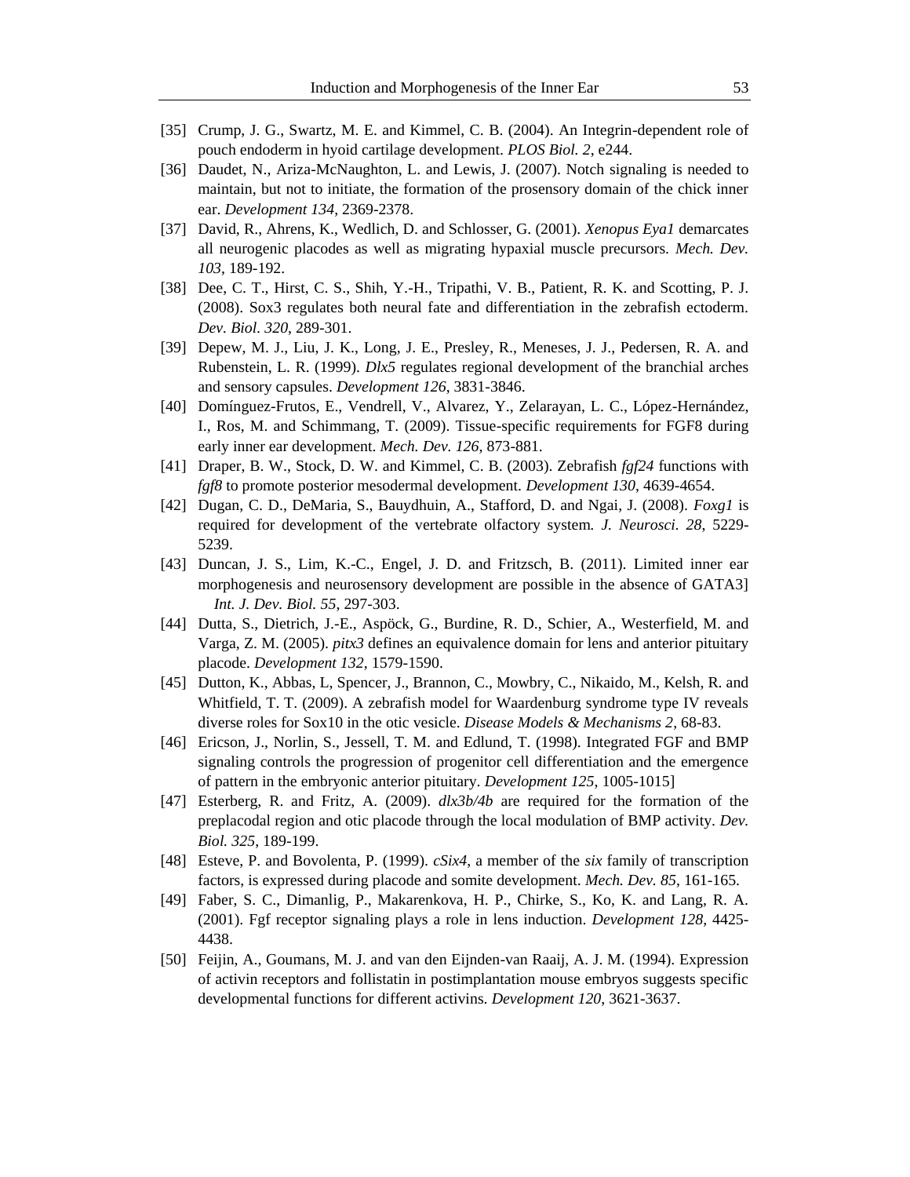[35] Crump, J. G., Swartz, M. E. and Kimmel, C. B. (2004). An Integrin-dependent role of pouch endoderm in hyoid cartilage development. *PLOS Biol. 2*, e244.

[36] Daudet, N., Ariza-McNaughton, L. and Lewis, J. (2007). Notch signaling is needed to maintain, but not to initiate, the formation of the prosensory domain of the chick inner ear. *Development 134*, 2369-2378.

[37] David, R., Ahrens, K., Wedlich, D. and Schlosser, G. (2001). *Xenopus Eya1* demarcates all neurogenic placodes as well as migrating hypaxial muscle precursors. *Mech. Dev. 103*, 189-192.

[38] Dee, C. T., Hirst, C. S., Shih, Y.-H., Tripathi, V. B., Patient, R. K. and Scotting, P. J. (2008). Sox3 regulates both neural fate and differentiation in the zebrafish ectoderm. *Dev. Biol. 320*, 289-301.

[39] Depew, M. J., Liu, J. K., Long, J. E., Presley, R., Meneses, J. J., Pedersen, R. A. and Rubenstein, L. R. (1999). *Dlx5* regulates regional development of the branchial arches and sensory capsules. *Development 126*, 3831-3846.

[40] Domínguez-Frutos, E., Vendrell, V., Alvarez, Y., Zelarayan, L. C., López-Hernández, I., Ros, M. and Schimmang, T. (2009). Tissue-specific requirements for FGF8 during early inner ear development. *Mech. Dev. 126*, 873-881.

[41] Draper, B. W., Stock, D. W. and Kimmel, C. B. (2003). Zebrafish *fgf24* functions with *fgf8* to promote posterior mesodermal development. *Development 130*, 4639-4654.

[42] Dugan, C. D., DeMaria, S., Bauydhuin, A., Stafford, D. and Ngai, J. (2008). *Foxg1* is required for development of the vertebrate olfactory system. *J. Neurosci. 28*, 5229-5239.

[43] Duncan, J. S., Lim, K.-C., Engel, J. D. and Fritzsch, B. (2011). Limited inner ear morphogenesis and neurosensory development are possible in the absence of GATA3] *Int. J. Dev. Biol. 55*, 297-303.

[44] Dutta, S., Dietrich, J.-E., Aspöck, G., Burdine, R. D., Schier, A., Westerfield, M. and Varga, Z. M. (2005). *pitx3* defines an equivalence domain for lens and anterior pituitary placode. *Development 132*, 1579-1590.

[45] Dutton, K., Abbas, L, Spencer, J., Brannon, C., Mowbry, C., Nikaido, M., Kelsh, R. and Whitfield, T. T. (2009). A zebrafish model for Waardenburg syndrome type IV reveals diverse roles for Sox10 in the otic vesicle. *Disease Models & Mechanisms 2*, 68-83.

[46] Ericson, J., Norlin, S., Jessell, T. M. and Edlund, T. (1998). Integrated FGF and BMP signaling controls the progression of progenitor cell differentiation and the emergence of pattern in the embryonic anterior pituitary. *Development 125*, 1005-1015]

[47] Esterberg, R. and Fritz, A. (2009). *dlx3b/4b* are required for the formation of the preplacodal region and otic placode through the local modulation of BMP activity. *Dev. Biol. 325*, 189-199.

[48] Esteve, P. and Bovolenta, P. (1999). *cSix4*, a member of the *six* family of transcription factors, is expressed during placode and somite development. *Mech. Dev. 85*, 161-165.

[49] Faber, S. C., Dimanlig, P., Makarenkova, H. P., Chirke, S., Ko, K. and Lang, R. A. (2001). Fgf receptor signaling plays a role in lens induction. *Development 128*, 4425-4438.

[50] Feijin, A., Goumans, M. J. and van den Eijnden-van Raaij, A. J. M. (1994). Expression of activin receptors and follistatin in postimplantation mouse embryos suggests specific developmental functions for different activins. *Development 120*, 3621-3637.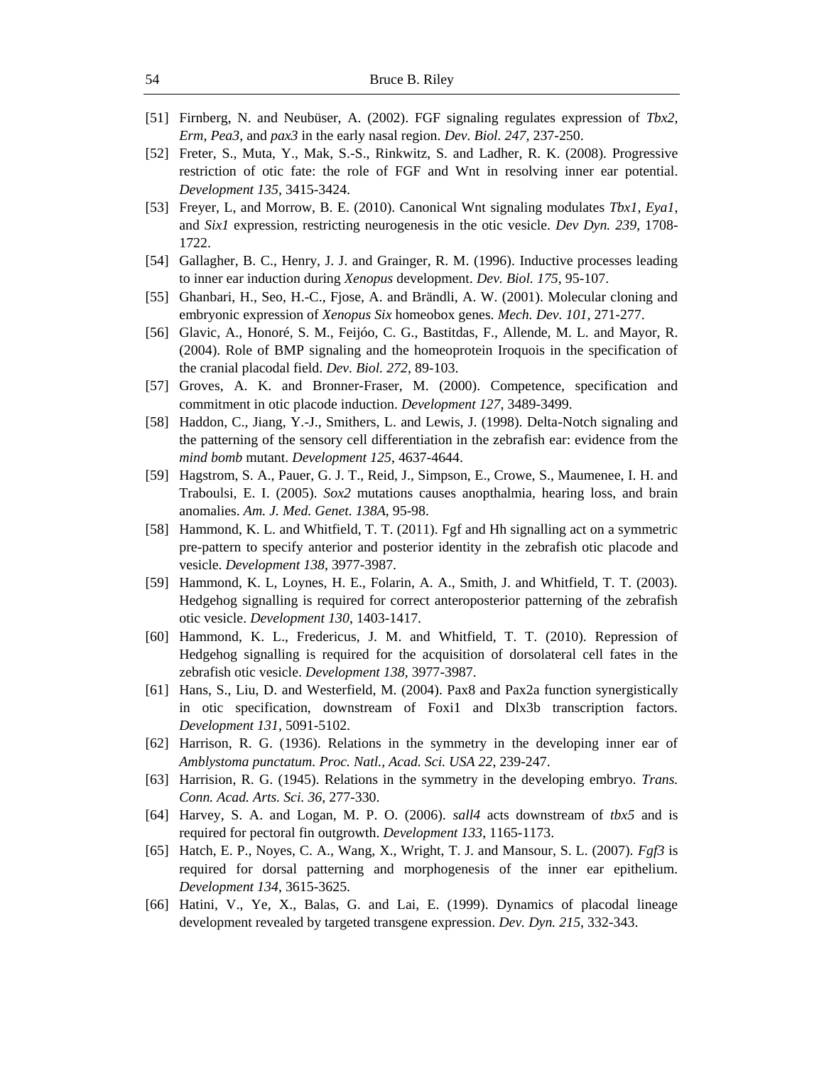[51] Firnberg, N. and Neubüser, A. (2002). FGF signaling regulates expression of *Tbx2*, *Erm*, *Pea3*, and *pax3* in the early nasal region. *Dev. Biol. 247*, 237-250.

[52] Freter, S., Muta, Y., Mak, S.-S., Rinkwitz, S. and Ladher, R. K. (2008). Progressive restriction of otic fate: the role of FGF and Wnt in resolving inner ear potential. *Development 135*, 3415-3424.

[53] Freyer, L, and Morrow, B. E. (2010). Canonical Wnt signaling modulates *Tbx1*, *Eya1*, and *Six1* expression, restricting neurogenesis in the otic vesicle. *Dev Dyn. 239*, 1708-1722.

[54] Gallagher, B. C., Henry, J. J. and Grainger, R. M. (1996). Inductive processes leading to inner ear induction during *Xenopus* development. *Dev. Biol. 175*, 95-107.

[55] Ghanbari, H., Seo, H.-C., Fjose, A. and Brändli, A. W. (2001). Molecular cloning and embryonic expression of *Xenopus Six* homeobox genes. *Mech. Dev. 101*, 271-277.

[56] Glavic, A., Honoré, S. M., Feijóo, C. G., Bastitdas, F., Allende, M. L. and Mayor, R. (2004). Role of BMP signaling and the homeoprotein Iroquois in the specification of the cranial placodal field. *Dev. Biol. 272*, 89-103.

[57] Groves, A. K. and Bronner-Fraser, M. (2000). Competence, specification and commitment in otic placode induction. *Development 127*, 3489-3499.

[58] Haddon, C., Jiang, Y.-J., Smithers, L. and Lewis, J. (1998). Delta-Notch signaling and the patterning of the sensory cell differentiation in the zebrafish ear: evidence from the *mind bomb* mutant. *Development 125*, 4637-4644.

[59] Hagstrom, S. A., Pauer, G. J. T., Reid, J., Simpson, E., Crowe, S., Maumenee, I. H. and Traboulsi, E. I. (2005). *Sox2* mutations causes anopthalmia, hearing loss, and brain anomalies. *Am. J. Med. Genet. 138A*, 95-98.

[58] Hammond, K. L. and Whitfield, T. T. (2011). Fgf and Hh signalling act on a symmetric pre-pattern to specify anterior and posterior identity in the zebrafish otic placode and vesicle. *Development 138*, 3977-3987.

[59] Hammond, K. L, Loynes, H. E., Folarin, A. A., Smith, J. and Whitfield, T. T. (2003). Hedgehog signalling is required for correct anteroposterior patterning of the zebrafish otic vesicle. *Development 130*, 1403-1417.

[60] Hammond, K. L., Fredericus, J. M. and Whitfield, T. T. (2010). Repression of Hedgehog signalling is required for the acquisition of dorsolateral cell fates in the zebrafish otic vesicle. *Development 138*, 3977-3987.

[61] Hans, S., Liu, D. and Westerfield, M. (2004). Pax8 and Pax2a function synergistically in otic specification, downstream of Foxi1 and Dlx3b transcription factors. *Development 131*, 5091-5102.

[62] Harrison, R. G. (1936). Relations in the symmetry in the developing inner ear of *Amblystoma punctatum. Proc. Natl., Acad. Sci. USA 22*, 239-247.

[63] Harrision, R. G. (1945). Relations in the symmetry in the developing embryo. *Trans. Conn. Acad. Arts. Sci. 36*, 277-330.

[64] Harvey, S. A. and Logan, M. P. O. (2006). *sall4* acts downstream of *tbx5* and is required for pectoral fin outgrowth. *Development 133*, 1165-1173.

[65] Hatch, E. P., Noyes, C. A., Wang, X., Wright, T. J. and Mansour, S. L. (2007). *Fgf3* is required for dorsal patterning and morphogenesis of the inner ear epithelium. *Development 134*, 3615-3625.

[66] Hatini, V., Ye, X., Balas, G. and Lai, E. (1999). Dynamics of placodal lineage development revealed by targeted transgene expression. *Dev. Dyn. 215*, 332-343.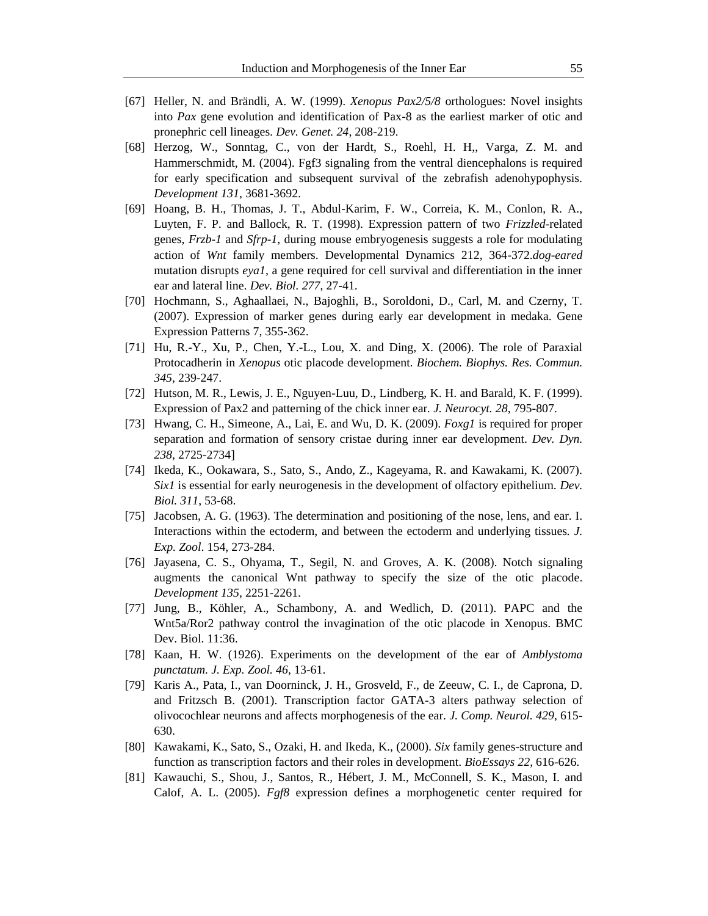[67] Heller, N. and Brändli, A. W. (1999). *Xenopus Pax2/5/8* orthologues: Novel insights into *Pax* gene evolution and identification of Pax-8 as the earliest marker of otic and pronephric cell lineages. *Dev. Genet. 24*, 208-219.

[68] Herzog, W., Sonntag, C., von der Hardt, S., Roehl, H. H,, Varga, Z. M. and Hammerschmidt, M. (2004). Fgf3 signaling from the ventral diencephalons is required for early specification and subsequent survival of the zebrafish adenohypophysis. *Development 131*, 3681-3692.

[69] Hoang, B. H., Thomas, J. T., Abdul-Karim, F. W., Correia, K. M., Conlon, R. A., Luyten, F. P. and Ballock, R. T. (1998). Expression pattern of two *Frizzled*-related genes, *Frzb-1* and *Sfrp-1*, during mouse embryogenesis suggests a role for modulating action of *Wnt* family members. Developmental Dynamics 212, 364-372.*dog-eared* mutation disrupts *eya1*, a gene required for cell survival and differentiation in the inner ear and lateral line. *Dev. Biol. 277*, 27-41.

[70] Hochmann, S., Aghaallaei, N., Bajoghli, B., Soroldoni, D., Carl, M. and Czerny, T. (2007). Expression of marker genes during early ear development in medaka. Gene Expression Patterns 7, 355-362.

[71] Hu, R.-Y., Xu, P., Chen, Y.-L., Lou, X. and Ding, X. (2006). The role of Paraxial Protocadherin in *Xenopus* otic placode development. *Biochem. Biophys. Res. Commun. 345*, 239-247.

[72] Hutson, M. R., Lewis, J. E., Nguyen-Luu, D., Lindberg, K. H. and Barald, K. F. (1999). Expression of Pax2 and patterning of the chick inner ear. *J. Neurocyt. 28*, 795-807.

[73] Hwang, C. H., Simeone, A., Lai, E. and Wu, D. K. (2009). *Foxg1* is required for proper separation and formation of sensory cristae during inner ear development. *Dev. Dyn. 238*, 2725-2734]

[74] Ikeda, K., Ookawara, S., Sato, S., Ando, Z., Kageyama, R. and Kawakami, K. (2007). *Six1* is essential for early neurogenesis in the development of olfactory epithelium. *Dev. Biol. 311*, 53-68.

[75] Jacobsen, A. G. (1963). The determination and positioning of the nose, lens, and ear. I. Interactions within the ectoderm, and between the ectoderm and underlying tissues. *J. Exp. Zool*. 154, 273-284.

[76] Jayasena, C. S., Ohyama, T., Segil, N. and Groves, A. K. (2008). Notch signaling augments the canonical Wnt pathway to specify the size of the otic placode. *Development 135*, 2251-2261.

[77] Jung, B., Köhler, A., Schambony, A. and Wedlich, D. (2011). PAPC and the Wnt5a/Ror2 pathway control the invagination of the otic placode in Xenopus. BMC Dev. Biol. 11:36.

[78] Kaan, H. W. (1926). Experiments on the development of the ear of *Amblystoma punctatum. J. Exp. Zool. 46*, 13-61.

[79] Karis A., Pata, I., van Doorninck, J. H., Grosveld, F., de Zeeuw, C. I., de Caprona, D. and Fritzsch B. (2001). Transcription factor GATA-3 alters pathway selection of olivocochlear neurons and affects morphogenesis of the ear. *J. Comp. Neurol. 429*, 615-630.

[80] Kawakami, K., Sato, S., Ozaki, H. and Ikeda, K., (2000). *Six* family genes-structure and function as transcription factors and their roles in development. *BioEssays 22*, 616-626.

[81] Kawauchi, S., Shou, J., Santos, R., Hébert, J. M., McConnell, S. K., Mason, I. and Calof, A. L. (2005). *Fgf8* expression defines a morphogenetic center required for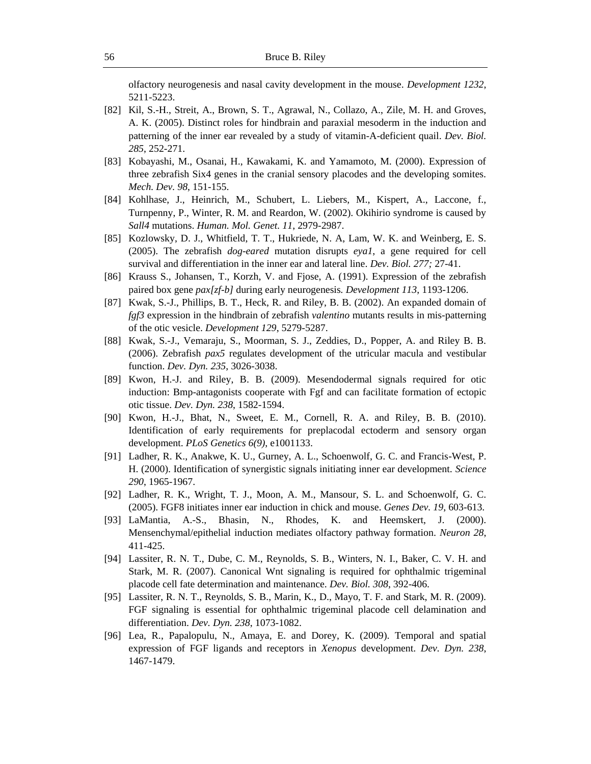olfactory neurogenesis and nasal cavity development in the mouse. *Development 1232*, 5211-5223.

[82] Kil, S.-H., Streit, A., Brown, S. T., Agrawal, N., Collazo, A., Zile, M. H. and Groves, A. K. (2005). Distinct roles for hindbrain and paraxial mesoderm in the induction and patterning of the inner ear revealed by a study of vitamin-A-deficient quail. *Dev. Biol. 285*, 252-271.

[83] Kobayashi, M., Osanai, H., Kawakami, K. and Yamamoto, M. (2000). Expression of three zebrafish Six4 genes in the cranial sensory placodes and the developing somites. *Mech. Dev. 98*, 151-155.

[84] Kohlhase, J., Heinrich, M., Schubert, L. Liebers, M., Kispert, A., Laccone, f., Turnpenny, P., Winter, R. M. and Reardon, W. (2002). Okihirio syndrome is caused by *Sall4* mutations. *Human. Mol. Genet. 11*, 2979-2987.

[85] Kozlowsky, D. J., Whitfield, T. T., Hukriede, N. A, Lam, W. K. and Weinberg, E. S. (2005). The zebrafish *dog-eared* mutation disrupts *eya1*, a gene required for cell survival and differentiation in the inner ear and lateral line. *Dev. Biol. 277;* 27-41.

[86] Krauss S., Johansen, T., Korzh, V. and Fjose, A. (1991). Expression of the zebrafish paired box gene *pax[zf-b]* during early neurogenesis. *Development 113*, 1193-1206.

[87] Kwak, S.-J., Phillips, B. T., Heck, R. and Riley, B. B. (2002). An expanded domain of *fgf3* expression in the hindbrain of zebrafish *valentino* mutants results in mis-patterning of the otic vesicle. *Development 129*, 5279-5287.

[88] Kwak, S.-J., Vemaraju, S., Moorman, S. J., Zeddies, D., Popper, A. and Riley B. B. (2006). Zebrafish *pax5* regulates development of the utricular macula and vestibular function. *Dev. Dyn. 235*, 3026-3038.

[89] Kwon, H.-J. and Riley, B. B. (2009). Mesendodermal signals required for otic induction: Bmp-antagonists cooperate with Fgf and can facilitate formation of ectopic otic tissue. *Dev. Dyn. 238*, 1582-1594.

[90] Kwon, H.-J., Bhat, N., Sweet, E. M., Cornell, R. A. and Riley, B. B. (2010). Identification of early requirements for preplacodal ectoderm and sensory organ development. *PLoS Genetics 6(9)*, e1001133.

[91] Ladher, R. K., Anakwe, K. U., Gurney, A. L., Schoenwolf, G. C. and Francis-West, P. H. (2000). Identification of synergistic signals initiating inner ear development. *Science 290*, 1965-1967.

[92] Ladher, R. K., Wright, T. J., Moon, A. M., Mansour, S. L. and Schoenwolf, G. C. (2005). FGF8 initiates inner ear induction in chick and mouse. *Genes Dev. 19*, 603-613.

[93] LaMantia, A.-S., Bhasin, N., Rhodes, K. and Heemskert, J. (2000). Mensenchymal/epithelial induction mediates olfactory pathway formation. *Neuron 28*, 411-425.

[94] Lassiter, R. N. T., Dube, C. M., Reynolds, S. B., Winters, N. I., Baker, C. V. H. and Stark, M. R. (2007). Canonical Wnt signaling is required for ophthalmic trigeminal placode cell fate determination and maintenance. *Dev. Biol. 308*, 392-406.

[95] Lassiter, R. N. T., Reynolds, S. B., Marin, K., D., Mayo, T. F. and Stark, M. R. (2009). FGF signaling is essential for ophthalmic trigeminal placode cell delamination and differentiation. *Dev. Dyn. 238*, 1073-1082.

[96] Lea, R., Papalopulu, N., Amaya, E. and Dorey, K. (2009). Temporal and spatial expression of FGF ligands and receptors in *Xenopus* development. *Dev. Dyn. 238*, 1467-1479.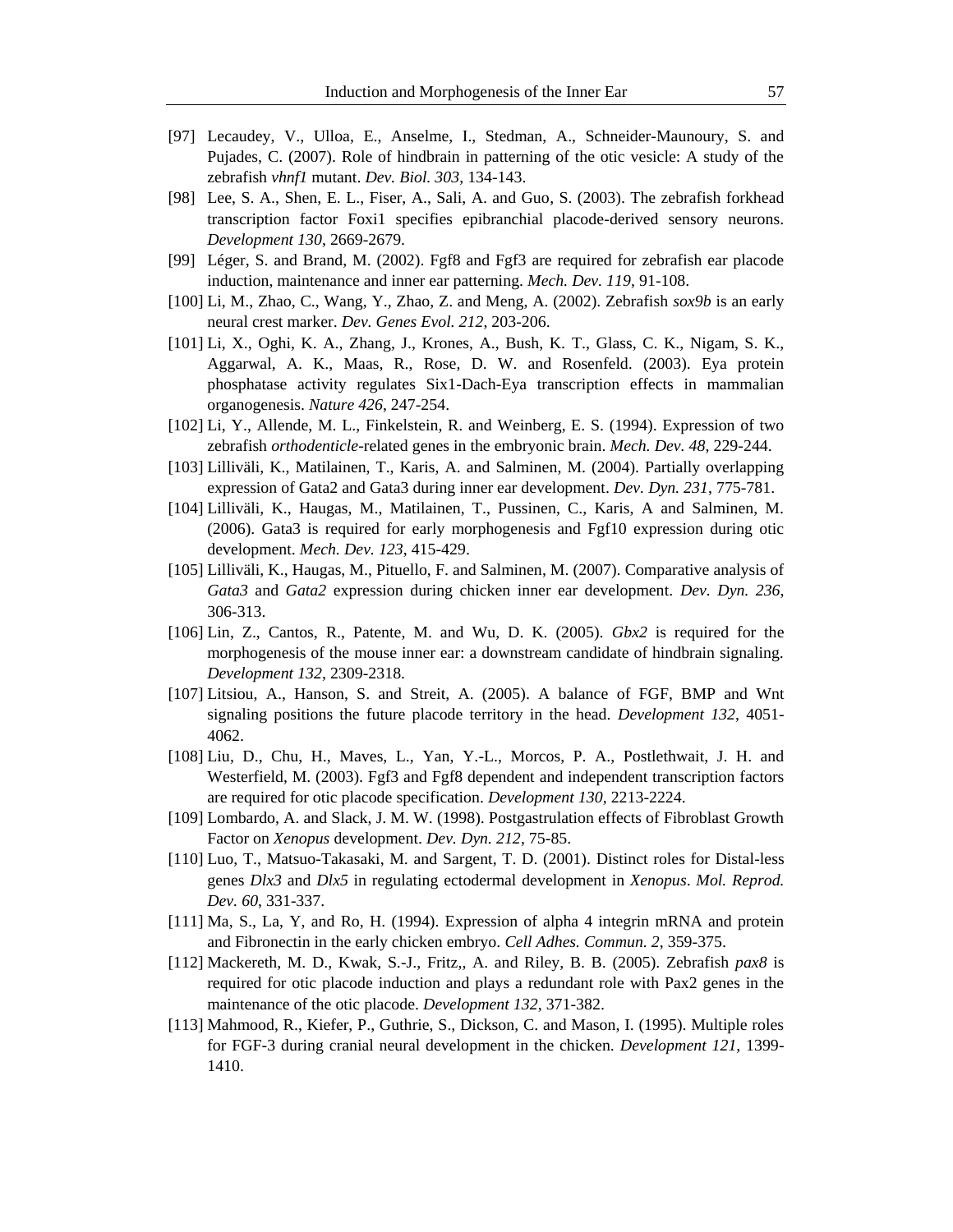[97] Lecaudey, V., Ulloa, E., Anselme, I., Stedman, A., Schneider-Maunoury, S. and Pujades, C. (2007). Role of hindbrain in patterning of the otic vesicle: A study of the zebrafish *vhnf1* mutant. *Dev. Biol. 303*, 134-143.

[98] Lee, S. A., Shen, E. L., Fiser, A., Sali, A. and Guo, S. (2003). The zebrafish forkhead transcription factor Foxi1 specifies epibranchial placode-derived sensory neurons. *Development 130*, 2669-2679.

[99] Léger, S. and Brand, M. (2002). Fgf8 and Fgf3 are required for zebrafish ear placode induction, maintenance and inner ear patterning. *Mech. Dev. 119*, 91-108.

[100] Li, M., Zhao, C., Wang, Y., Zhao, Z. and Meng, A. (2002). Zebrafish *sox9b* is an early neural crest marker. *Dev. Genes Evol. 212*, 203-206.

[101] Li, X., Oghi, K. A., Zhang, J., Krones, A., Bush, K. T., Glass, C. K., Nigam, S. K., Aggarwal, A. K., Maas, R., Rose, D. W. and Rosenfeld. (2003). Eya protein phosphatase activity regulates Six1-Dach-Eya transcription effects in mammalian organogenesis. *Nature 426*, 247-254.

[102] Li, Y., Allende, M. L., Finkelstein, R. and Weinberg, E. S. (1994). Expression of two zebrafish *orthodenticle*-related genes in the embryonic brain. *Mech. Dev. 48*, 229-244.

[103] Lilliväli, K., Matilainen, T., Karis, A. and Salminen, M. (2004). Partially overlapping expression of Gata2 and Gata3 during inner ear development. *Dev. Dyn. 231*, 775-781.

[104] Lilliväli, K., Haugas, M., Matilainen, T., Pussinen, C., Karis, A and Salminen, M. (2006). Gata3 is required for early morphogenesis and Fgf10 expression during otic development. *Mech. Dev. 123*, 415-429.

[105] Lilliväli, K., Haugas, M., Pituello, F. and Salminen, M. (2007). Comparative analysis of *Gata3* and *Gata2* expression during chicken inner ear development. *Dev. Dyn. 236*, 306-313.

[106] Lin, Z., Cantos, R., Patente, M. and Wu, D. K. (2005). *Gbx2* is required for the morphogenesis of the mouse inner ear: a downstream candidate of hindbrain signaling. *Development 132*, 2309-2318.

[107] Litsiou, A., Hanson, S. and Streit, A. (2005). A balance of FGF, BMP and Wnt signaling positions the future placode territory in the head. *Development 132*, 4051-4062.

[108] Liu, D., Chu, H., Maves, L., Yan, Y.-L., Morcos, P. A., Postlethwait, J. H. and Westerfield, M. (2003). Fgf3 and Fgf8 dependent and independent transcription factors are required for otic placode specification. *Development 130*, 2213-2224.

[109] Lombardo, A. and Slack, J. M. W. (1998). Postgastrulation effects of Fibroblast Growth Factor on *Xenopus* development. *Dev. Dyn. 212*, 75-85.

[110] Luo, T., Matsuo-Takasaki, M. and Sargent, T. D. (2001). Distinct roles for Distal-less genes *Dlx3* and *Dlx5* in regulating ectodermal development in *Xenopus*. *Mol. Reprod. Dev. 60*, 331-337.

[111] Ma, S., La, Y, and Ro, H. (1994). Expression of alpha 4 integrin mRNA and protein and Fibronectin in the early chicken embryo. *Cell Adhes. Commun. 2*, 359-375.

[112] Mackereth, M. D., Kwak, S.-J., Fritz,, A. and Riley, B. B. (2005). Zebrafish *pax8* is required for otic placode induction and plays a redundant role with Pax2 genes in the maintenance of the otic placode. *Development 132*, 371-382.

[113] Mahmood, R., Kiefer, P., Guthrie, S., Dickson, C. and Mason, I. (1995). Multiple roles for FGF-3 during cranial neural development in the chicken. *Development 121*, 1399-1410.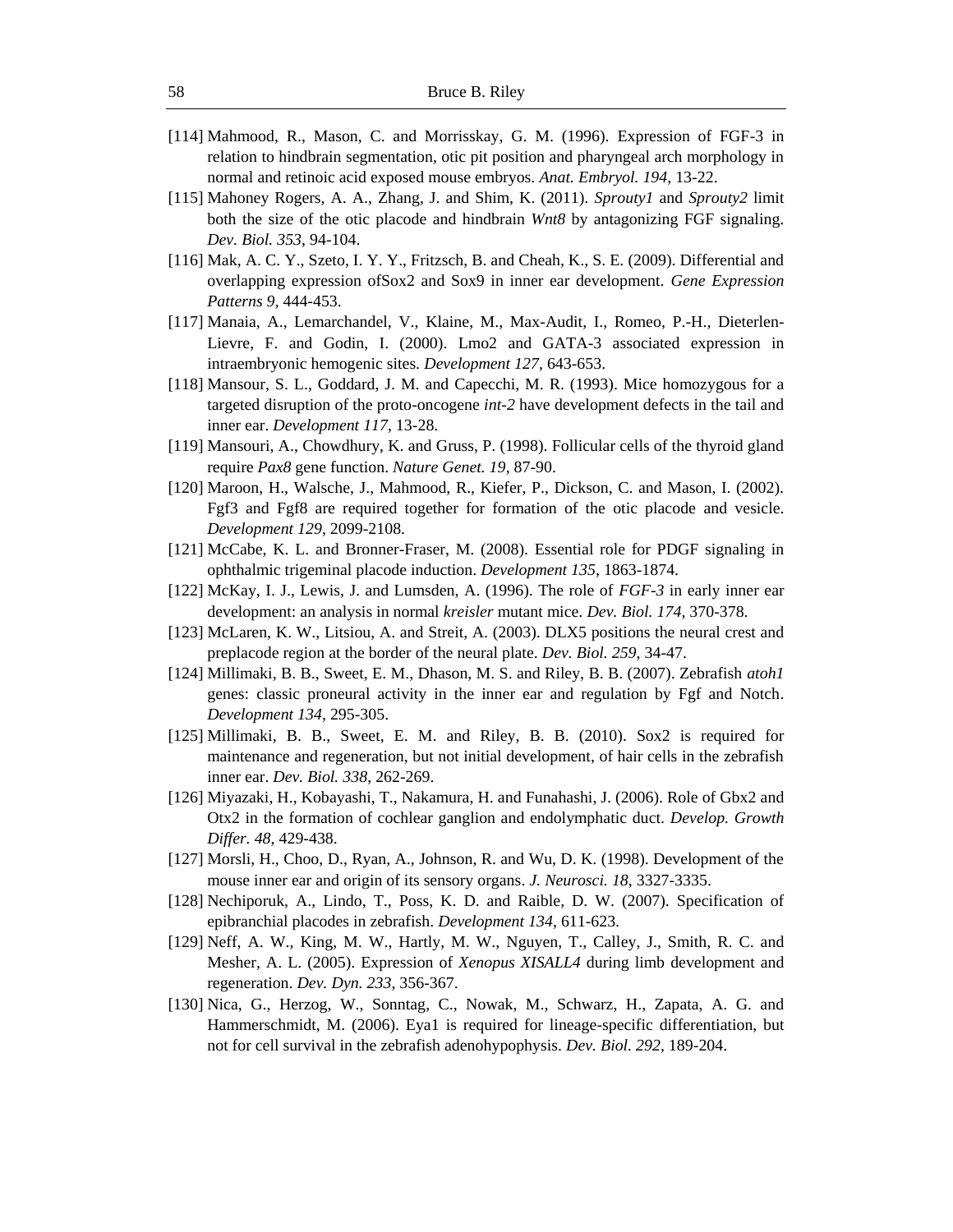[114] Mahmood, R., Mason, C. and Morrisskay, G. M. (1996). Expression of FGF-3 in relation to hindbrain segmentation, otic pit position and pharyngeal arch morphology in normal and retinoic acid exposed mouse embryos. *Anat. Embryol. 194*, 13-22.

[115] Mahoney Rogers, A. A., Zhang, J. and Shim, K. (2011). *Sprouty1* and *Sprouty2* limit both the size of the otic placode and hindbrain *Wnt8* by antagonizing FGF signaling. *Dev. Biol. 353*, 94-104.

[116] Mak, A. C. Y., Szeto, I. Y. Y., Fritzsch, B. and Cheah, K., S. E. (2009). Differential and overlapping expression ofSox2 and Sox9 in inner ear development. *Gene Expression Patterns 9*, 444-453.

[117] Manaia, A., Lemarchandel, V., Klaine, M., Max-Audit, I., Romeo, P.-H., Dieterlen-Lievre, F. and Godin, I. (2000). Lmo2 and GATA-3 associated expression in intraembryonic hemogenic sites. *Development 127*, 643-653.

[118] Mansour, S. L., Goddard, J. M. and Capecchi, M. R. (1993). Mice homozygous for a targeted disruption of the proto-oncogene *int-2* have development defects in the tail and inner ear. *Development 117*, 13-28.

[119] Mansouri, A., Chowdhury, K. and Gruss, P. (1998). Follicular cells of the thyroid gland require *Pax8* gene function. *Nature Genet. 19*, 87-90.

[120] Maroon, H., Walsche, J., Mahmood, R., Kiefer, P., Dickson, C. and Mason, I. (2002). Fgf3 and Fgf8 are required together for formation of the otic placode and vesicle. *Development 129*, 2099-2108.

[121] McCabe, K. L. and Bronner-Fraser, M. (2008). Essential role for PDGF signaling in ophthalmic trigeminal placode induction. *Development 135*, 1863-1874.

[122] McKay, I. J., Lewis, J. and Lumsden, A. (1996). The role of *FGF-3* in early inner ear development: an analysis in normal *kreisler* mutant mice. *Dev. Biol. 174*, 370-378.

[123] McLaren, K. W., Litsiou, A. and Streit, A. (2003). DLX5 positions the neural crest and preplacode region at the border of the neural plate. *Dev. Biol. 259*, 34-47.

[124] Millimaki, B. B., Sweet, E. M., Dhason, M. S. and Riley, B. B. (2007). Zebrafish *atoh1* genes: classic proneural activity in the inner ear and regulation by Fgf and Notch. *Development 134*, 295-305.

[125] Millimaki, B. B., Sweet, E. M. and Riley, B. B. (2010). Sox2 is required for maintenance and regeneration, but not initial development, of hair cells in the zebrafish inner ear. *Dev. Biol. 338*, 262-269.

[126] Miyazaki, H., Kobayashi, T., Nakamura, H. and Funahashi, J. (2006). Role of Gbx2 and Otx2 in the formation of cochlear ganglion and endolymphatic duct. *Develop. Growth Differ. 48*, 429-438.

[127] Morsli, H., Choo, D., Ryan, A., Johnson, R. and Wu, D. K. (1998). Development of the mouse inner ear and origin of its sensory organs. *J. Neurosci. 18*, 3327-3335.

[128] Nechiporuk, A., Lindo, T., Poss, K. D. and Raible, D. W. (2007). Specification of epibranchial placodes in zebrafish. *Development 134*, 611-623.

[129] Neff, A. W., King, M. W., Hartly, M. W., Nguyen, T., Calley, J., Smith, R. C. and Mesher, A. L. (2005). Expression of *Xenopus XISALL4* during limb development and regeneration. *Dev. Dyn. 233*, 356-367.

[130] Nica, G., Herzog, W., Sonntag, C., Nowak, M., Schwarz, H., Zapata, A. G. and Hammerschmidt, M. (2006). Eya1 is required for lineage-specific differentiation, but not for cell survival in the zebrafish adenohypophysis. *Dev. Biol. 292*, 189-204.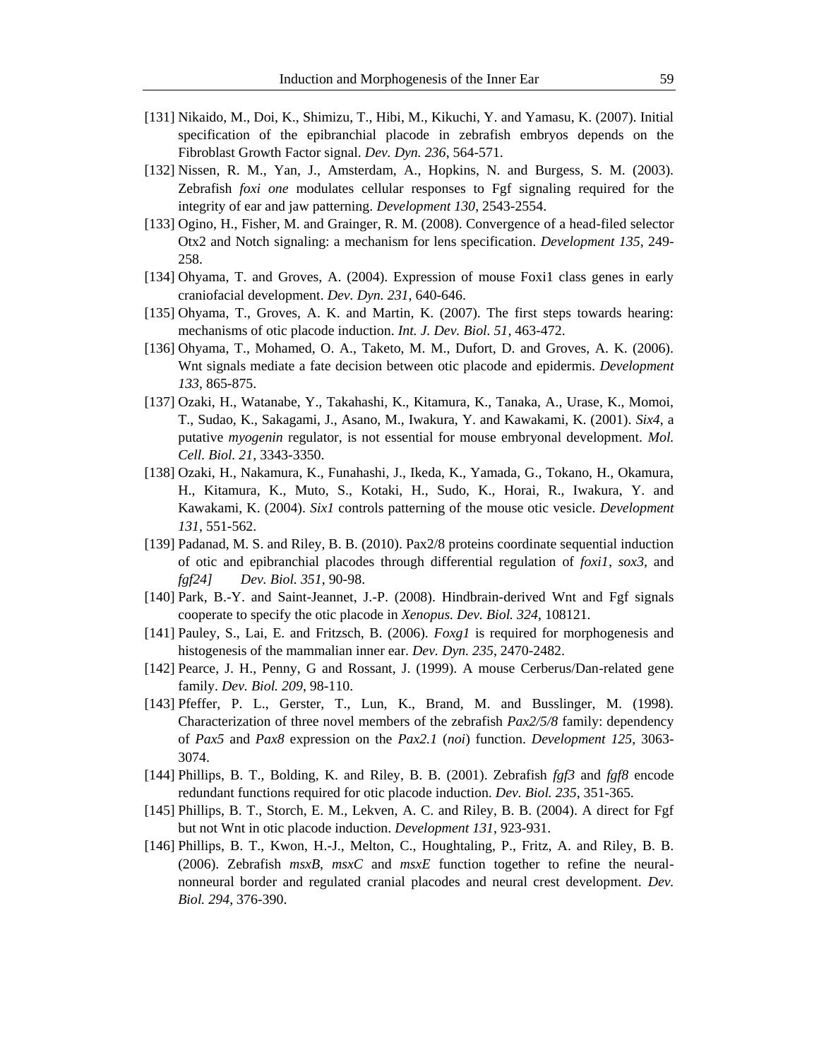[131] Nikaido, M., Doi, K., Shimizu, T., Hibi, M., Kikuchi, Y. and Yamasu, K. (2007). Initial specification of the epibranchial placode in zebrafish embryos depends on the Fibroblast Growth Factor signal. *Dev. Dyn. 236*, 564-571.

[132] Nissen, R. M., Yan, J., Amsterdam, A., Hopkins, N. and Burgess, S. M. (2003). Zebrafish *foxi one* modulates cellular responses to Fgf signaling required for the integrity of ear and jaw patterning. *Development 130*, 2543-2554.

[133] Ogino, H., Fisher, M. and Grainger, R. M. (2008). Convergence of a head-filed selector Otx2 and Notch signaling: a mechanism for lens specification. *Development 135*, 249-258.

[134] Ohyama, T. and Groves, A. (2004). Expression of mouse Foxi1 class genes in early craniofacial development. *Dev. Dyn. 231*, 640-646.

[135] Ohyama, T., Groves, A. K. and Martin, K. (2007). The first steps towards hearing: mechanisms of otic placode induction. *Int. J. Dev. Biol. 51*, 463-472.

[136] Ohyama, T., Mohamed, O. A., Taketo, M. M., Dufort, D. and Groves, A. K. (2006). Wnt signals mediate a fate decision between otic placode and epidermis. *Development 133*, 865-875.

[137] Ozaki, H., Watanabe, Y., Takahashi, K., Kitamura, K., Tanaka, A., Urase, K., Momoi, T., Sudao, K., Sakagami, J., Asano, M., Iwakura, Y. and Kawakami, K. (2001). *Six4*, a putative *myogenin* regulator, is not essential for mouse embryonal development. *Mol. Cell. Biol. 21*, 3343-3350.

[138] Ozaki, H., Nakamura, K., Funahashi, J., Ikeda, K., Yamada, G., Tokano, H., Okamura, H., Kitamura, K., Muto, S., Kotaki, H., Sudo, K., Horai, R., Iwakura, Y. and Kawakami, K. (2004). *Six1* controls patterning of the mouse otic vesicle. *Development 131*, 551-562.

[139] Padanad, M. S. and Riley, B. B. (2010). Pax2/8 proteins coordinate sequential induction of otic and epibranchial placodes through differential regulation of *foxi1*, *sox3*, and *fgf24]* *Dev. Biol. 351*, 90-98.

[140] Park, B.-Y. and Saint-Jeannet, J.-P. (2008). Hindbrain-derived Wnt and Fgf signals cooperate to specify the otic placode in *Xenopus. Dev. Biol. 324*, 108121.

[141] Pauley, S., Lai, E. and Fritzsch, B. (2006). *Foxg1* is required for morphogenesis and histogenesis of the mammalian inner ear. *Dev. Dyn. 235*, 2470-2482.

[142] Pearce, J. H., Penny, G and Rossant, J. (1999). A mouse Cerberus/Dan-related gene family. *Dev. Biol. 209*, 98-110.

[143] Pfeffer, P. L., Gerster, T., Lun, K., Brand, M. and Busslinger, M. (1998). Characterization of three novel members of the zebrafish *Pax2/5/8* family: dependency of *Pax5* and *Pax8* expression on the *Pax2.1* (*noi*) function. *Development 125*, 3063-3074.

[144] Phillips, B. T., Bolding, K. and Riley, B. B. (2001). Zebrafish *fgf3* and *fgf8* encode redundant functions required for otic placode induction. *Dev. Biol. 235*, 351-365.

[145] Phillips, B. T., Storch, E. M., Lekven, A. C. and Riley, B. B. (2004). A direct for Fgf but not Wnt in otic placode induction. *Development 131*, 923-931.

[146] Phillips, B. T., Kwon, H.-J., Melton, C., Houghtaling, P., Fritz, A. and Riley, B. B. (2006). Zebrafish *msxB*, *msxC* and *msxE* function together to refine the neural-nonneural border and regulated cranial placodes and neural crest development. *Dev. Biol. 294*, 376-390.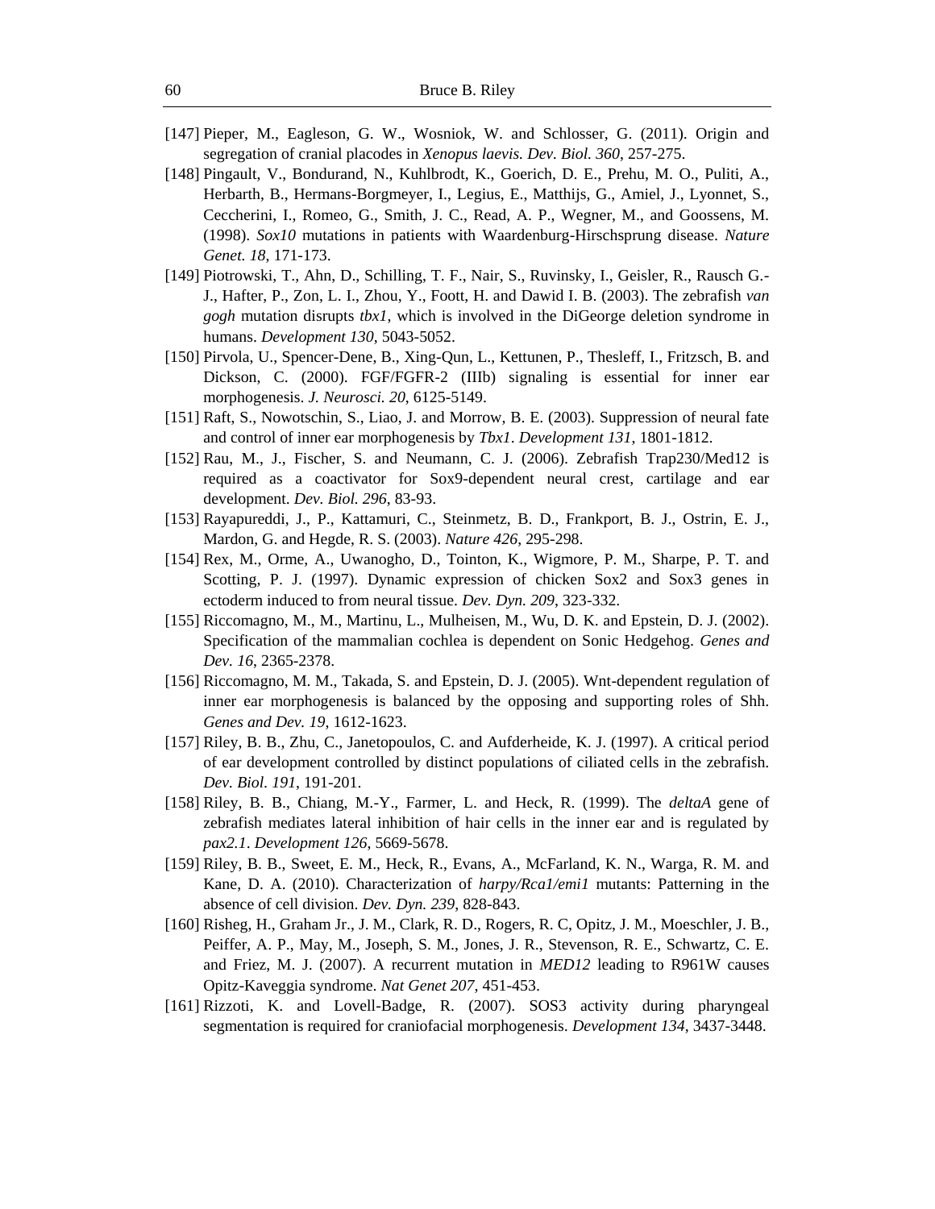[147] Pieper, M., Eagleson, G. W., Wosniok, W. and Schlosser, G. (2011). Origin and segregation of cranial placodes in *Xenopus laevis. Dev. Biol. 360*, 257-275.

[148] Pingault, V., Bondurand, N., Kuhlbrodt, K., Goerich, D. E., Prehu, M. O., Puliti, A., Herbarth, B., Hermans-Borgmeyer, I., Legius, E., Matthijs, G., Amiel, J., Lyonnet, S., Ceccherini, I., Romeo, G., Smith, J. C., Read, A. P., Wegner, M., and Goossens, M. (1998). *Sox10* mutations in patients with Waardenburg-Hirschsprung disease. *Nature Genet. 18*, 171-173.

[149] Piotrowski, T., Ahn, D., Schilling, T. F., Nair, S., Ruvinsky, I., Geisler, R., Rausch G.-J., Hafter, P., Zon, L. I., Zhou, Y., Foott, H. and Dawid I. B. (2003). The zebrafish *van gogh* mutation disrupts *tbx1*, which is involved in the DiGeorge deletion syndrome in humans. *Development 130*, 5043-5052.

[150] Pirvola, U., Spencer-Dene, B., Xing-Qun, L., Kettunen, P., Thesleff, I., Fritzsch, B. and Dickson, C. (2000). FGF/FGFR-2 (IIIb) signaling is essential for inner ear morphogenesis. *J. Neurosci. 20*, 6125-5149.

[151] Raft, S., Nowotschin, S., Liao, J. and Morrow, B. E. (2003). Suppression of neural fate and control of inner ear morphogenesis by *Tbx1*. *Development 131*, 1801-1812.

[152] Rau, M., J., Fischer, S. and Neumann, C. J. (2006). Zebrafish Trap230/Med12 is required as a coactivator for Sox9-dependent neural crest, cartilage and ear development. *Dev. Biol. 296*, 83-93.

[153] Rayapureddi, J., P., Kattamuri, C., Steinmetz, B. D., Frankport, B. J., Ostrin, E. J., Mardon, G. and Hegde, R. S. (2003). *Nature 426*, 295-298.

[154] Rex, M., Orme, A., Uwanogho, D., Tointon, K., Wigmore, P. M., Sharpe, P. T. and Scotting, P. J. (1997). Dynamic expression of chicken Sox2 and Sox3 genes in ectoderm induced to from neural tissue. *Dev. Dyn. 209*, 323-332.

[155] Riccomagno, M., M., Martinu, L., Mulheisen, M., Wu, D. K. and Epstein, D. J. (2002). Specification of the mammalian cochlea is dependent on Sonic Hedgehog. *Genes and Dev. 16*, 2365-2378.

[156] Riccomagno, M. M., Takada, S. and Epstein, D. J. (2005). Wnt-dependent regulation of inner ear morphogenesis is balanced by the opposing and supporting roles of Shh. *Genes and Dev. 19*, 1612-1623.

[157] Riley, B. B., Zhu, C., Janetopoulos, C. and Aufderheide, K. J. (1997). A critical period of ear development controlled by distinct populations of ciliated cells in the zebrafish. *Dev. Biol. 191*, 191-201.

[158] Riley, B. B., Chiang, M.-Y., Farmer, L. and Heck, R. (1999). The *deltaA* gene of zebrafish mediates lateral inhibition of hair cells in the inner ear and is regulated by *pax2.1*. *Development 126*, 5669-5678.

[159] Riley, B. B., Sweet, E. M., Heck, R., Evans, A., McFarland, K. N., Warga, R. M. and Kane, D. A. (2010). Characterization of *harpy/Rca1/emi1* mutants: Patterning in the absence of cell division. *Dev. Dyn. 239*, 828-843.

[160] Risheg, H., Graham Jr., J. M., Clark, R. D., Rogers, R. C, Opitz, J. M., Moeschler, J. B., Peiffer, A. P., May, M., Joseph, S. M., Jones, J. R., Stevenson, R. E., Schwartz, C. E. and Friez, M. J. (2007). A recurrent mutation in *MED12* leading to R961W causes Opitz-Kaveggia syndrome. *Nat Genet 207*, 451-453.

[161] Rizzoti, K. and Lovell-Badge, R. (2007). SOS3 activity during pharyngeal segmentation is required for craniofacial morphogenesis. *Development 134*, 3437-3448.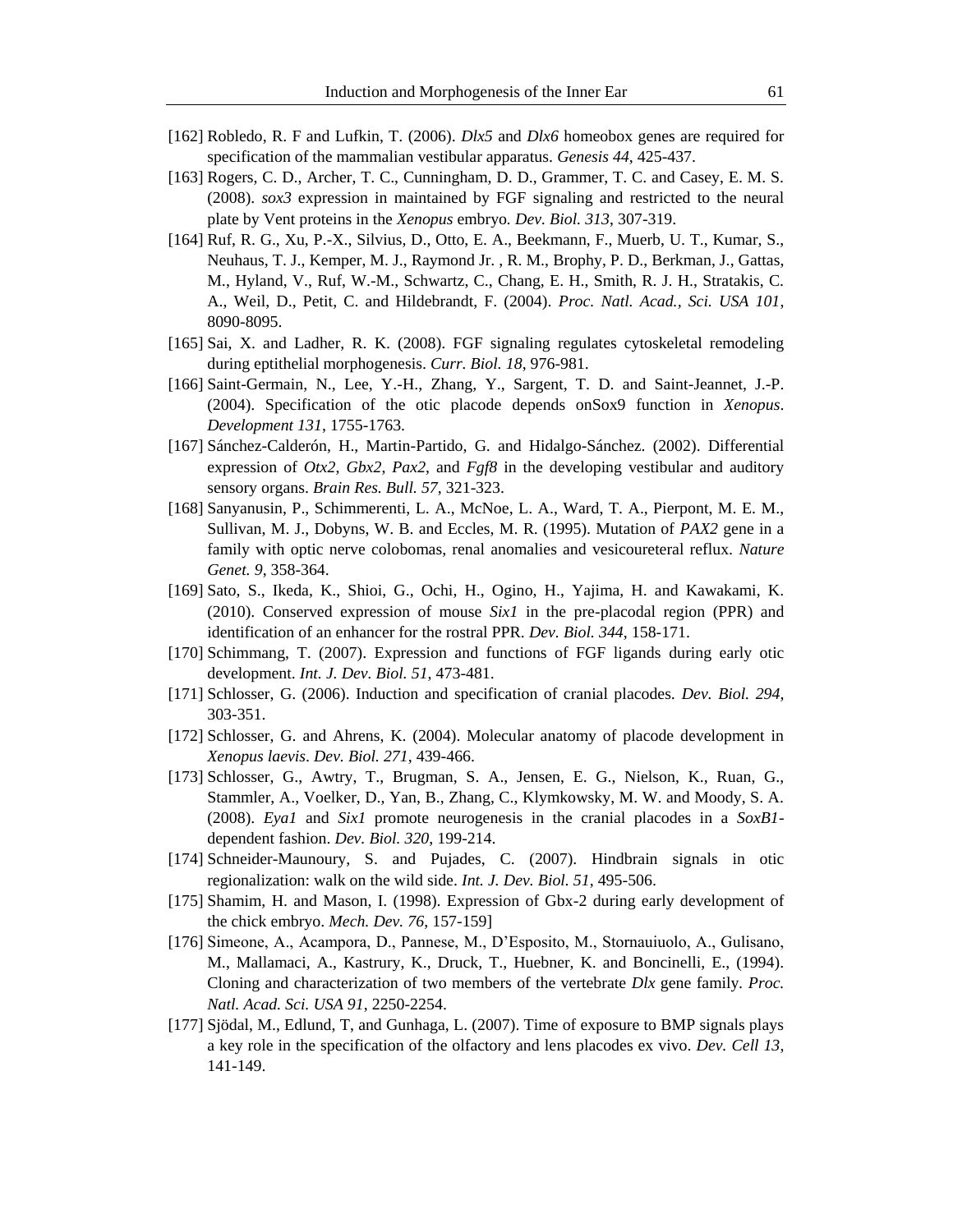[162] Robledo, R. F and Lufkin, T. (2006). *Dlx5* and *Dlx6* homeobox genes are required for specification of the mammalian vestibular apparatus. *Genesis 44*, 425-437.

[163] Rogers, C. D., Archer, T. C., Cunningham, D. D., Grammer, T. C. and Casey, E. M. S. (2008). *sox3* expression in maintained by FGF signaling and restricted to the neural plate by Vent proteins in the *Xenopus* embryo. *Dev. Biol. 313*, 307-319.

[164] Ruf, R. G., Xu, P.-X., Silvius, D., Otto, E. A., Beekmann, F., Muerb, U. T., Kumar, S., Neuhaus, T. J., Kemper, M. J., Raymond Jr. , R. M., Brophy, P. D., Berkman, J., Gattas, M., Hyland, V., Ruf, W.-M., Schwartz, C., Chang, E. H., Smith, R. J. H., Stratakis, C. A., Weil, D., Petit, C. and Hildebrandt, F. (2004). *Proc. Natl. Acad., Sci. USA 101*, 8090-8095.

[165] Sai, X. and Ladher, R. K. (2008). FGF signaling regulates cytoskeletal remodeling during eptithelial morphogenesis. *Curr. Biol. 18*, 976-981.

[166] Saint-Germain, N., Lee, Y.-H., Zhang, Y., Sargent, T. D. and Saint-Jeannet, J.-P. (2004). Specification of the otic placode depends onSox9 function in *Xenopus*. *Development 131*, 1755-1763.

[167] Sánchez-Calderón, H., Martin-Partido, G. and Hidalgo-Sánchez. (2002). Differential expression of *Otx2*, *Gbx2*, *Pax2*, and *Fgf8* in the developing vestibular and auditory sensory organs. *Brain Res. Bull. 57*, 321-323.

[168] Sanyanusin, P., Schimmerenti, L. A., McNoe, L. A., Ward, T. A., Pierpont, M. E. M., Sullivan, M. J., Dobyns, W. B. and Eccles, M. R. (1995). Mutation of *PAX2* gene in a family with optic nerve colobomas, renal anomalies and vesicoureteral reflux. *Nature Genet. 9*, 358-364.

[169] Sato, S., Ikeda, K., Shioi, G., Ochi, H., Ogino, H., Yajima, H. and Kawakami, K. (2010). Conserved expression of mouse *Six1* in the pre-placodal region (PPR) and identification of an enhancer for the rostral PPR. *Dev. Biol. 344*, 158-171.

[170] Schimmang, T. (2007). Expression and functions of FGF ligands during early otic development. *Int. J. Dev. Biol. 51*, 473-481.

[171] Schlosser, G. (2006). Induction and specification of cranial placodes. *Dev. Biol. 294*, 303-351.

[172] Schlosser, G. and Ahrens, K. (2004). Molecular anatomy of placode development in *Xenopus laevis*. *Dev. Biol. 271*, 439-466.

[173] Schlosser, G., Awtry, T., Brugman, S. A., Jensen, E. G., Nielson, K., Ruan, G., Stammler, A., Voelker, D., Yan, B., Zhang, C., Klymkowsky, M. W. and Moody, S. A. (2008). *Eya1* and *Six1* promote neurogenesis in the cranial placodes in a *SoxB1*-dependent fashion. *Dev. Biol. 320*, 199-214.

[174] Schneider-Maunoury, S. and Pujades, C. (2007). Hindbrain signals in otic regionalization: walk on the wild side. *Int. J. Dev. Biol. 51*, 495-506.

[175] Shamim, H. and Mason, I. (1998). Expression of Gbx-2 during early development of the chick embryo. *Mech. Dev. 76*, 157-159]

[176] Simeone, A., Acampora, D., Pannese, M., D'Esposito, M., Stornauiuolo, A., Gulisano, M., Mallamaci, A., Kastrury, K., Druck, T., Huebner, K. and Boncinelli, E., (1994). Cloning and characterization of two members of the vertebrate *Dlx* gene family. *Proc. Natl. Acad. Sci. USA 91*, 2250-2254.

[177] Sjödal, M., Edlund, T, and Gunhaga, L. (2007). Time of exposure to BMP signals plays a key role in the specification of the olfactory and lens placodes ex vivo. *Dev. Cell 13*, 141-149.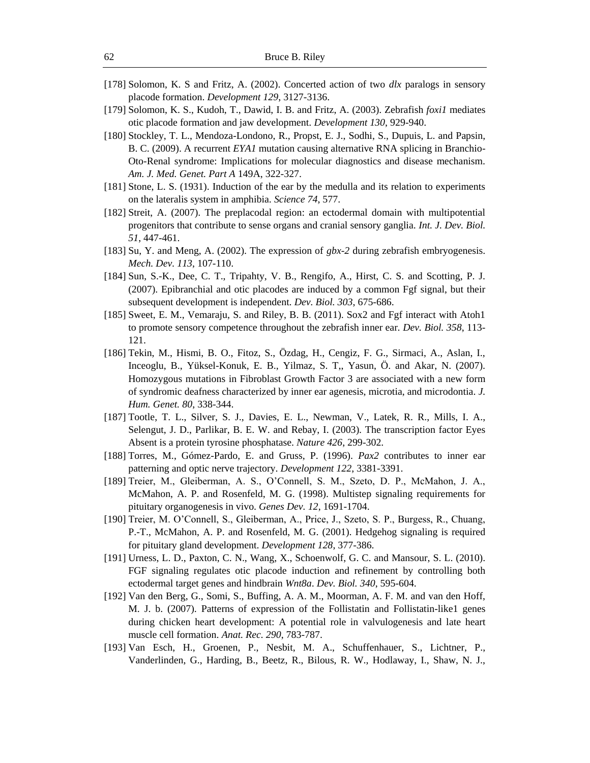[178] Solomon, K. S and Fritz, A. (2002). Concerted action of two *dlx* paralogs in sensory placode formation. *Development 129*, 3127-3136.

[179] Solomon, K. S., Kudoh, T., Dawid, I. B. and Fritz, A. (2003). Zebrafish *foxi1* mediates otic placode formation and jaw development. *Development 130*, 929-940.

[180] Stockley, T. L., Mendoza-Londono, R., Propst, E. J., Sodhi, S., Dupuis, L. and Papsin, B. C. (2009). A recurrent *EYA1* mutation causing alternative RNA splicing in Branchio-Oto-Renal syndrome: Implications for molecular diagnostics and disease mechanism. *Am. J. Med. Genet. Part A* 149A, 322-327.

[181] Stone, L. S. (1931). Induction of the ear by the medulla and its relation to experiments on the lateralis system in amphibia. *Science 74*, 577.

[182] Streit, A. (2007). The preplacodal region: an ectodermal domain with multipotential progenitors that contribute to sense organs and cranial sensory ganglia. *Int. J. Dev. Biol. 51*, 447-461.

[183] Su, Y. and Meng, A. (2002). The expression of *gbx-2* during zebrafish embryogenesis. *Mech. Dev. 113*, 107-110.

[184] Sun, S.-K., Dee, C. T., Tripahty, V. B., Rengifo, A., Hirst, C. S. and Scotting, P. J. (2007). Epibranchial and otic placodes are induced by a common Fgf signal, but their subsequent development is independent. *Dev. Biol. 303*, 675-686.

[185] Sweet, E. M., Vemaraju, S. and Riley, B. B. (2011). Sox2 and Fgf interact with Atoh1 to promote sensory competence throughout the zebrafish inner ear. *Dev. Biol. 358*, 113-121.

[186] Tekin, M., Hismi, B. O., Fitoz, S., Özdag, H., Cengiz, F. G., Sirmaci, A., Aslan, I., Inceoglu, B., Yüksel-Konuk, E. B., Yilmaz, S. T,, Yasun, Ö. and Akar, N. (2007). Homozygous mutations in Fibroblast Growth Factor 3 are associated with a new form of syndromic deafness characterized by inner ear agenesis, microtia, and microdontia. *J. Hum. Genet. 80*, 338-344.

[187] Tootle, T. L., Silver, S. J., Davies, E. L., Newman, V., Latek, R. R., Mills, I. A., Selengut, J. D., Parlikar, B. E. W. and Rebay, I. (2003). The transcription factor Eyes Absent is a protein tyrosine phosphatase. *Nature 426*, 299-302.

[188] Torres, M., Gómez-Pardo, E. and Gruss, P. (1996). *Pax2* contributes to inner ear patterning and optic nerve trajectory. *Development 122*, 3381-3391.

[189] Treier, M., Gleiberman, A. S., O'Connell, S. M., Szeto, D. P., McMahon, J. A., McMahon, A. P. and Rosenfeld, M. G. (1998). Multistep signaling requirements for pituitary organogenesis in vivo. *Genes Dev. 12*, 1691-1704.

[190] Treier, M. O'Connell, S., Gleiberman, A., Price, J., Szeto, S. P., Burgess, R., Chuang, P.-T., McMahon, A. P. and Rosenfeld, M. G. (2001). Hedgehog signaling is required for pituitary gland development. *Development 128*, 377-386.

[191] Urness, L. D., Paxton, C. N., Wang, X., Schoenwolf, G. C. and Mansour, S. L. (2010). FGF signaling regulates otic placode induction and refinement by controlling both ectodermal target genes and hindbrain *Wnt8a*. *Dev. Biol. 340*, 595-604.

[192] Van den Berg, G., Somi, S., Buffing, A. A. M., Moorman, A. F. M. and van den Hoff, M. J. b. (2007). Patterns of expression of the Follistatin and Follistatin-like1 genes during chicken heart development: A potential role in valvulogenesis and late heart muscle cell formation. *Anat. Rec. 290*, 783-787.

[193] Van Esch, H., Groenen, P., Nesbit, M. A., Schuffenhauer, S., Lichtner, P., Vanderlinden, G., Harding, B., Beetz, R., Bilous, R. W., Hodlaway, I., Shaw, N. J.,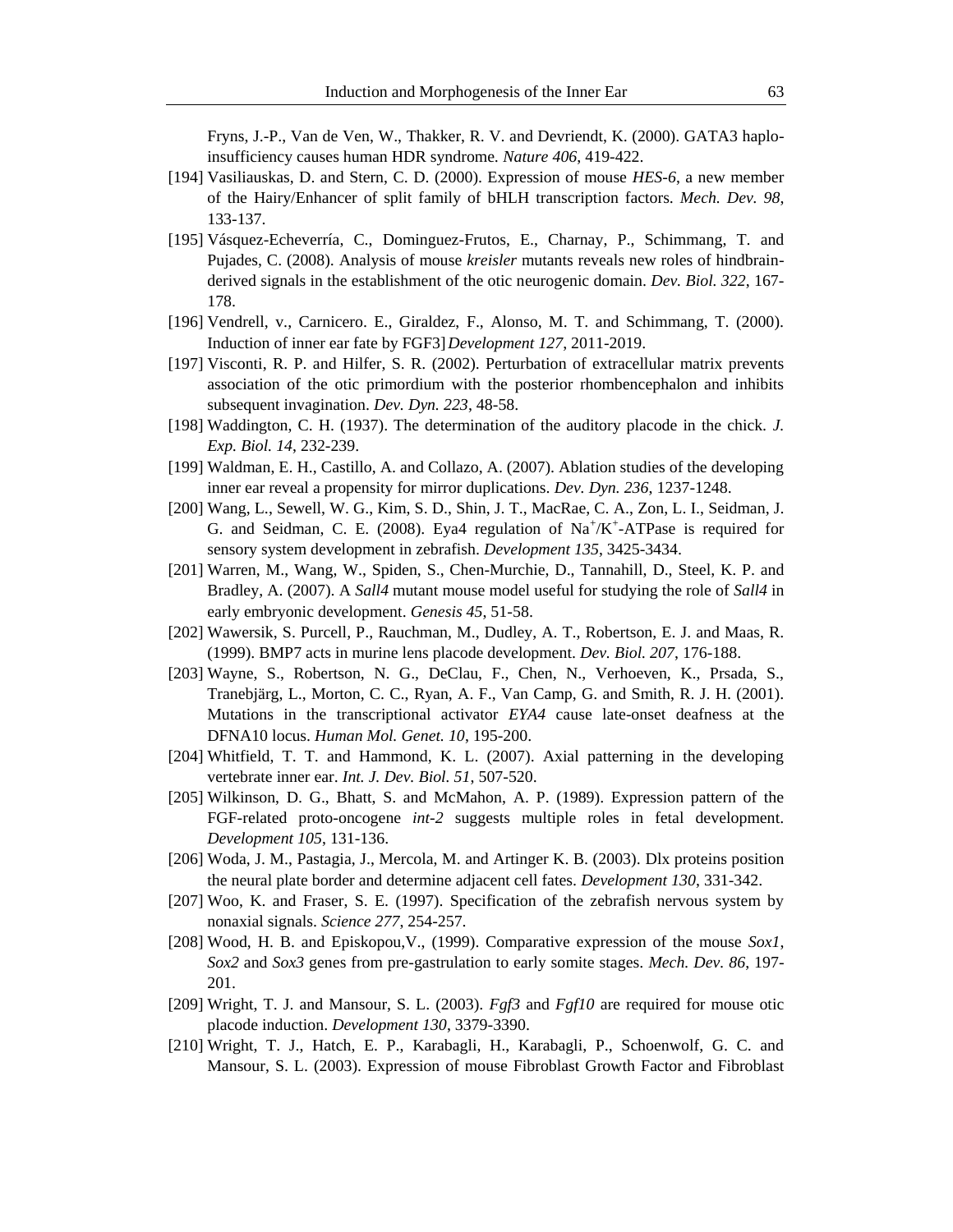Fryns, J.-P., Van de Ven, W., Thakker, R. V. and Devriendt, K. (2000). GATA3 haplo-insufficiency causes human HDR syndrome. *Nature 406*, 419-422.

[194] Vasiliauskas, D. and Stern, C. D. (2000). Expression of mouse *HES-6*, a new member of the Hairy/Enhancer of split family of bHLH transcription factors. *Mech. Dev. 98*, 133-137.

[195] Vásquez-Echeverría, C., Dominguez-Frutos, E., Charnay, P., Schimmang, T. and Pujades, C. (2008). Analysis of mouse *kreisler* mutants reveals new roles of hindbrain-derived signals in the establishment of the otic neurogenic domain. *Dev. Biol. 322*, 167-178.

[196] Vendrell, v., Carnicero. E., Giraldez, F., Alonso, M. T. and Schimmang, T. (2000). Induction of inner ear fate by FGF3] *Development 127*, 2011-2019.

[197] Visconti, R. P. and Hilfer, S. R. (2002). Perturbation of extracellular matrix prevents association of the otic primordium with the posterior rhombencephalon and inhibits subsequent invagination. *Dev. Dyn. 223*, 48-58.

[198] Waddington, C. H. (1937). The determination of the auditory placode in the chick. *J. Exp. Biol. 14*, 232-239.

[199] Waldman, E. H., Castillo, A. and Collazo, A. (2007). Ablation studies of the developing inner ear reveal a propensity for mirror duplications. *Dev. Dyn. 236*, 1237-1248.

[200] Wang, L., Sewell, W. G., Kim, S. D., Shin, J. T., MacRae, C. A., Zon, L. I., Seidman, J. G. and Seidman, C. E. (2008). Eya4 regulation of $Na^+/K^+$-ATPase is required for sensory system development in zebrafish. *Development 135*, 3425-3434.

[201] Warren, M., Wang, W., Spiden, S., Chen-Murchie, D., Tannahill, D., Steel, K. P. and Bradley, A. (2007). A *Sall4* mutant mouse model useful for studying the role of *Sall4* in early embryonic development. *Genesis 45*, 51-58.

[202] Wawersik, S. Purcell, P., Rauchman, M., Dudley, A. T., Robertson, E. J. and Maas, R. (1999). BMP7 acts in murine lens placode development. *Dev. Biol. 207*, 176-188.

[203] Wayne, S., Robertson, N. G., DeClau, F., Chen, N., Verhoeven, K., Prsada, S., Tranebjärg, L., Morton, C. C., Ryan, A. F., Van Camp, G. and Smith, R. J. H. (2001). Mutations in the transcriptional activator *EYA4* cause late-onset deafness at the DFNA10 locus. *Human Mol. Genet. 10*, 195-200.

[204] Whitfield, T. T. and Hammond, K. L. (2007). Axial patterning in the developing vertebrate inner ear. *Int. J. Dev. Biol. 51*, 507-520.

[205] Wilkinson, D. G., Bhatt, S. and McMahon, A. P. (1989). Expression pattern of the FGF-related proto-oncogene *int-2* suggests multiple roles in fetal development. *Development 105*, 131-136.

[206] Woda, J. M., Pastagia, J., Mercola, M. and Artinger K. B. (2003). Dlx proteins position the neural plate border and determine adjacent cell fates. *Development 130*, 331-342.

[207] Woo, K. and Fraser, S. E. (1997). Specification of the zebrafish nervous system by nonaxial signals. *Science 277*, 254-257.

[208] Wood, H. B. and Episkopou,V., (1999). Comparative expression of the mouse *Sox1*, *Sox2* and *Sox3* genes from pre-gastrulation to early somite stages. *Mech. Dev. 86*, 197-201.

[209] Wright, T. J. and Mansour, S. L. (2003). *Fgf3* and *Fgf10* are required for mouse otic placode induction. *Development 130*, 3379-3390.

[210] Wright, T. J., Hatch, E. P., Karabagli, H., Karabagli, P., Schoenwolf, G. C. and Mansour, S. L. (2003). Expression of mouse Fibroblast Growth Factor and Fibroblast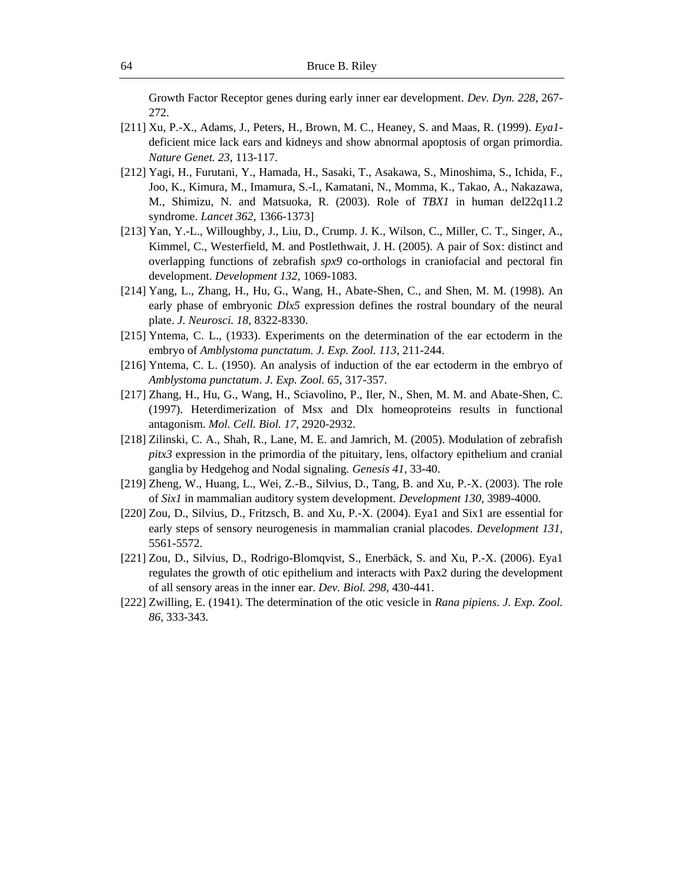Growth Factor Receptor genes during early inner ear development. *Dev. Dyn. 228*, 267-272.

[211] Xu, P.-X., Adams, J., Peters, H., Brown, M. C., Heaney, S. and Maas, R. (1999). *Eya1*-deficient mice lack ears and kidneys and show abnormal apoptosis of organ primordia. *Nature Genet. 23*, 113-117.

[212] Yagi, H., Furutani, Y., Hamada, H., Sasaki, T., Asakawa, S., Minoshima, S., Ichida, F., Joo, K., Kimura, M., Imamura, S.-I., Kamatani, N., Momma, K., Takao, A., Nakazawa, M., Shimizu, N. and Matsuoka, R. (2003). Role of *TBX1* in human del22q11.2 syndrome. *Lancet 362*, 1366-1373]

[213] Yan, Y.-L., Willoughby, J., Liu, D., Crump. J. K., Wilson, C., Miller, C. T., Singer, A., Kimmel, C., Westerfield, M. and Postlethwait, J. H. (2005). A pair of Sox: distinct and overlapping functions of zebrafish *spx9* co-orthologs in craniofacial and pectoral fin development. *Development 132*, 1069-1083.

[214] Yang, L., Zhang, H., Hu, G., Wang, H., Abate-Shen, C., and Shen, M. M. (1998). An early phase of embryonic *Dlx5* expression defines the rostral boundary of the neural plate. *J. Neurosci. 18*, 8322-8330.

[215] Yntema, C. L., (1933). Experiments on the determination of the ear ectoderm in the embryo of *Amblystoma punctatum*. *J. Exp. Zool. 113*, 211-244.

[216] Yntema, C. L. (1950). An analysis of induction of the ear ectoderm in the embryo of *Amblystoma punctatum*. *J. Exp. Zool. 65*, 317-357.

[217] Zhang, H., Hu, G., Wang, H., Sciavolino, P., Iler, N., Shen, M. M. and Abate-Shen, C. (1997). Heterdimerization of Msx and Dlx homeoproteins results in functional antagonism. *Mol. Cell. Biol. 17*, 2920-2932.

[218] Zilinski, C. A., Shah, R., Lane, M. E. and Jamrich, M. (2005). Modulation of zebrafish *pitx3* expression in the primordia of the pituitary, lens, olfactory epithelium and cranial ganglia by Hedgehog and Nodal signaling. *Genesis 41*, 33-40.

[219] Zheng, W., Huang, L., Wei, Z.-B., Silvius, D., Tang, B. and Xu, P.-X. (2003). The role of *Six1* in mammalian auditory system development. *Development 130*, 3989-4000.

[220] Zou, D., Silvius, D., Fritzsch, B. and Xu, P.-X. (2004). Eya1 and Six1 are essential for early steps of sensory neurogenesis in mammalian cranial placodes. *Development 131*, 5561-5572.

[221] Zou, D., Silvius, D., Rodrigo-Blomqvist, S., Enerbäck, S. and Xu, P.-X. (2006). Eya1 regulates the growth of otic epithelium and interacts with Pax2 during the development of all sensory areas in the inner ear. *Dev. Biol. 298*, 430-441.

[222] Zwilling, E. (1941). The determination of the otic vesicle in *Rana pipiens*. *J. Exp. Zool. 86*, 333-343.